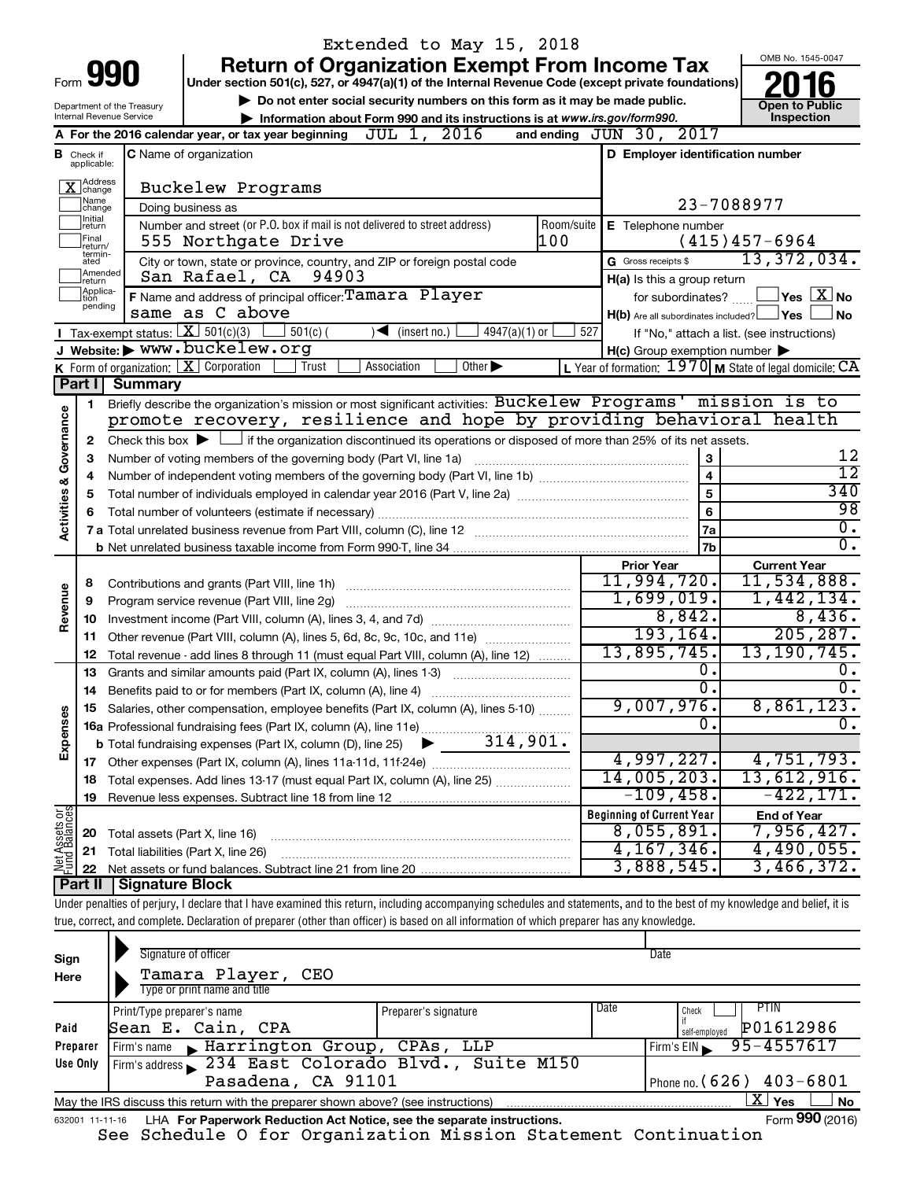Extended to May 15, 2018

Form **990**

# Return of Organization Exempt From Income Tax

Under section 501(c), 527, or 4947(a)(1) of the Internal Revenue Code (except private foundations)

▶ Do not enter social security numbers on this form as it may be made public.

▶ Information about Form 990 and its instructions is at www.irs.gov/form990.

Department of the Treasury
Internal Revenue Service

OMB No. 1545-0047

**2016**

**Open to Public Inspection**

**A** For the 2016 calendar year, or tax year beginning JUL 1, 2016 and ending JUN 30, 2017

**B** Check if applicable: [X] Address change [ ] Name change [ ] Initial return [ ] Final return/terminated [ ] Amended return [ ] Application pending

**C** Name of organization: Buckelew Programs

Doing business as

Number and street (or P.O. box if mail is not delivered to street address): 555 Northgate Drive — Room/suite: 100

City or town, state or province, country, and ZIP or foreign postal code: San Rafael, CA 94903

**D** Employer identification number: 23-7088977

**E** Telephone number: (415)457-6964

**G** Gross receipts $ 13,372,034.

**F** Name and address of principal officer: Tamara Player, same as C above

**H(a)** Is this a group return for subordinates? [ ] Yes [X] No

**H(b)** Are all subordinates included? [ ] Yes [ ] No — If "No," attach a list. (see instructions)

**H(c)** Group exemption number ▶

**I** Tax-exempt status: [X] 501(c)(3) [ ] 501(c) ( ) ◀ (insert no.) [ ] 4947(a)(1) or [ ] 527

**J** Website: ▶ www.buckelew.org

**K** Form of organization: [X] Corporation [ ] Trust [ ] Association [ ] Other ▶

**L** Year of formation: 1970 **M** State of legal domicile: CA

## Part I Summary

**Activities & Governance**

1 Briefly describe the organization's mission or most significant activities: Buckelew Programs' mission is to promote recovery, resilience and hope by providing behavioral health

2 Check this box ▶ [ ] if the organization discontinued its operations or disposed of more than 25% of its net assets.

| | | Line | |
|---|---|---|---|
| 3 | Number of voting members of the governing body (Part VI, line 1a) | 3 | 12 |
| 4 | Number of independent voting members of the governing body (Part VI, line 1b) | 4 | 12 |
| 5 | Total number of individuals employed in calendar year 2016 (Part V, line 2a) | 5 | 340 |
| 6 | Total number of volunteers (estimate if necessary) | 6 | 98 |
| 7a | Total unrelated business revenue from Part VIII, column (C), line 12 | 7a | 0. |
| b | Net unrelated business taxable income from Form 990-T, line 34 | 7b | 0. |

| | | Prior Year | Current Year |
|---|---|---|---|
| **Revenue** | | | |
| 8 | Contributions and grants (Part VIII, line 1h) | 11,994,720. | 11,534,888. |
| 9 | Program service revenue (Part VIII, line 2g) | 1,699,019. | 1,442,134. |
| 10 | Investment income (Part VIII, column (A), lines 3, 4, and 7d) | 8,842. | 8,436. |
| 11 | Other revenue (Part VIII, column (A), lines 5, 6d, 8c, 9c, 10c, and 11e) | 193,164. | 205,287. |
| 12 | Total revenue - add lines 8 through 11 (must equal Part VIII, column (A), line 12) | 13,895,745. | 13,190,745. |
| **Expenses** | | | |
| 13 | Grants and similar amounts paid (Part IX, column (A), lines 1-3) | 0. | 0. |
| 14 | Benefits paid to or for members (Part IX, column (A), line 4) | 0. | 0. |
| 15 | Salaries, other compensation, employee benefits (Part IX, column (A), lines 5-10) | 9,007,976. | 8,861,123. |
| 16a | Professional fundraising fees (Part IX, column (A), line 11e) | 0. | 0. |
| b | Total fundraising expenses (Part IX, column (D), line 25) ▶ 314,901. | | |
| 17 | Other expenses (Part IX, column (A), lines 11a-11d, 11f-24e) | 4,997,227. | 4,751,793. |
| 18 | Total expenses. Add lines 13-17 (must equal Part IX, column (A), line 25) | 14,005,203. | 13,612,916. |
| 19 | Revenue less expenses. Subtract line 18 from line 12 | -109,458. | -422,171. |
| **Net Assets or Fund Balances** | | **Beginning of Current Year** | **End of Year** |
| 20 | Total assets (Part X, line 16) | 8,055,891. | 7,956,427. |
| 21 | Total liabilities (Part X, line 26) | 4,167,346. | 4,490,055. |
| 22 | Net assets or fund balances. Subtract line 21 from line 20 | 3,888,545. | 3,466,372. |

## Part II Signature Block

Under penalties of perjury, I declare that I have examined this return, including accompanying schedules and statements, and to the best of my knowledge and belief, it is true, correct, and complete. Declaration of preparer (other than officer) is based on all information of which preparer has any knowledge.

**Sign Here**

Signature of officer — Date

Tamara Player, CEO
Type or print name and title

**Paid Preparer Use Only**

| Print/Type preparer's name | Preparer's signature | Date | Check if self-employed | PTIN |
|---|---|---|---|---|
| Sean E. Cain, CPA | | | | P01612986 |

Firm's name ▶ Harrington Group, CPAs, LLP — Firm's EIN ▶ 95-4557617

Firm's address ▶ 234 East Colorado Blvd., Suite M150, Pasadena, CA 91101 — Phone no. (626) 403-6801

May the IRS discuss this return with the preparer shown above? (see instructions) [X] Yes [ ] No

632001 11-11-16 LHA For Paperwork Reduction Act Notice, see the separate instructions. Form **990** (2016)

See Schedule O for Organization Mission Statement Continuation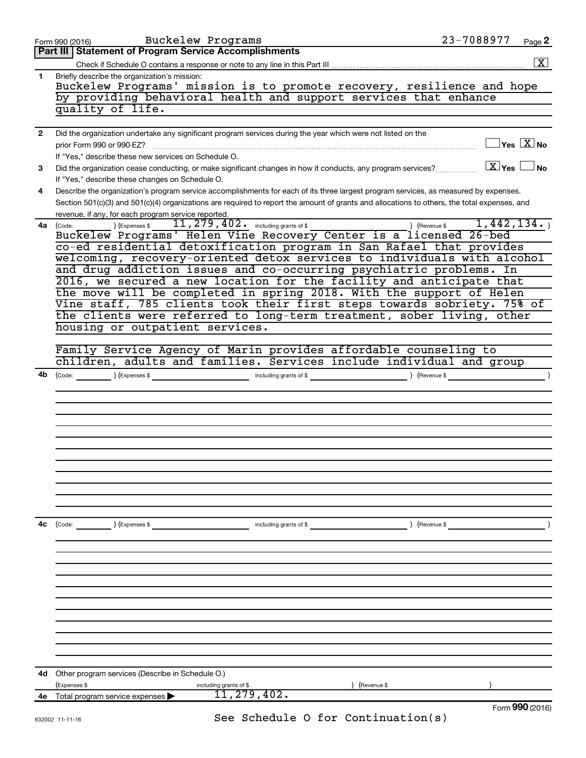Form 990 (2016) Buckelew Programs 23-7088977 Page 2

## Part III Statement of Program Service Accomplishments

Check if Schedule O contains a response or note to any line in this Part III [X]

**1** Briefly describe the organization's mission:

Buckelew Programs' mission is to promote recovery, resilience and hope by providing behavioral health and support services that enhance quality of life.

**2** Did the organization undertake any significant program services during the year which were not listed on the prior Form 990 or 990-EZ? [ ] Yes [X] No

If "Yes," describe these new services on Schedule O.

**3** Did the organization cease conducting, or make significant changes in how it conducts, any program services? [X] Yes [ ] No

If "Yes," describe these changes on Schedule O.

**4** Describe the organization's program service accomplishments for each of its three largest program services, as measured by expenses. Section 501(c)(3) and 501(c)(4) organizations are required to report the amount of grants and allocations to others, the total expenses, and revenue, if any, for each program service reported.

**4a** (Code: ) (Expenses $ 11,279,402. including grants of $ ) (Revenue $ 1,442,134. )

Buckelew Programs' Helen Vine Recovery Center is a licensed 26-bed co-ed residential detoxification program in San Rafael that provides welcoming, recovery-oriented detox services to individuals with alcohol and drug addiction issues and co-occurring psychiatric problems. In 2016, we secured a new location for the facility and anticipate that the move will be completed in spring 2018. With the support of Helen Vine staff, 785 clients took their first steps towards sobriety. 75% of the clients were referred to long-term treatment, sober living, other housing or outpatient services.

Family Service Agency of Marin provides affordable counseling to children, adults and families. Services include individual and group

**4b** (Code: ) (Expenses $ including grants of $ ) (Revenue $ )

**4c** (Code: ) (Expenses $ including grants of $ ) (Revenue $ )

**4d** Other program services (Describe in Schedule O.)

(Expenses $ including grants of $ ) (Revenue $ )

**4e** Total program service expenses ▶ 11,279,402.

See Schedule O for Continuation(s)

Form **990** (2016)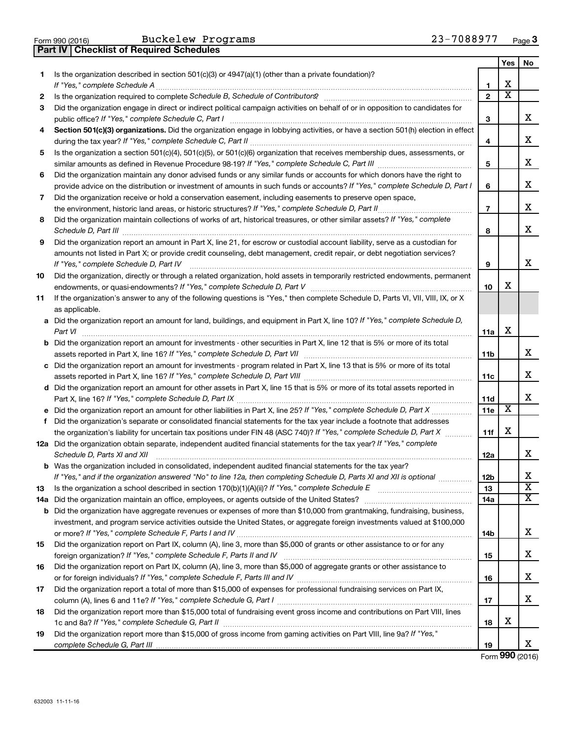Form 990 (2016) Buckelew Programs 23-7088977 Page 3

**Part IV | Checklist of Required Schedules**

| | | | Yes | No |
|---|---|---|---|---|
| 1 | Is the organization described in section 501(c)(3) or 4947(a)(1) (other than a private foundation)? *If "Yes," complete Schedule A* | 1 | X | |
| 2 | Is the organization required to complete *Schedule B, Schedule of Contributors*? | 2 | X | |
| 3 | Did the organization engage in direct or indirect political campaign activities on behalf of or in opposition to candidates for public office? *If "Yes," complete Schedule C, Part I* | 3 | | X |
| 4 | **Section 501(c)(3) organizations.** Did the organization engage in lobbying activities, or have a section 501(h) election in effect during the tax year? *If "Yes," complete Schedule C, Part II* | 4 | | X |
| 5 | Is the organization a section 501(c)(4), 501(c)(5), or 501(c)(6) organization that receives membership dues, assessments, or similar amounts as defined in Revenue Procedure 98-19? *If "Yes," complete Schedule C, Part III* | 5 | | X |
| 6 | Did the organization maintain any donor advised funds or any similar funds or accounts for which donors have the right to provide advice on the distribution or investment of amounts in such funds or accounts? *If "Yes," complete Schedule D, Part I* | 6 | | X |
| 7 | Did the organization receive or hold a conservation easement, including easements to preserve open space, the environment, historic land areas, or historic structures? *If "Yes," complete Schedule D, Part II* | 7 | | X |
| 8 | Did the organization maintain collections of works of art, historical treasures, or other similar assets? *If "Yes," complete Schedule D, Part III* | 8 | | X |
| 9 | Did the organization report an amount in Part X, line 21, for escrow or custodial account liability, serve as a custodian for amounts not listed in Part X; or provide credit counseling, debt management, credit repair, or debt negotiation services? *If "Yes," complete Schedule D, Part IV* | 9 | | X |
| 10 | Did the organization, directly or through a related organization, hold assets in temporarily restricted endowments, permanent endowments, or quasi-endowments? *If "Yes," complete Schedule D, Part V* | 10 | X | |
| 11 | If the organization's answer to any of the following questions is "Yes," then complete Schedule D, Parts VI, VII, VIII, IX, or X as applicable. | | | |
| a | Did the organization report an amount for land, buildings, and equipment in Part X, line 10? *If "Yes," complete Schedule D, Part VI* | 11a | X | |
| b | Did the organization report an amount for investments - other securities in Part X, line 12 that is 5% or more of its total assets reported in Part X, line 16? *If "Yes," complete Schedule D, Part VII* | 11b | | X |
| c | Did the organization report an amount for investments - program related in Part X, line 13 that is 5% or more of its total assets reported in Part X, line 16? *If "Yes," complete Schedule D, Part VIII* | 11c | | X |
| d | Did the organization report an amount for other assets in Part X, line 15 that is 5% or more of its total assets reported in Part X, line 16? *If "Yes," complete Schedule D, Part IX* | 11d | | X |
| e | Did the organization report an amount for other liabilities in Part X, line 25? *If "Yes," complete Schedule D, Part X* | 11e | X | |
| f | Did the organization's separate or consolidated financial statements for the tax year include a footnote that addresses the organization's liability for uncertain tax positions under FIN 48 (ASC 740)? *If "Yes," complete Schedule D, Part X* | 11f | X | |
| 12a | Did the organization obtain separate, independent audited financial statements for the tax year? *If "Yes," complete Schedule D, Parts XI and XII* | 12a | | X |
| b | Was the organization included in consolidated, independent audited financial statements for the tax year? *If "Yes," and if the organization answered "No" to line 12a, then completing Schedule D, Parts XI and XII is optional* | 12b | | X |
| 13 | Is the organization a school described in section 170(b)(1)(A)(ii)? *If "Yes," complete Schedule E* | 13 | | X |
| 14a | Did the organization maintain an office, employees, or agents outside of the United States? | 14a | | X |
| b | Did the organization have aggregate revenues or expenses of more than $10,000 from grantmaking, fundraising, business, investment, and program service activities outside the United States, or aggregate foreign investments valued at $100,000 or more? *If "Yes," complete Schedule F, Parts I and IV* | 14b | | X |
| 15 | Did the organization report on Part IX, column (A), line 3, more than $5,000 of grants or other assistance to or for any foreign organization? *If "Yes," complete Schedule F, Parts II and IV* | 15 | | X |
| 16 | Did the organization report on Part IX, column (A), line 3, more than $5,000 of aggregate grants or other assistance to or for foreign individuals? *If "Yes," complete Schedule F, Parts III and IV* | 16 | | X |
| 17 | Did the organization report a total of more than $15,000 of expenses for professional fundraising services on Part IX, column (A), lines 6 and 11e? *If "Yes," complete Schedule G, Part I* | 17 | | X |
| 18 | Did the organization report more than $15,000 total of fundraising event gross income and contributions on Part VIII, lines 1c and 8a? *If "Yes," complete Schedule G, Part II* | 18 | X | |
| 19 | Did the organization report more than $15,000 of gross income from gaming activities on Part VIII, line 9a? *If "Yes," complete Schedule G, Part III* | 19 | | X |

Form **990** (2016)

632003 11-11-16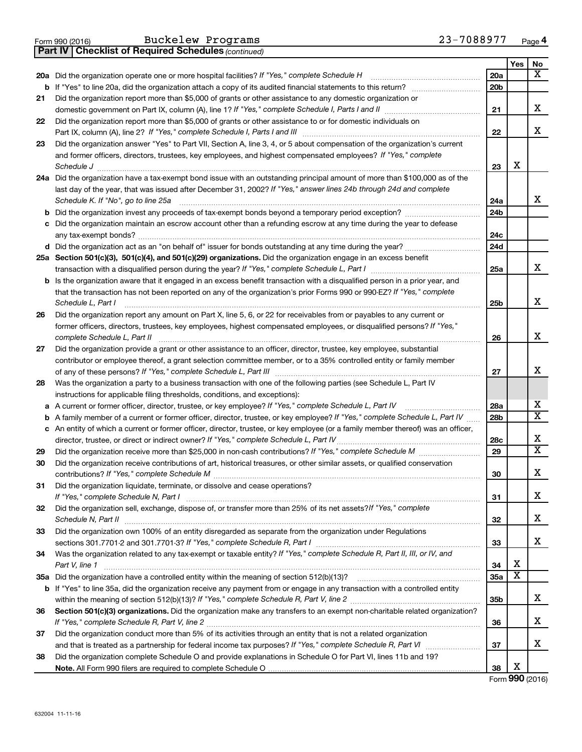Form 990 (2016) Buckelew Programs 23-7088977

**Part IV | Checklist of Required Schedules** *(continued)*

| | | | Yes | No |
|---|---|---|---|---|
| **20a** | Did the organization operate one or more hospital facilities? *If "Yes," complete Schedule H* | 20a | | X |
| **b** | If "Yes" to line 20a, did the organization attach a copy of its audited financial statements to this return? | 20b | | |
| **21** | Did the organization report more than $5,000 of grants or other assistance to any domestic organization or domestic government on Part IX, column (A), line 1? *If "Yes," complete Schedule I, Parts I and II* | 21 | | X |
| **22** | Did the organization report more than $5,000 of grants or other assistance to or for domestic individuals on Part IX, column (A), line 2? *If "Yes," complete Schedule I, Parts I and III* | 22 | | X |
| **23** | Did the organization answer "Yes" to Part VII, Section A, line 3, 4, or 5 about compensation of the organization's current and former officers, directors, trustees, key employees, and highest compensated employees? *If "Yes," complete Schedule J* | 23 | X | |
| **24a** | Did the organization have a tax-exempt bond issue with an outstanding principal amount of more than $100,000 as of the last day of the year, that was issued after December 31, 2002? *If "Yes," answer lines 24b through 24d and complete Schedule K. If "No", go to line 25a* | 24a | | X |
| **b** | Did the organization invest any proceeds of tax-exempt bonds beyond a temporary period exception? | 24b | | |
| **c** | Did the organization maintain an escrow account other than a refunding escrow at any time during the year to defease any tax-exempt bonds? | 24c | | |
| **d** | Did the organization act as an "on behalf of" issuer for bonds outstanding at any time during the year? | 24d | | |
| **25a** | **Section 501(c)(3), 501(c)(4), and 501(c)(29) organizations.** Did the organization engage in an excess benefit transaction with a disqualified person during the year? *If "Yes," complete Schedule L, Part I* | 25a | | X |
| **b** | Is the organization aware that it engaged in an excess benefit transaction with a disqualified person in a prior year, and that the transaction has not been reported on any of the organization's prior Forms 990 or 990-EZ? *If "Yes," complete Schedule L, Part I* | 25b | | X |
| **26** | Did the organization report any amount on Part X, line 5, 6, or 22 for receivables from or payables to any current or former officers, directors, trustees, key employees, highest compensated employees, or disqualified persons? *If "Yes," complete Schedule L, Part II* | 26 | | X |
| **27** | Did the organization provide a grant or other assistance to an officer, director, trustee, key employee, substantial contributor or employee thereof, a grant selection committee member, or to a 35% controlled entity or family member of any of these persons? *If "Yes," complete Schedule L, Part III* | 27 | | X |
| **28** | Was the organization a party to a business transaction with one of the following parties (see Schedule L, Part IV instructions for applicable filing thresholds, conditions, and exceptions): | | | |
| **a** | A current or former officer, director, trustee, or key employee? *If "Yes," complete Schedule L, Part IV* | 28a | | X |
| **b** | A family member of a current or former officer, director, trustee, or key employee? *If "Yes," complete Schedule L, Part IV* | 28b | | X |
| **c** | An entity of which a current or former officer, director, trustee, or key employee (or a family member thereof) was an officer, director, trustee, or direct or indirect owner? *If "Yes," complete Schedule L, Part IV* | 28c | | X |
| **29** | Did the organization receive more than $25,000 in non-cash contributions? *If "Yes," complete Schedule M* | 29 | | X |
| **30** | Did the organization receive contributions of art, historical treasures, or other similar assets, or qualified conservation contributions? *If "Yes," complete Schedule M* | 30 | | X |
| **31** | Did the organization liquidate, terminate, or dissolve and cease operations? *If "Yes," complete Schedule N, Part I* | 31 | | X |
| **32** | Did the organization sell, exchange, dispose of, or transfer more than 25% of its net assets? *If "Yes," complete Schedule N, Part II* | 32 | | X |
| **33** | Did the organization own 100% of an entity disregarded as separate from the organization under Regulations sections 301.7701-2 and 301.7701-3? *If "Yes," complete Schedule R, Part I* | 33 | | X |
| **34** | Was the organization related to any tax-exempt or taxable entity? *If "Yes," complete Schedule R, Part II, III, or IV, and Part V, line 1* | 34 | X | |
| **35a** | Did the organization have a controlled entity within the meaning of section 512(b)(13)? | 35a | X | |
| **b** | If "Yes" to line 35a, did the organization receive any payment from or engage in any transaction with a controlled entity within the meaning of section 512(b)(13)? *If "Yes," complete Schedule R, Part V, line 2* | 35b | | X |
| **36** | **Section 501(c)(3) organizations.** Did the organization make any transfers to an exempt non-charitable related organization? *If "Yes," complete Schedule R, Part V, line 2* | 36 | | X |
| **37** | Did the organization conduct more than 5% of its activities through an entity that is not a related organization and that is treated as a partnership for federal income tax purposes? *If "Yes," complete Schedule R, Part VI* | 37 | | X |
| **38** | Did the organization complete Schedule O and provide explanations in Schedule O for Part VI, lines 11b and 19? **Note.** All Form 990 filers are required to complete Schedule O | 38 | X | |

Form **990** (2016)

632004 11-11-16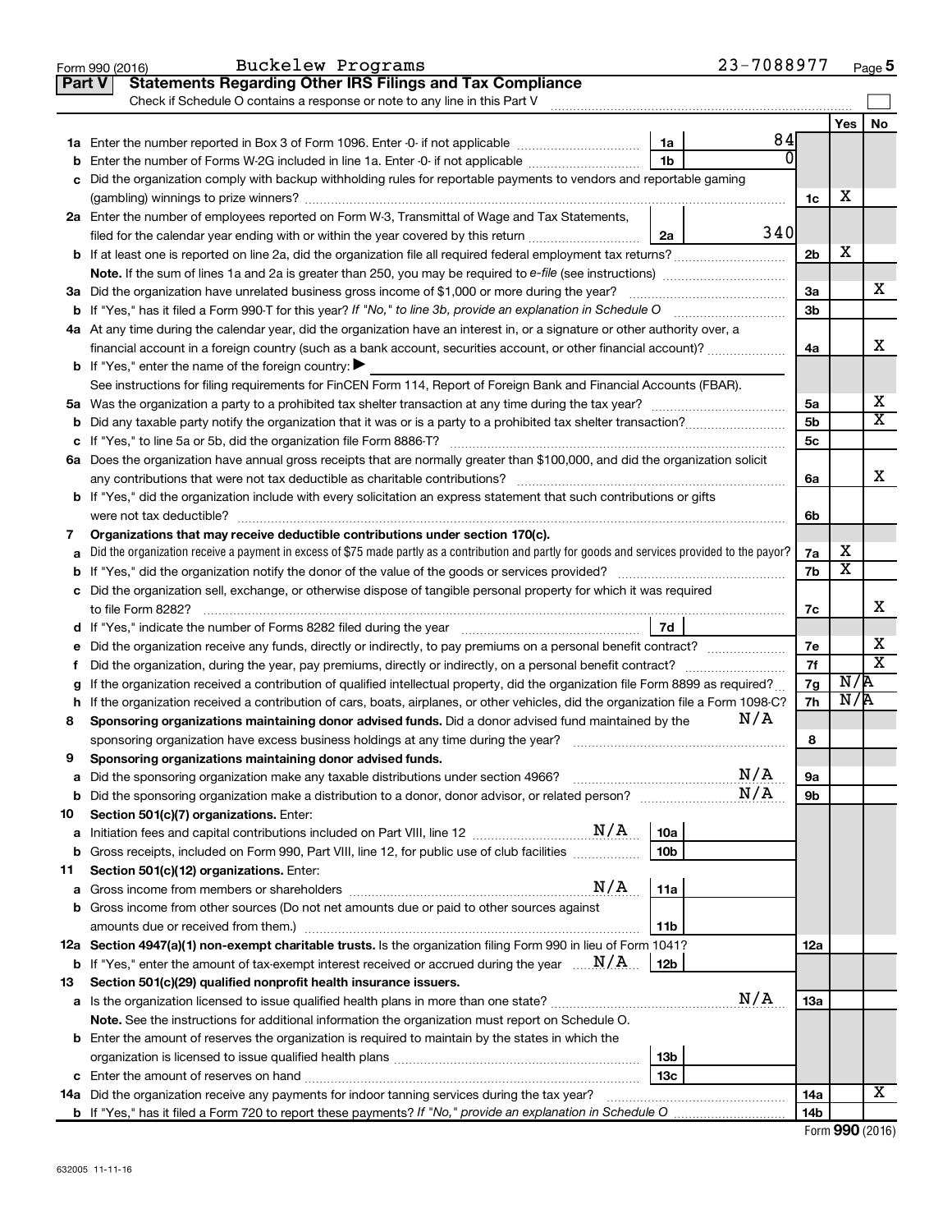Form 990 (2016) Buckelew Programs 23-7088977 Page 5

## Part V Statements Regarding Other IRS Filings and Tax Compliance

Check if Schedule O contains a response or note to any line in this Part V

| | | | | | Yes | No |
|---|---|---|---|---|---|---|
| **1a** | Enter the number reported in Box 3 of Form 1096. Enter -0- if not applicable | 1a | 84 | | | |
| **b** | Enter the number of Forms W-2G included in line 1a. Enter -0- if not applicable | 1b | 0 | | | |
| **c** | Did the organization comply with backup withholding rules for reportable payments to vendors and reportable gaming (gambling) winnings to prize winners? | | | 1c | X | |
| **2a** | Enter the number of employees reported on Form W-3, Transmittal of Wage and Tax Statements, filed for the calendar year ending with or within the year covered by this return | 2a | 340 | | | |
| **b** | If at least one is reported on line 2a, did the organization file all required federal employment tax returns? | | | 2b | X | |
| | **Note.** If the sum of lines 1a and 2a is greater than 250, you may be required to *e-file* (see instructions) | | | | | |
| **3a** | Did the organization have unrelated business gross income of $1,000 or more during the year? | | | 3a | | X |
| **b** | If "Yes," has it filed a Form 990-T for this year? *If "No," to line 3b, provide an explanation in Schedule O* | | | 3b | | |
| **4a** | At any time during the calendar year, did the organization have an interest in, or a signature or other authority over, a financial account in a foreign country (such as a bank account, securities account, or other financial account)? | | | 4a | | X |
| **b** | If "Yes," enter the name of the foreign country: ▶ | | | | | |
| | See instructions for filing requirements for FinCEN Form 114, Report of Foreign Bank and Financial Accounts (FBAR). | | | | | |
| **5a** | Was the organization a party to a prohibited tax shelter transaction at any time during the tax year? | | | 5a | | X |
| **b** | Did any taxable party notify the organization that it was or is a party to a prohibited tax shelter transaction? | | | 5b | | X |
| **c** | If "Yes," to line 5a or 5b, did the organization file Form 8886-T? | | | 5c | | |
| **6a** | Does the organization have annual gross receipts that are normally greater than $100,000, and did the organization solicit any contributions that were not tax deductible as charitable contributions? | | | 6a | | X |
| **b** | If "Yes," did the organization include with every solicitation an express statement that such contributions or gifts were not tax deductible? | | | 6b | | |
| **7** | **Organizations that may receive deductible contributions under section 170(c).** | | | | | |
| **a** | Did the organization receive a payment in excess of $75 made partly as a contribution and partly for goods and services provided to the payor? | | | 7a | X | |
| **b** | If "Yes," did the organization notify the donor of the value of the goods or services provided? | | | 7b | X | |
| **c** | Did the organization sell, exchange, or otherwise dispose of tangible personal property for which it was required to file Form 8282? | | | 7c | | X |
| **d** | If "Yes," indicate the number of Forms 8282 filed during the year | 7d | | | | |
| **e** | Did the organization receive any funds, directly or indirectly, to pay premiums on a personal benefit contract? | | | 7e | | X |
| **f** | Did the organization, during the year, pay premiums, directly or indirectly, on a personal benefit contract? | | | 7f | | X |
| **g** | If the organization received a contribution of qualified intellectual property, did the organization file Form 8899 as required? | | | 7g | N/A | |
| **h** | If the organization received a contribution of cars, boats, airplanes, or other vehicles, did the organization file a Form 1098-C? | | | 7h | N/A | |
| **8** | **Sponsoring organizations maintaining donor advised funds.** Did a donor advised fund maintained by the sponsoring organization have excess business holdings at any time during the year? N/A | | | 8 | | |
| **9** | **Sponsoring organizations maintaining donor advised funds.** | | | | | |
| **a** | Did the sponsoring organization make any taxable distributions under section 4966? N/A | | | 9a | | |
| **b** | Did the sponsoring organization make a distribution to a donor, donor advisor, or related person? N/A | | | 9b | | |
| **10** | **Section 501(c)(7) organizations.** Enter: | | | | | |
| **a** | Initiation fees and capital contributions included on Part VIII, line 12 N/A | 10a | | | | |
| **b** | Gross receipts, included on Form 990, Part VIII, line 12, for public use of club facilities | 10b | | | | |
| **11** | **Section 501(c)(12) organizations.** Enter: | | | | | |
| **a** | Gross income from members or shareholders N/A | 11a | | | | |
| **b** | Gross income from other sources (Do not net amounts due or paid to other sources against amounts due or received from them.) | 11b | | | | |
| **12a** | **Section 4947(a)(1) non-exempt charitable trusts.** Is the organization filing Form 990 in lieu of Form 1041? | | | 12a | | |
| **b** | If "Yes," enter the amount of tax-exempt interest received or accrued during the year N/A | 12b | | | | |
| **13** | **Section 501(c)(29) qualified nonprofit health insurance issuers.** | | | | | |
| **a** | Is the organization licensed to issue qualified health plans in more than one state? N/A | | | 13a | | |
| | **Note.** See the instructions for additional information the organization must report on Schedule O. | | | | | |
| **b** | Enter the amount of reserves the organization is required to maintain by the states in which the organization is licensed to issue qualified health plans | 13b | | | | |
| **c** | Enter the amount of reserves on hand | 13c | | | | |
| **14a** | Did the organization receive any payments for indoor tanning services during the tax year? | | | 14a | | X |
| **b** | If "Yes," has it filed a Form 720 to report these payments? *If "No," provide an explanation in Schedule O* | | | 14b | | |

Form **990** (2016)

632005 11-11-16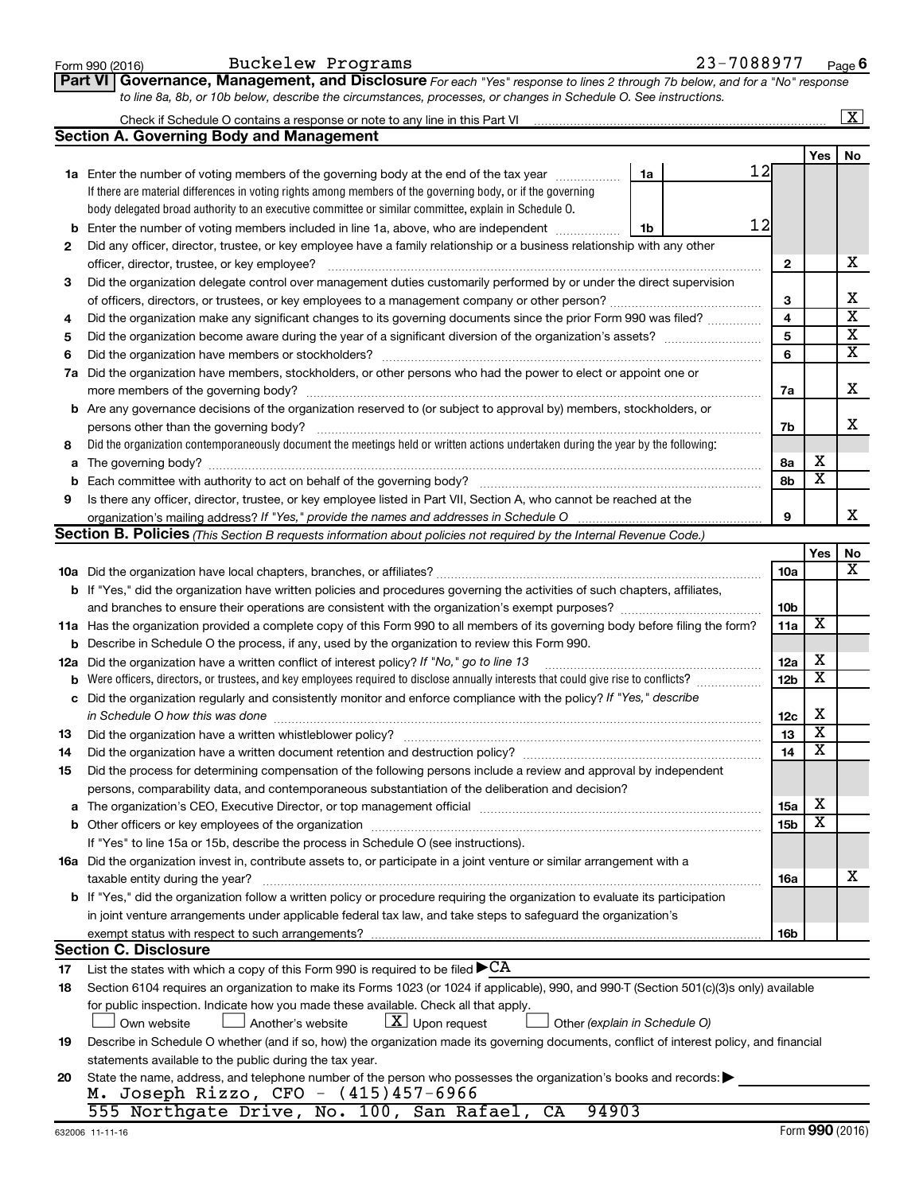Form 990 (2016) Buckelew Programs 23-7088977 Page 6

**Part VI Governance, Management, and Disclosure** *For each "Yes" response to lines 2 through 7b below, and for a "No" response to line 8a, 8b, or 10b below, describe the circumstances, processes, or changes in Schedule O. See instructions.*

Check if Schedule O contains a response or note to any line in this Part VI .......... [X]

## Section A. Governing Body and Management

| | | | | Yes | No |
|---|---|---|---|---|---|
| **1a** | Enter the number of voting members of the governing body at the end of the tax year. If there are material differences in voting rights among members of the governing body, or if the governing body delegated broad authority to an executive committee or similar committee, explain in Schedule O. | 1a 12 | | | |
| **b** | Enter the number of voting members included in line 1a, above, who are independent | 1b 12 | | | |
| **2** | Did any officer, director, trustee, or key employee have a family relationship or a business relationship with any other officer, director, trustee, or key employee? | | 2 | | X |
| **3** | Did the organization delegate control over management duties customarily performed by or under the direct supervision of officers, directors, or trustees, or key employees to a management company or other person? | | 3 | | X |
| **4** | Did the organization make any significant changes to its governing documents since the prior Form 990 was filed? | | 4 | | X |
| **5** | Did the organization become aware during the year of a significant diversion of the organization's assets? | | 5 | | X |
| **6** | Did the organization have members or stockholders? | | 6 | | X |
| **7a** | Did the organization have members, stockholders, or other persons who had the power to elect or appoint one or more members of the governing body? | | 7a | | X |
| **b** | Are any governance decisions of the organization reserved to (or subject to approval by) members, stockholders, or persons other than the governing body? | | 7b | | X |
| **8** | Did the organization contemporaneously document the meetings held or written actions undertaken during the year by the following: | | | | |
| **a** | The governing body? | | 8a | X | |
| **b** | Each committee with authority to act on behalf of the governing body? | | 8b | X | |
| **9** | Is there any officer, director, trustee, or key employee listed in Part VII, Section A, who cannot be reached at the organization's mailing address? *If "Yes," provide the names and addresses in Schedule O* | | 9 | | X |

## Section B. Policies *(This Section B requests information about policies not required by the Internal Revenue Code.)*

| | | | Yes | No |
|---|---|---|---|---|
| **10a** | Did the organization have local chapters, branches, or affiliates? | 10a | | X |
| **b** | If "Yes," did the organization have written policies and procedures governing the activities of such chapters, affiliates, and branches to ensure their operations are consistent with the organization's exempt purposes? | 10b | | |
| **11a** | Has the organization provided a complete copy of this Form 990 to all members of its governing body before filing the form? | 11a | X | |
| **b** | Describe in Schedule O the process, if any, used by the organization to review this Form 990. | | | |
| **12a** | Did the organization have a written conflict of interest policy? *If "No," go to line 13* | 12a | X | |
| **b** | Were officers, directors, or trustees, and key employees required to disclose annually interests that could give rise to conflicts? | 12b | X | |
| **c** | Did the organization regularly and consistently monitor and enforce compliance with the policy? *If "Yes," describe in Schedule O how this was done* | 12c | X | |
| **13** | Did the organization have a written whistleblower policy? | 13 | X | |
| **14** | Did the organization have a written document retention and destruction policy? | 14 | X | |
| **15** | Did the process for determining compensation of the following persons include a review and approval by independent persons, comparability data, and contemporaneous substantiation of the deliberation and decision? | | | |
| **a** | The organization's CEO, Executive Director, or top management official | 15a | X | |
| **b** | Other officers or key employees of the organization | 15b | X | |
| | If "Yes" to line 15a or 15b, describe the process in Schedule O (see instructions). | | | |
| **16a** | Did the organization invest in, contribute assets to, or participate in a joint venture or similar arrangement with a taxable entity during the year? | 16a | | X |
| **b** | If "Yes," did the organization follow a written policy or procedure requiring the organization to evaluate its participation in joint venture arrangements under applicable federal tax law, and take steps to safeguard the organization's exempt status with respect to such arrangements? | 16b | | |

## Section C. Disclosure

**17** List the states with which a copy of this Form 990 is required to be filed ▶ CA

**18** Section 6104 requires an organization to make its Forms 1023 (or 1024 if applicable), 990, and 990-T (Section 501(c)(3)s only) available for public inspection. Indicate how you made these available. Check all that apply.

[ ] Own website [ ] Another's website [X] Upon request [ ] Other *(explain in Schedule O)*

**19** Describe in Schedule O whether (and if so, how) the organization made its governing documents, conflict of interest policy, and financial statements available to the public during the tax year.

**20** State the name, address, and telephone number of the person who possesses the organization's books and records: ▶

M. Joseph Rizzo, CFO - (415)457-6966
555 Northgate Drive, No. 100, San Rafael, CA 94903

632006 11-11-16 Form **990** (2016)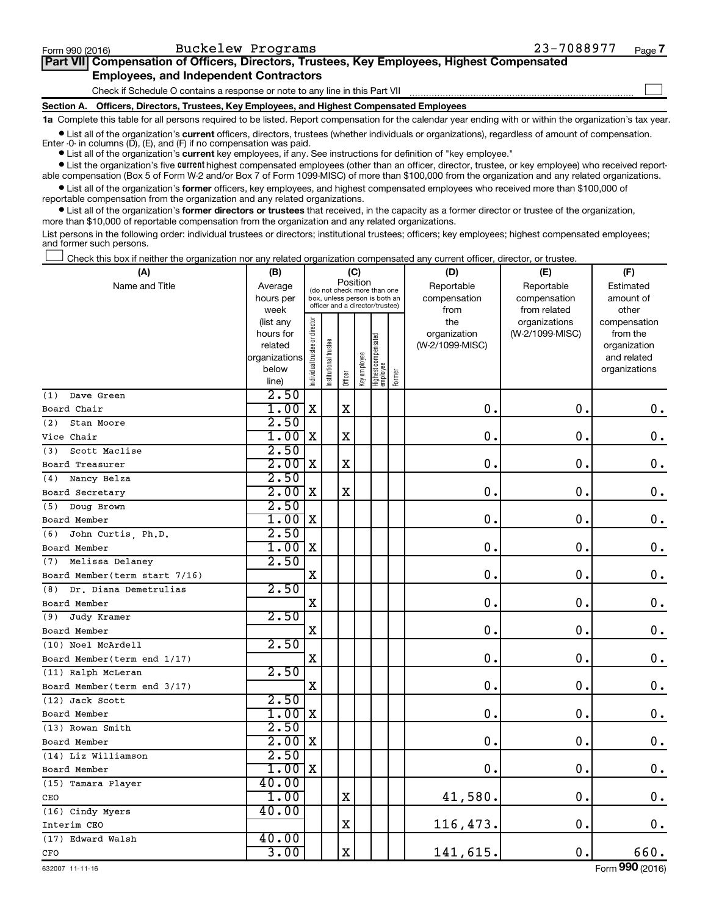Form 990 (2016) Buckelew Programs 23-7088977 Page 7

## Part VII Compensation of Officers, Directors, Trustees, Key Employees, Highest Compensated Employees, and Independent Contractors

Check if Schedule O contains a response or note to any line in this Part VII ☐

### Section A. Officers, Directors, Trustees, Key Employees, and Highest Compensated Employees

**1a** Complete this table for all persons required to be listed. Report compensation for the calendar year ending with or within the organization's tax year.

- List all of the organization's **current** officers, directors, trustees (whether individuals or organizations), regardless of amount of compensation. Enter -0- in columns (D), (E), and (F) if no compensation was paid.
- List all of the organization's **current** key employees, if any. See instructions for definition of "key employee."
- List the organization's five **current** highest compensated employees (other than an officer, director, trustee, or key employee) who received reportable compensation (Box 5 of Form W-2 and/or Box 7 of Form 1099-MISC) of more than $100,000 from the organization and any related organizations.
- List all of the organization's **former** officers, key employees, and highest compensated employees who received more than $100,000 of reportable compensation from the organization and any related organizations.
- List all of the organization's **former directors or trustees** that received, in the capacity as a former director or trustee of the organization, more than $10,000 of reportable compensation from the organization and any related organizations.

List persons in the following order: individual trustees or directors; institutional trustees; officers; key employees; highest compensated employees; and former such persons.

☐ Check this box if neither the organization nor any related organization compensated any current officer, director, or trustee.

| (A) Name and Title | (B) Average hours per week (list any hours for related organizations below line) | (C) Position: Individual trustee or director | Institutional trustee | Officer | Key employee | Highest compensated employee | Former | (D) Reportable compensation from the organization (W-2/1099-MISC) | (E) Reportable compensation from related organizations (W-2/1099-MISC) | (F) Estimated amount of other compensation from the organization and related organizations |
|---|---|---|---|---|---|---|---|---|---|---|
| (1) Dave Green<br>Board Chair | 2.50<br>1.00 | X | | X | | | | 0. | 0. | 0. |
| (2) Stan Moore<br>Vice Chair | 2.50<br>1.00 | X | | X | | | | 0. | 0. | 0. |
| (3) Scott Maclise<br>Board Treasurer | 2.50<br>2.00 | X | | X | | | | 0. | 0. | 0. |
| (4) Nancy Belza<br>Board Secretary | 2.50<br>2.00 | X | | X | | | | 0. | 0. | 0. |
| (5) Doug Brown<br>Board Member | 2.50<br>1.00 | X | | | | | | 0. | 0. | 0. |
| (6) John Curtis, Ph.D.<br>Board Member | 2.50<br>1.00 | X | | | | | | 0. | 0. | 0. |
| (7) Melissa Delaney<br>Board Member(term start 7/16) | 2.50 | X | | | | | | 0. | 0. | 0. |
| (8) Dr. Diana Demetrulias<br>Board Member | 2.50 | X | | | | | | 0. | 0. | 0. |
| (9) Judy Kramer<br>Board Member | 2.50 | X | | | | | | 0. | 0. | 0. |
| (10) Noel McArdell<br>Board Member(term end 1/17) | 2.50 | X | | | | | | 0. | 0. | 0. |
| (11) Ralph McLeran<br>Board Member(term end 3/17) | 2.50 | X | | | | | | 0. | 0. | 0. |
| (12) Jack Scott<br>Board Member | 2.50<br>1.00 | X | | | | | | 0. | 0. | 0. |
| (13) Rowan Smith<br>Board Member | 2.50<br>2.00 | X | | | | | | 0. | 0. | 0. |
| (14) Liz Williamson<br>Board Member | 2.50<br>1.00 | X | | | | | | 0. | 0. | 0. |
| (15) Tamara Player<br>CEO | 40.00<br>1.00 | | | X | | | | 41,580. | 0. | 0. |
| (16) Cindy Myers<br>Interim CEO | 40.00 | | | X | | | | 116,473. | 0. | 0. |
| (17) Edward Walsh<br>CFO | 40.00<br>3.00 | | | X | | | | 141,615. | 0. | 660. |

632007 11-11-16 Form **990** (2016)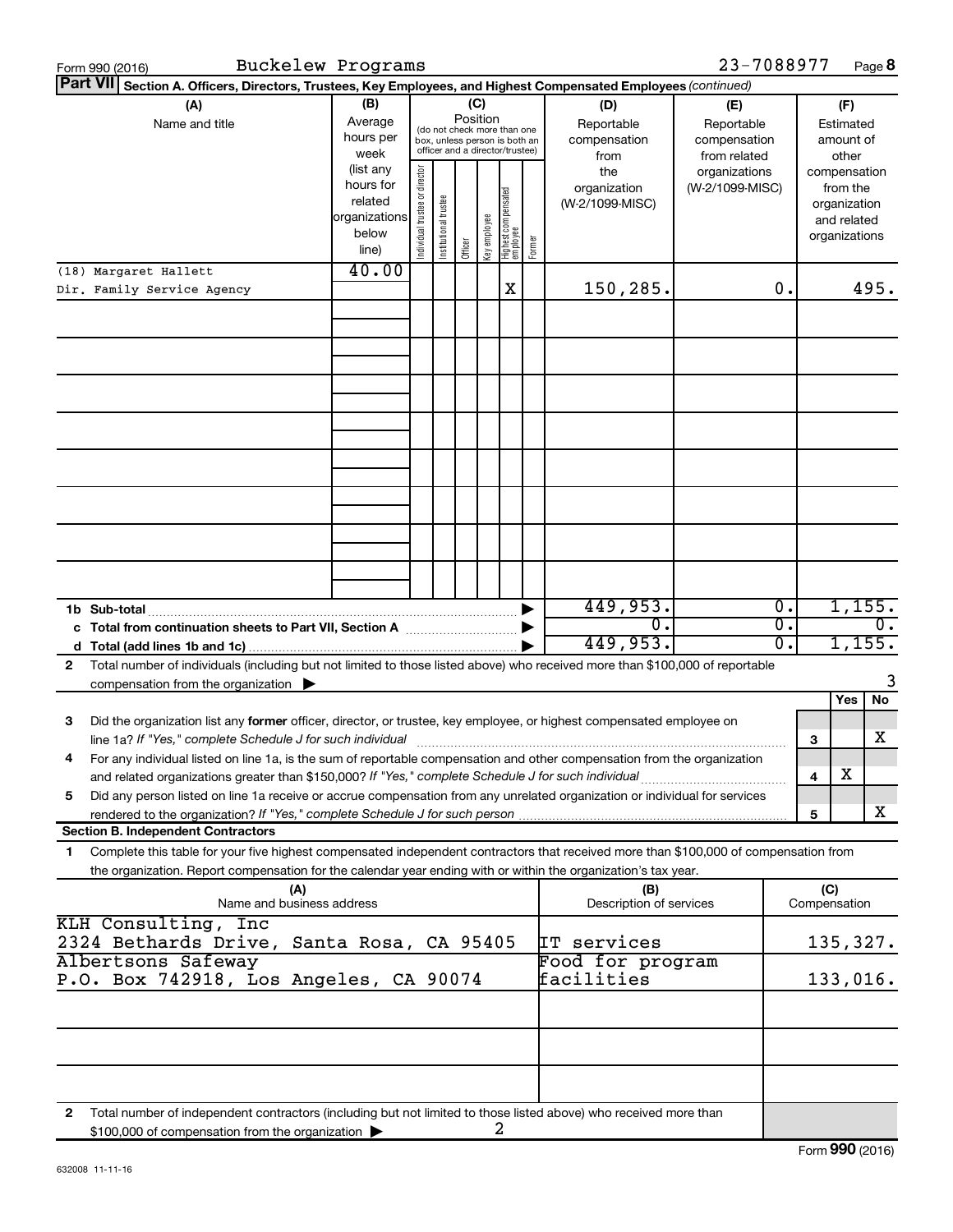Form 990 (2016) Buckelew Programs 23-7088977 Page **8**

**Part VII** **Section A. Officers, Directors, Trustees, Key Employees, and Highest Compensated Employees** *(continued)*

| (A) Name and title | (B) Average hours per week (list any hours for related organizations below line) | (C) Position: Individual trustee or director | Institutional trustee | Officer | Key employee | Highest compensated employee | Former | (D) Reportable compensation from the organization (W-2/1099-MISC) | (E) Reportable compensation from related organizations (W-2/1099-MISC) | (F) Estimated amount of other compensation from the organization and related organizations |
|---|---|---|---|---|---|---|---|---|---|---|
| (18) Margaret Hallett<br>Dir. Family Service Agency | 40.00 | | | | | X | | 150,285. | 0. | 495. |

| | | (D) | (E) | (F) |
|---|---|---|---|---|
| **1b Sub-total** | ▶ | 449,953. | 0. | 1,155. |
| **c Total from continuation sheets to Part VII, Section A** | ▶ | 0. | 0. | 0. |
| **d Total (add lines 1b and 1c)** | ▶ | 449,953. | 0. | 1,155. |

**2** Total number of individuals (including but not limited to those listed above) who received more than $100,000 of reportable compensation from the organization ▶ 3

| | | | Yes | No |
|---|---|---|---|---|
| **3** | Did the organization list any **former** officer, director, or trustee, key employee, or highest compensated employee on line 1a? *If "Yes," complete Schedule J for such individual* | 3 | | X |
| **4** | For any individual listed on line 1a, is the sum of reportable compensation and other compensation from the organization and related organizations greater than $150,000? *If "Yes," complete Schedule J for such individual* | 4 | X | |
| **5** | Did any person listed on line 1a receive or accrue compensation from any unrelated organization or individual for services rendered to the organization? *If "Yes," complete Schedule J for such person* | 5 | | X |

**Section B. Independent Contractors**

**1** Complete this table for your five highest compensated independent contractors that received more than $100,000 of compensation from the organization. Report compensation for the calendar year ending with or within the organization's tax year.

| (A) Name and business address | (B) Description of services | (C) Compensation |
|---|---|---|
| KLH Consulting, Inc<br>2324 Bethards Drive, Santa Rosa, CA 95405 | IT services | 135,327. |
| Albertsons Safeway<br>P.O. Box 742918, Los Angeles, CA 90074 | Food for program facilities | 133,016. |

**2** Total number of independent contractors (including but not limited to those listed above) who received more than $100,000 of compensation from the organization ▶ 2

Form **990** (2016)

632008 11-11-16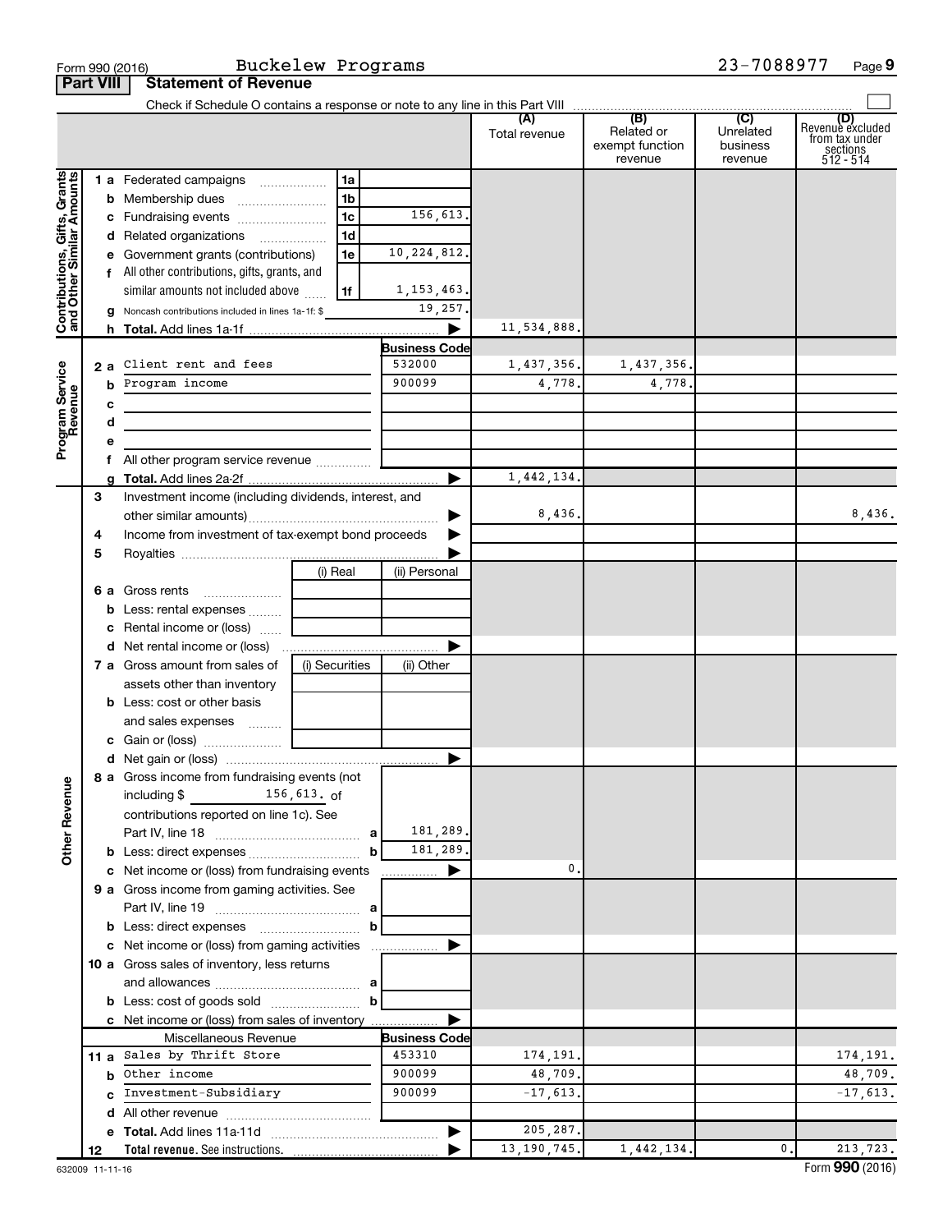Form 990 (2016) Buckelew Programs 23-7088977 Page 9

## Part VIII Statement of Revenue

Check if Schedule O contains a response or note to any line in this Part VIII

| | | | | (A) Total revenue | (B) Related or exempt function revenue | (C) Unrelated business revenue | (D) Revenue excluded from tax under sections 512 - 514 |
|---|---|---|---|---|---|---|---|
| **Contributions, Gifts, Grants and Other Similar Amounts** | 1 a Federated campaigns | 1a | | | | | |
| | b Membership dues | 1b | | | | | |
| | c Fundraising events | 1c | 156,613. | | | | |
| | d Related organizations | 1d | | | | | |
| | e Government grants (contributions) | 1e | 10,224,812. | | | | |
| | f All other contributions, gifts, grants, and similar amounts not included above | 1f | 1,153,463. | | | | |
| | g Noncash contributions included in lines 1a-1f: $ | | 19,257. | | | | |
| | h **Total.** Add lines 1a-1f | | | 11,534,888. | | | |
| **Program Service Revenue** | | | **Business Code** | | | | |
| | 2 a Client rent and fees | | 532000 | 1,437,356. | 1,437,356. | | |
| | b Program income | | 900099 | 4,778. | 4,778. | | |
| | c | | | | | | |
| | d | | | | | | |
| | e | | | | | | |
| | f All other program service revenue | | | | | | |
| | g **Total.** Add lines 2a-2f | | | 1,442,134. | | | |
| | 3 Investment income (including dividends, interest, and other similar amounts) | | | 8,436. | | | 8,436. |
| | 4 Income from investment of tax-exempt bond proceeds | | | | | | |
| | 5 Royalties | | | | | | |
| | | (i) Real | (ii) Personal | | | | |
| | 6 a Gross rents | | | | | | |
| | b Less: rental expenses | | | | | | |
| | c Rental income or (loss) | | | | | | |
| | d Net rental income or (loss) | | | | | | |
| | 7 a Gross amount from sales of assets other than inventory | (i) Securities | (ii) Other | | | | |
| | b Less: cost or other basis and sales expenses | | | | | | |
| | c Gain or (loss) | | | | | | |
| | d Net gain or (loss) | | | | | | |
| **Other Revenue** | 8 a Gross income from fundraising events (not including $ 156,613. of contributions reported on line 1c). See Part IV, line 18 | a | 181,289. | | | | |
| | b Less: direct expenses | b | 181,289. | | | | |
| | c Net income or (loss) from fundraising events | | | 0. | | | |
| | 9 a Gross income from gaming activities. See Part IV, line 19 | a | | | | | |
| | b Less: direct expenses | b | | | | | |
| | c Net income or (loss) from gaming activities | | | | | | |
| | 10 a Gross sales of inventory, less returns and allowances | a | | | | | |
| | b Less: cost of goods sold | b | | | | | |
| | c Net income or (loss) from sales of inventory | | | | | | |
| | Miscellaneous Revenue | | **Business Code** | | | | |
| | 11 a Sales by Thrift Store | | 453310 | 174,191. | | | 174,191. |
| | b Other income | | 900099 | 48,709. | | | 48,709. |
| | c Investment-Subsidiary | | 900099 | -17,613. | | | -17,613. |
| | d All other revenue | | | | | | |
| | e **Total.** Add lines 11a-11d | | | 205,287. | | | |
| | 12 **Total revenue.** See instructions. | | | 13,190,745. | 1,442,134. | 0. | 213,723. |

632009 11-11-16 Form **990** (2016)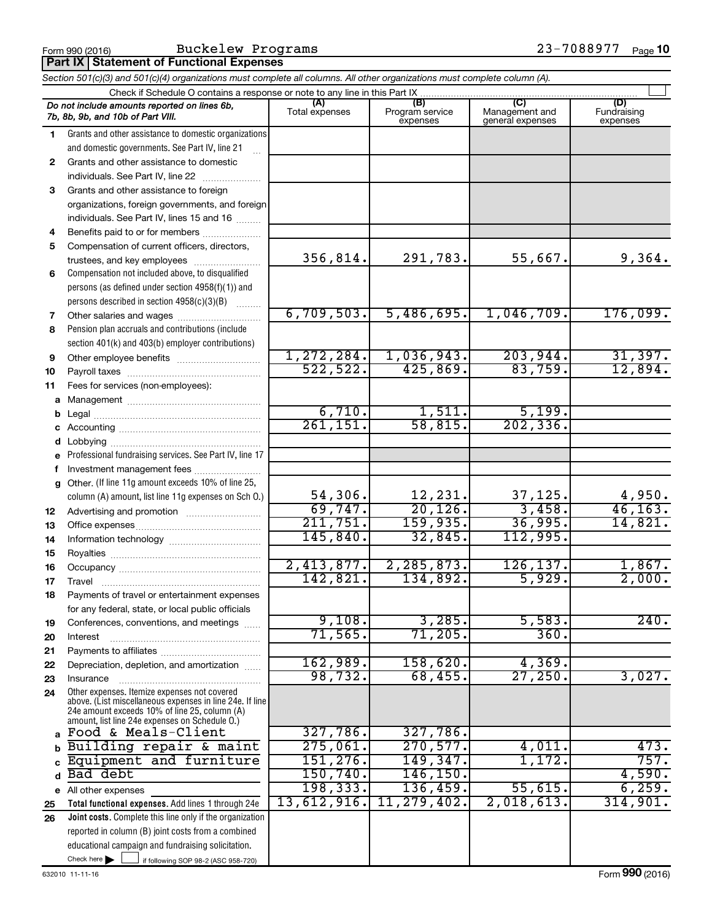Form 990 (2016) Buckelew Programs 23-7088977 Page 10

**Part IX Statement of Functional Expenses**

*Section 501(c)(3) and 501(c)(4) organizations must complete all columns. All other organizations must complete column (A).*

Check if Schedule O contains a response or note to any line in this Part IX

| *Do not include amounts reported on lines 6b, 7b, 8b, 9b, and 10b of Part VIII.* | (A) Total expenses | (B) Program service expenses | (C) Management and general expenses | (D) Fundraising expenses |
|---|---|---|---|---|
| 1 Grants and other assistance to domestic organizations and domestic governments. See Part IV, line 21 | | | | |
| 2 Grants and other assistance to domestic individuals. See Part IV, line 22 | | | | |
| 3 Grants and other assistance to foreign organizations, foreign governments, and foreign individuals. See Part IV, lines 15 and 16 | | | | |
| 4 Benefits paid to or for members | | | | |
| 5 Compensation of current officers, directors, trustees, and key employees | 356,814. | 291,783. | 55,667. | 9,364. |
| 6 Compensation not included above, to disqualified persons (as defined under section 4958(f)(1)) and persons described in section 4958(c)(3)(B) | | | | |
| 7 Other salaries and wages | 6,709,503. | 5,486,695. | 1,046,709. | 176,099. |
| 8 Pension plan accruals and contributions (include section 401(k) and 403(b) employer contributions) | | | | |
| 9 Other employee benefits | 1,272,284. | 1,036,943. | 203,944. | 31,397. |
| 10 Payroll taxes | 522,522. | 425,869. | 83,759. | 12,894. |
| 11 Fees for services (non-employees): | | | | |
| a Management | | | | |
| b Legal | 6,710. | 1,511. | 5,199. | |
| c Accounting | 261,151. | 58,815. | 202,336. | |
| d Lobbying | | | | |
| e Professional fundraising services. See Part IV, line 17 | | | | |
| f Investment management fees | | | | |
| g Other. (If line 11g amount exceeds 10% of line 25, column (A) amount, list line 11g expenses on Sch O.) | 54,306. | 12,231. | 37,125. | 4,950. |
| 12 Advertising and promotion | 69,747. | 20,126. | 3,458. | 46,163. |
| 13 Office expenses | 211,751. | 159,935. | 36,995. | 14,821. |
| 14 Information technology | 145,840. | 32,845. | 112,995. | |
| 15 Royalties | | | | |
| 16 Occupancy | 2,413,877. | 2,285,873. | 126,137. | 1,867. |
| 17 Travel | 142,821. | 134,892. | 5,929. | 2,000. |
| 18 Payments of travel or entertainment expenses for any federal, state, or local public officials | | | | |
| 19 Conferences, conventions, and meetings | 9,108. | 3,285. | 5,583. | 240. |
| 20 Interest | 71,565. | 71,205. | 360. | |
| 21 Payments to affiliates | | | | |
| 22 Depreciation, depletion, and amortization | 162,989. | 158,620. | 4,369. | |
| 23 Insurance | 98,732. | 68,455. | 27,250. | 3,027. |
| 24 Other expenses. Itemize expenses not covered above. (List miscellaneous expenses in line 24e. If line 24e amount exceeds 10% of line 25, column (A) amount, list line 24e expenses on Schedule O.) | | | | |
| a Food & Meals-Client | 327,786. | 327,786. | | |
| b Building repair & maint | 275,061. | 270,577. | 4,011. | 473. |
| c Equipment and furniture | 151,276. | 149,347. | 1,172. | 757. |
| d Bad debt | 150,740. | 146,150. | | 4,590. |
| e All other expenses | 198,333. | 136,459. | 55,615. | 6,259. |
| 25 **Total functional expenses.** Add lines 1 through 24e | 13,612,916. | 11,279,402. | 2,018,613. | 314,901. |
| 26 **Joint costs.** Complete this line only if the organization reported in column (B) joint costs from a combined educational campaign and fundraising solicitation. Check here ☐ if following SOP 98-2 (ASC 958-720) | | | | |

632010 11-11-16 Form **990** (2016)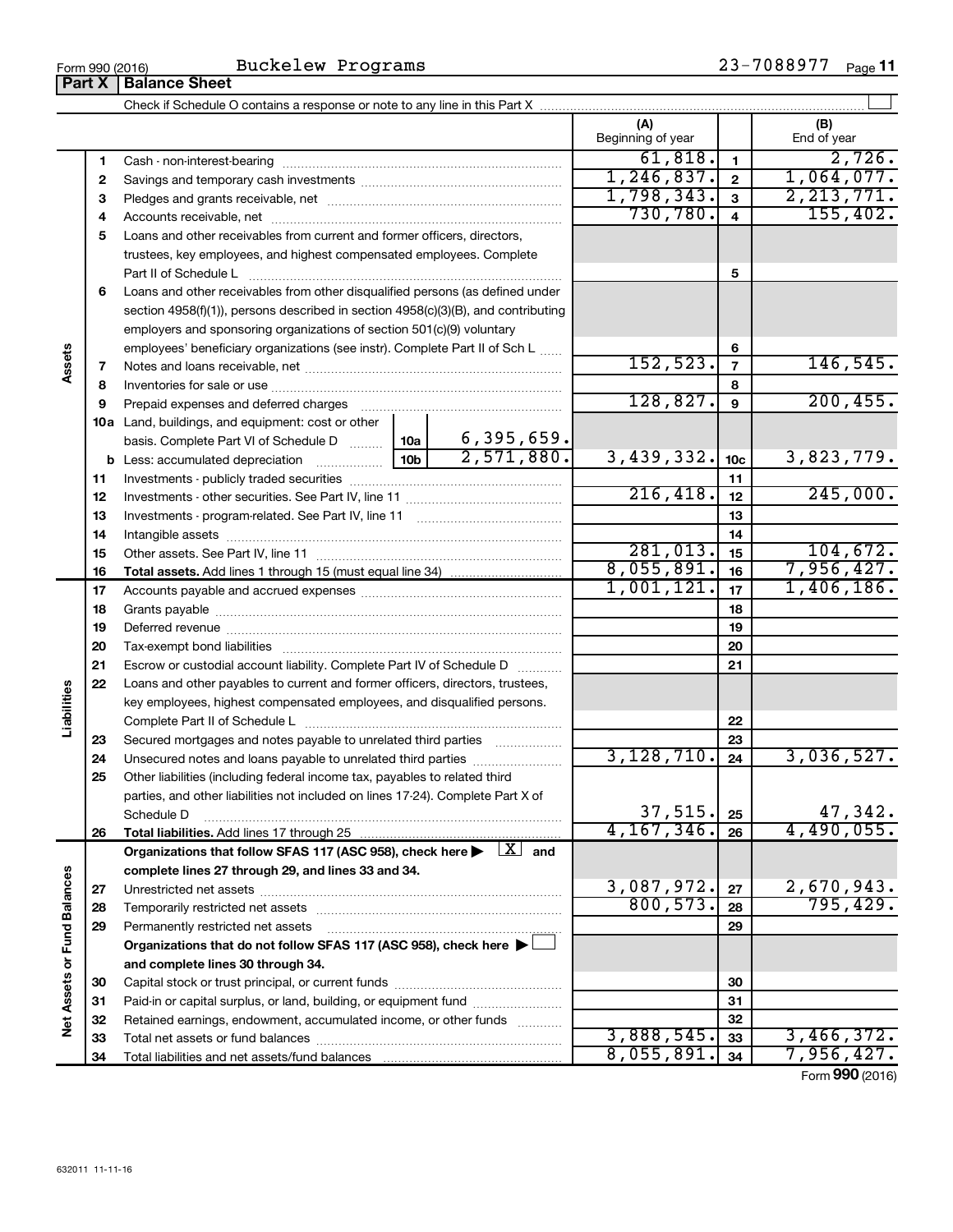Form 990 (2016) Buckelew Programs 23-7088977

## Part X Balance Sheet

Check if Schedule O contains a response or note to any line in this Part X ☐

| Section | Line | Description | | | (A) Beginning of year | Line | (B) End of year |
|---|---|---|---|---|---|---|---|
| Assets | 1 | Cash - non-interest-bearing | | | 61,818. | 1 | 2,726. |
| | 2 | Savings and temporary cash investments | | | 1,246,837. | 2 | 1,064,077. |
| | 3 | Pledges and grants receivable, net | | | 1,798,343. | 3 | 2,213,771. |
| | 4 | Accounts receivable, net | | | 730,780. | 4 | 155,402. |
| | 5 | Loans and other receivables from current and former officers, directors, trustees, key employees, and highest compensated employees. Complete Part II of Schedule L | | | | 5 | |
| | 6 | Loans and other receivables from other disqualified persons (as defined under section 4958(f)(1)), persons described in section 4958(c)(3)(B), and contributing employers and sponsoring organizations of section 501(c)(9) voluntary employees' beneficiary organizations (see instr). Complete Part II of Sch L | | | | 6 | |
| | 7 | Notes and loans receivable, net | | | 152,523. | 7 | 146,545. |
| | 8 | Inventories for sale or use | | | | 8 | |
| | 9 | Prepaid expenses and deferred charges | | | 128,827. | 9 | 200,455. |
| | 10a | Land, buildings, and equipment: cost or other basis. Complete Part VI of Schedule D | 10a | 6,395,659. | | | |
| | b | Less: accumulated depreciation | 10b | 2,571,880. | 3,439,332. | 10c | 3,823,779. |
| | 11 | Investments - publicly traded securities | | | | 11 | |
| | 12 | Investments - other securities. See Part IV, line 11 | | | 216,418. | 12 | 245,000. |
| | 13 | Investments - program-related. See Part IV, line 11 | | | | 13 | |
| | 14 | Intangible assets | | | | 14 | |
| | 15 | Other assets. See Part IV, line 11 | | | 281,013. | 15 | 104,672. |
| | 16 | **Total assets.** Add lines 1 through 15 (must equal line 34) | | | 8,055,891. | 16 | 7,956,427. |
| Liabilities | 17 | Accounts payable and accrued expenses | | | 1,001,121. | 17 | 1,406,186. |
| | 18 | Grants payable | | | | 18 | |
| | 19 | Deferred revenue | | | | 19 | |
| | 20 | Tax-exempt bond liabilities | | | | 20 | |
| | 21 | Escrow or custodial account liability. Complete Part IV of Schedule D | | | | 21 | |
| | 22 | Loans and other payables to current and former officers, directors, trustees, key employees, highest compensated employees, and disqualified persons. Complete Part II of Schedule L | | | | 22 | |
| | 23 | Secured mortgages and notes payable to unrelated third parties | | | | 23 | |
| | 24 | Unsecured notes and loans payable to unrelated third parties | | | 3,128,710. | 24 | 3,036,527. |
| | 25 | Other liabilities (including federal income tax, payables to related third parties, and other liabilities not included on lines 17-24). Complete Part X of Schedule D | | | 37,515. | 25 | 47,342. |
| | 26 | **Total liabilities.** Add lines 17 through 25 | | | 4,167,346. | 26 | 4,490,055. |
| Net Assets or Fund Balances | | **Organizations that follow SFAS 117 (ASC 958), check here ▶ ☒ and complete lines 27 through 29, and lines 33 and 34.** | | | | | |
| | 27 | Unrestricted net assets | | | 3,087,972. | 27 | 2,670,943. |
| | 28 | Temporarily restricted net assets | | | 800,573. | 28 | 795,429. |
| | 29 | Permanently restricted net assets | | | | 29 | |
| | | **Organizations that do not follow SFAS 117 (ASC 958), check here ▶ ☐ and complete lines 30 through 34.** | | | | | |
| | 30 | Capital stock or trust principal, or current funds | | | | 30 | |
| | 31 | Paid-in or capital surplus, or land, building, or equipment fund | | | | 31 | |
| | 32 | Retained earnings, endowment, accumulated income, or other funds | | | | 32 | |
| | 33 | Total net assets or fund balances | | | 3,888,545. | 33 | 3,466,372. |
| | 34 | Total liabilities and net assets/fund balances | | | 8,055,891. | 34 | 7,956,427. |

Form **990** (2016)

632011 11-11-16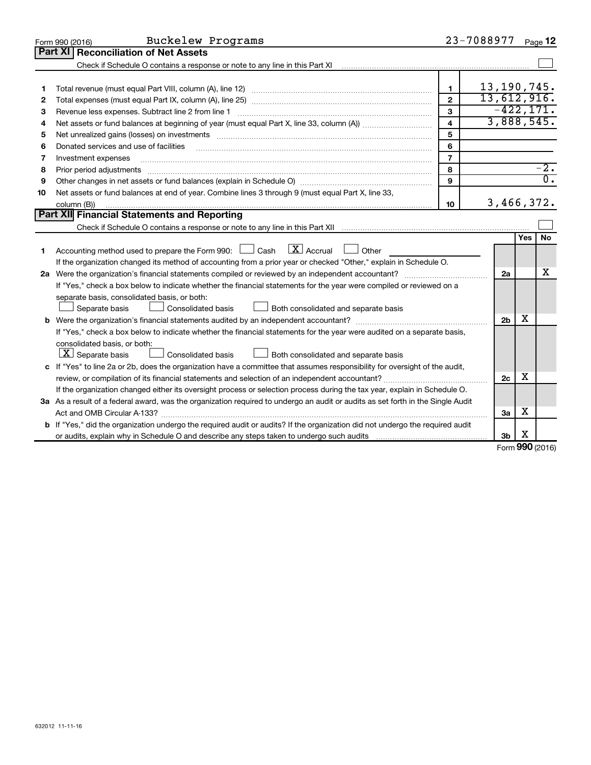Form 990 (2016) Buckelew Programs 23-7088977

## Part XI Reconciliation of Net Assets

Check if Schedule O contains a response or note to any line in this Part XI ☐

| | | | |
|---|---|---|---|
| 1 | Total revenue (must equal Part VIII, column (A), line 12) | 1 | 13,190,745. |
| 2 | Total expenses (must equal Part IX, column (A), line 25) | 2 | 13,612,916. |
| 3 | Revenue less expenses. Subtract line 2 from line 1 | 3 | -422,171. |
| 4 | Net assets or fund balances at beginning of year (must equal Part X, line 33, column (A)) | 4 | 3,888,545. |
| 5 | Net unrealized gains (losses) on investments | 5 | |
| 6 | Donated services and use of facilities | 6 | |
| 7 | Investment expenses | 7 | |
| 8 | Prior period adjustments | 8 | -2. |
| 9 | Other changes in net assets or fund balances (explain in Schedule O) | 9 | 0. |
| 10 | Net assets or fund balances at end of year. Combine lines 3 through 9 (must equal Part X, line 33, column (B)) | 10 | 3,466,372. |

## Part XII Financial Statements and Reporting

Check if Schedule O contains a response or note to any line in this Part XII ☐

| | | | Yes | No |
|---|---|---|---|---|
| 1 | Accounting method used to prepare the Form 990: ☐ Cash ☒ Accrual ☐ Other<br>If the organization changed its method of accounting from a prior year or checked "Other," explain in Schedule O. | | | |
| 2a | Were the organization's financial statements compiled or reviewed by an independent accountant? | 2a | | X |
| | If "Yes," check a box below to indicate whether the financial statements for the year were compiled or reviewed on a separate basis, consolidated basis, or both:<br>☐ Separate basis ☐ Consolidated basis ☐ Both consolidated and separate basis | | | |
| b | Were the organization's financial statements audited by an independent accountant? | 2b | X | |
| | If "Yes," check a box below to indicate whether the financial statements for the year were audited on a separate basis, consolidated basis, or both:<br>☒ Separate basis ☐ Consolidated basis ☐ Both consolidated and separate basis | | | |
| c | If "Yes" to line 2a or 2b, does the organization have a committee that assumes responsibility for oversight of the audit, review, or compilation of its financial statements and selection of an independent accountant? | 2c | X | |
| | If the organization changed either its oversight process or selection process during the tax year, explain in Schedule O. | | | |
| 3a | As a result of a federal award, was the organization required to undergo an audit or audits as set forth in the Single Audit Act and OMB Circular A-133? | 3a | X | |
| b | If "Yes," did the organization undergo the required audit or audits? If the organization did not undergo the required audit or audits, explain why in Schedule O and describe any steps taken to undergo such audits | 3b | X | |

Form 990 (2016)

632012 11-11-16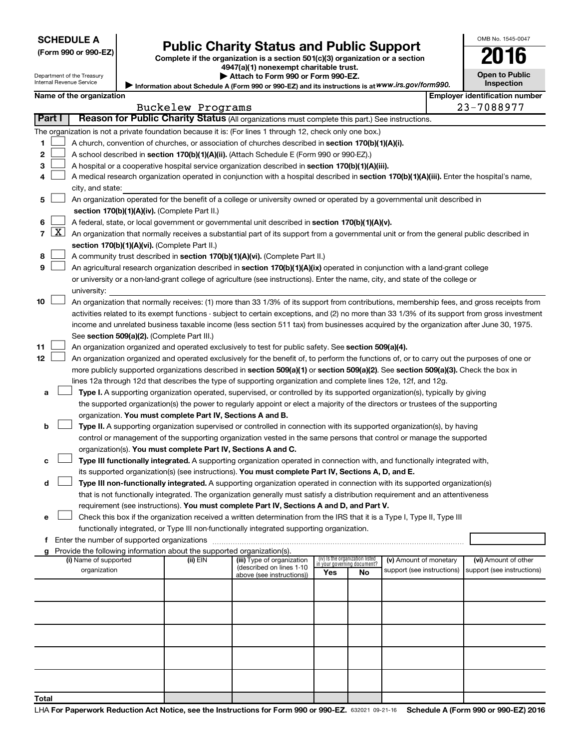**SCHEDULE A**
**(Form 990 or 990-EZ)**

Department of the Treasury
Internal Revenue Service

# Public Charity Status and Public Support

**Complete if the organization is a section 501(c)(3) organization or a section 4947(a)(1) nonexempt charitable trust.**
**▶ Attach to Form 990 or Form 990-EZ.**
**▶ Information about Schedule A (Form 990 or 990-EZ) and its instructions is at** *www.irs.gov/form990.*

OMB No. 1545-0047
**2016**
**Open to Public Inspection**

**Name of the organization:** Buckelew Programs
**Employer identification number:** 23-7088977

## Part I — Reason for Public Charity Status (All organizations must complete this part.) See instructions.

The organization is not a private foundation because it is: (For lines 1 through 12, check only one box.)

1. ☐ A church, convention of churches, or association of churches described in **section 170(b)(1)(A)(i).**
2. ☐ A school described in **section 170(b)(1)(A)(ii).** (Attach Schedule E (Form 990 or 990-EZ).)
3. ☐ A hospital or a cooperative hospital service organization described in **section 170(b)(1)(A)(iii).**
4. ☐ A medical research organization operated in conjunction with a hospital described in **section 170(b)(1)(A)(iii).** Enter the hospital's name, city, and state:
5. ☐ An organization operated for the benefit of a college or university owned or operated by a governmental unit described in **section 170(b)(1)(A)(iv).** (Complete Part II.)
6. ☐ A federal, state, or local government or governmental unit described in **section 170(b)(1)(A)(v).**
7. ☒ An organization that normally receives a substantial part of its support from a governmental unit or from the general public described in **section 170(b)(1)(A)(vi).** (Complete Part II.)
8. ☐ A community trust described in **section 170(b)(1)(A)(vi).** (Complete Part II.)
9. ☐ An agricultural research organization described in **section 170(b)(1)(A)(ix)** operated in conjunction with a land-grant college or university or a non-land-grant college of agriculture (see instructions). Enter the name, city, and state of the college or university:
10. ☐ An organization that normally receives: (1) more than 33 1/3% of its support from contributions, membership fees, and gross receipts from activities related to its exempt functions - subject to certain exceptions, and (2) no more than 33 1/3% of its support from gross investment income and unrelated business taxable income (less section 511 tax) from businesses acquired by the organization after June 30, 1975. See **section 509(a)(2).** (Complete Part III.)
11. ☐ An organization organized and operated exclusively to test for public safety. See **section 509(a)(4).**
12. ☐ An organization organized and operated exclusively for the benefit of, to perform the functions of, or to carry out the purposes of one or more publicly supported organizations described in **section 509(a)(1)** or **section 509(a)(2).** See **section 509(a)(3).** Check the box in lines 12a through 12d that describes the type of supporting organization and complete lines 12e, 12f, and 12g.
   - **a** ☐ **Type I.** A supporting organization operated, supervised, or controlled by its supported organization(s), typically by giving the supported organization(s) the power to regularly appoint or elect a majority of the directors or trustees of the supporting organization. **You must complete Part IV, Sections A and B.**
   - **b** ☐ **Type II.** A supporting organization supervised or controlled in connection with its supported organization(s), by having control or management of the supporting organization vested in the same persons that control or manage the supported organization(s). **You must complete Part IV, Sections A and C.**
   - **c** ☐ **Type III functionally integrated.** A supporting organization operated in connection with, and functionally integrated with, its supported organization(s) (see instructions). **You must complete Part IV, Sections A, D, and E.**
   - **d** ☐ **Type III non-functionally integrated.** A supporting organization operated in connection with its supported organization(s) that is not functionally integrated. The organization generally must satisfy a distribution requirement and an attentiveness requirement (see instructions). **You must complete Part IV, Sections A and D, and Part V.**
   - **e** ☐ Check this box if the organization received a written determination from the IRS that it is a Type I, Type II, Type III functionally integrated, or Type III non-functionally integrated supporting organization.
   - **f** Enter the number of supported organizations
   - **g** Provide the following information about the supported organization(s).

| (i) Name of supported organization | (ii) EIN | (iii) Type of organization (described on lines 1-10 above (see instructions)) | (iv) Is the organization listed in your governing document? Yes | No | (v) Amount of monetary support (see instructions) | (vi) Amount of other support (see instructions) |
|---|---|---|---|---|---|---|
| | | | | | | |
| | | | | | | |
| | | | | | | |
| | | | | | | |
| | | | | | | |
| **Total** | | | | | | |

LHA **For Paperwork Reduction Act Notice, see the Instructions for Form 990 or 990-EZ.** 632021 09-21-16 **Schedule A (Form 990 or 990-EZ) 2016**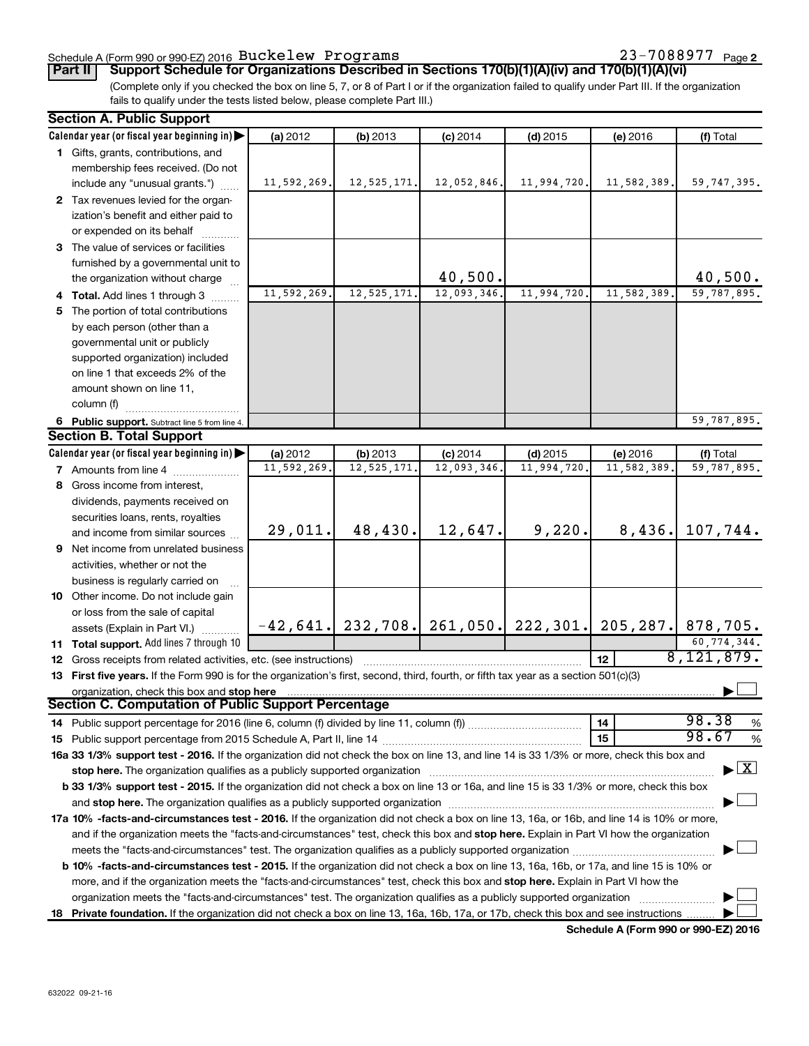Schedule A (Form 990 or 990-EZ) 2016 Buckelew Programs 23-7088977 Page 2

**Part II Support Schedule for Organizations Described in Sections 170(b)(1)(A)(iv) and 170(b)(1)(A)(vi)**

(Complete only if you checked the box on line 5, 7, or 8 of Part I or if the organization failed to qualify under Part III. If the organization fails to qualify under the tests listed below, please complete Part III.)

## Section A. Public Support

| Calendar year (or fiscal year beginning in) | (a) 2012 | (b) 2013 | (c) 2014 | (d) 2015 | (e) 2016 | (f) Total |
|---|---|---|---|---|---|---|
| 1 Gifts, grants, contributions, and membership fees received. (Do not include any "unusual grants.") | 11,592,269. | 12,525,171. | 12,052,846. | 11,994,720. | 11,582,389. | 59,747,395. |
| 2 Tax revenues levied for the organization's benefit and either paid to or expended on its behalf | | | | | | |
| 3 The value of services or facilities furnished by a governmental unit to the organization without charge | | | 40,500. | | | 40,500. |
| 4 **Total.** Add lines 1 through 3 | 11,592,269. | 12,525,171. | 12,093,346. | 11,994,720. | 11,582,389. | 59,787,895. |
| 5 The portion of total contributions by each person (other than a governmental unit or publicly supported organization) included on line 1 that exceeds 2% of the amount shown on line 11, column (f) | | | | | | |
| 6 **Public support.** Subtract line 5 from line 4. | | | | | | 59,787,895. |

## Section B. Total Support

| Calendar year (or fiscal year beginning in) | (a) 2012 | (b) 2013 | (c) 2014 | (d) 2015 | (e) 2016 | (f) Total |
|---|---|---|---|---|---|---|
| 7 Amounts from line 4 | 11,592,269. | 12,525,171. | 12,093,346. | 11,994,720. | 11,582,389. | 59,787,895. |
| 8 Gross income from interest, dividends, payments received on securities loans, rents, royalties and income from similar sources | 29,011. | 48,430. | 12,647. | 9,220. | 8,436. | 107,744. |
| 9 Net income from unrelated business activities, whether or not the business is regularly carried on | | | | | | |
| 10 Other income. Do not include gain or loss from the sale of capital assets (Explain in Part VI.) | -42,641. | 232,708. | 261,050. | 222,301. | 205,287. | 878,705. |
| 11 **Total support.** Add lines 7 through 10 | | | | | | 60,774,344. |

12 Gross receipts from related activities, etc. (see instructions) | 12 | 8,121,879.

13 **First five years.** If the Form 990 is for the organization's first, second, third, fourth, or fifth tax year as a section 501(c)(3) organization, check this box and **stop here** ☐

## Section C. Computation of Public Support Percentage

14 Public support percentage for 2016 (line 6, column (f) divided by line 11, column (f)) | 14 | 98.38 %

15 Public support percentage from 2015 Schedule A, Part II, line 14 | 15 | 98.67 %

**16a 33 1/3% support test - 2016.** If the organization did not check the box on line 13, and line 14 is 33 1/3% or more, check this box and **stop here.** The organization qualifies as a publicly supported organization ☒

**b 33 1/3% support test - 2015.** If the organization did not check a box on line 13 or 16a, and line 15 is 33 1/3% or more, check this box and **stop here.** The organization qualifies as a publicly supported organization ☐

**17a 10% -facts-and-circumstances test - 2016.** If the organization did not check a box on line 13, 16a, or 16b, and line 14 is 10% or more, and if the organization meets the "facts-and-circumstances" test, check this box and **stop here.** Explain in Part VI how the organization meets the "facts-and-circumstances" test. The organization qualifies as a publicly supported organization ☐

**b 10% -facts-and-circumstances test - 2015.** If the organization did not check a box on line 13, 16a, 16b, or 17a, and line 15 is 10% or more, and if the organization meets the "facts-and-circumstances" test, check this box and **stop here.** Explain in Part VI how the organization meets the "facts-and-circumstances" test. The organization qualifies as a publicly supported organization ☐

**18 Private foundation.** If the organization did not check a box on line 13, 16a, 16b, 17a, or 17b, check this box and see instructions ☐

**Schedule A (Form 990 or 990-EZ) 2016**

632022 09-21-16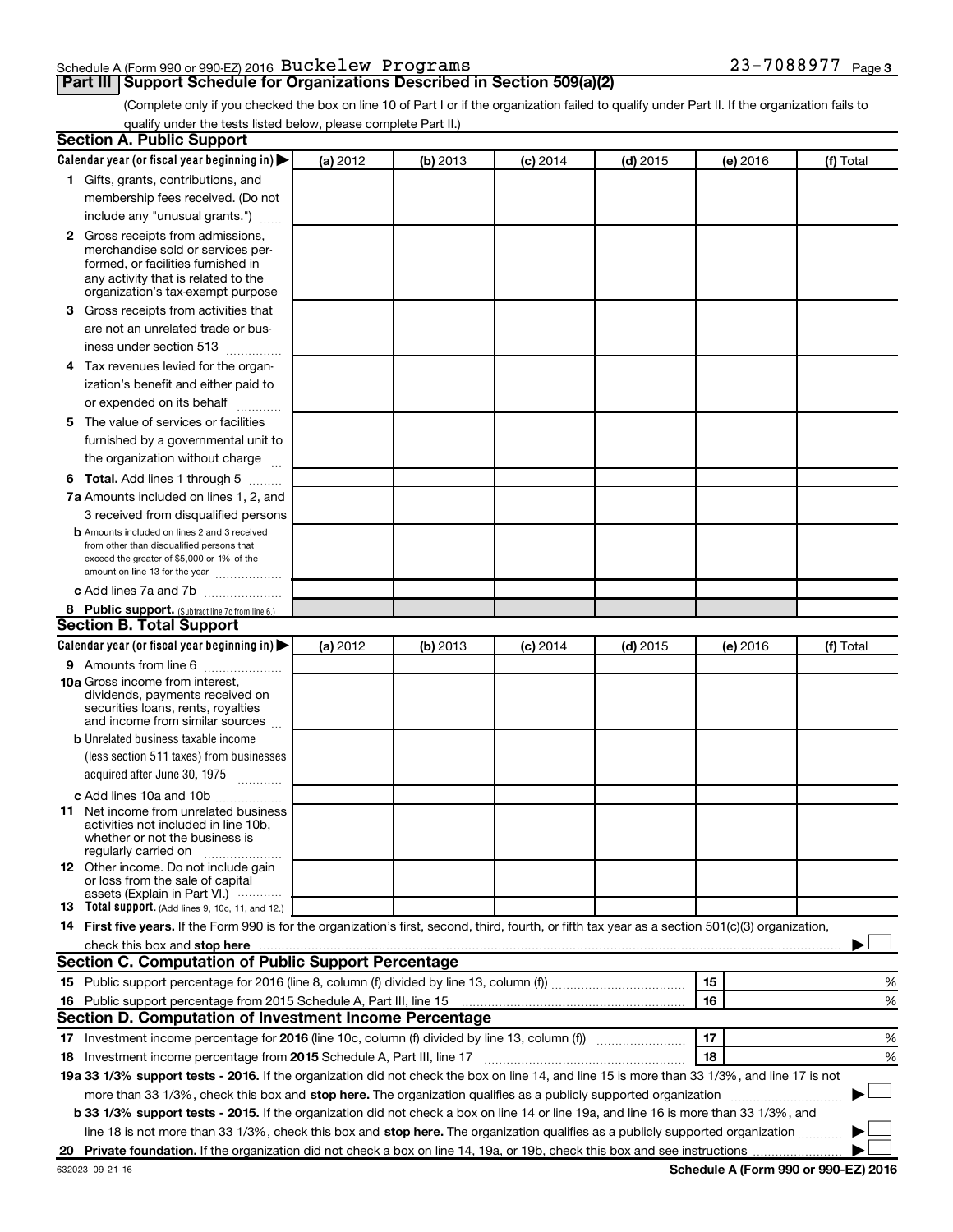Schedule A (Form 990 or 990-EZ) 2016 Buckelew Programs 23-7088977 Page 3

## Part III Support Schedule for Organizations Described in Section 509(a)(2)

(Complete only if you checked the box on line 10 of Part I or if the organization failed to qualify under Part II. If the organization fails to qualify under the tests listed below, please complete Part II.)

### Section A. Public Support

| Calendar year (or fiscal year beginning in) ▶ | (a) 2012 | (b) 2013 | (c) 2014 | (d) 2015 | (e) 2016 | (f) Total |
|---|---|---|---|---|---|---|
| **1** Gifts, grants, contributions, and membership fees received. (Do not include any "unusual grants.") | | | | | | |
| **2** Gross receipts from admissions, merchandise sold or services performed, or facilities furnished in any activity that is related to the organization's tax-exempt purpose | | | | | | |
| **3** Gross receipts from activities that are not an unrelated trade or business under section 513 | | | | | | |
| **4** Tax revenues levied for the organization's benefit and either paid to or expended on its behalf | | | | | | |
| **5** The value of services or facilities furnished by a governmental unit to the organization without charge | | | | | | |
| **6 Total.** Add lines 1 through 5 | | | | | | |
| **7a** Amounts included on lines 1, 2, and 3 received from disqualified persons | | | | | | |
| **b** Amounts included on lines 2 and 3 received from other than disqualified persons that exceed the greater of $5,000 or 1% of the amount on line 13 for the year | | | | | | |
| **c** Add lines 7a and 7b | | | | | | |
| **8 Public support.** (Subtract line 7c from line 6.) | | | | | | |

### Section B. Total Support

| Calendar year (or fiscal year beginning in) ▶ | (a) 2012 | (b) 2013 | (c) 2014 | (d) 2015 | (e) 2016 | (f) Total |
|---|---|---|---|---|---|---|
| **9** Amounts from line 6 | | | | | | |
| **10a** Gross income from interest, dividends, payments received on securities loans, rents, royalties and income from similar sources | | | | | | |
| **b** Unrelated business taxable income (less section 511 taxes) from businesses acquired after June 30, 1975 | | | | | | |
| **c** Add lines 10a and 10b | | | | | | |
| **11** Net income from unrelated business activities not included in line 10b, whether or not the business is regularly carried on | | | | | | |
| **12** Other income. Do not include gain or loss from the sale of capital assets (Explain in Part VI.) | | | | | | |
| **13 Total support.** (Add lines 9, 10c, 11, and 12.) | | | | | | |

**14 First five years.** If the Form 990 is for the organization's first, second, third, fourth, or fifth tax year as a section 501(c)(3) organization, check this box and **stop here** ▶ ☐

### Section C. Computation of Public Support Percentage

| | | |
|---|---|---|
| **15** Public support percentage for 2016 (line 8, column (f) divided by line 13, column (f)) | 15 | % |
| **16** Public support percentage from 2015 Schedule A, Part III, line 15 | 16 | % |

### Section D. Computation of Investment Income Percentage

| | | |
|---|---|---|
| **17** Investment income percentage for **2016** (line 10c, column (f) divided by line 13, column (f)) | 17 | % |
| **18** Investment income percentage from **2015** Schedule A, Part III, line 17 | 18 | % |

**19a 33 1/3% support tests - 2016.** If the organization did not check the box on line 14, and line 15 is more than 33 1/3%, and line 17 is not more than 33 1/3%, check this box and **stop here.** The organization qualifies as a publicly supported organization ▶ ☐

**b 33 1/3% support tests - 2015.** If the organization did not check a box on line 14 or line 19a, and line 16 is more than 33 1/3%, and line 18 is not more than 33 1/3%, check this box and **stop here.** The organization qualifies as a publicly supported organization ▶ ☐

**20 Private foundation.** If the organization did not check a box on line 14, 19a, or 19b, check this box and see instructions ▶ ☐

632023 09-21-16 **Schedule A (Form 990 or 990-EZ) 2016**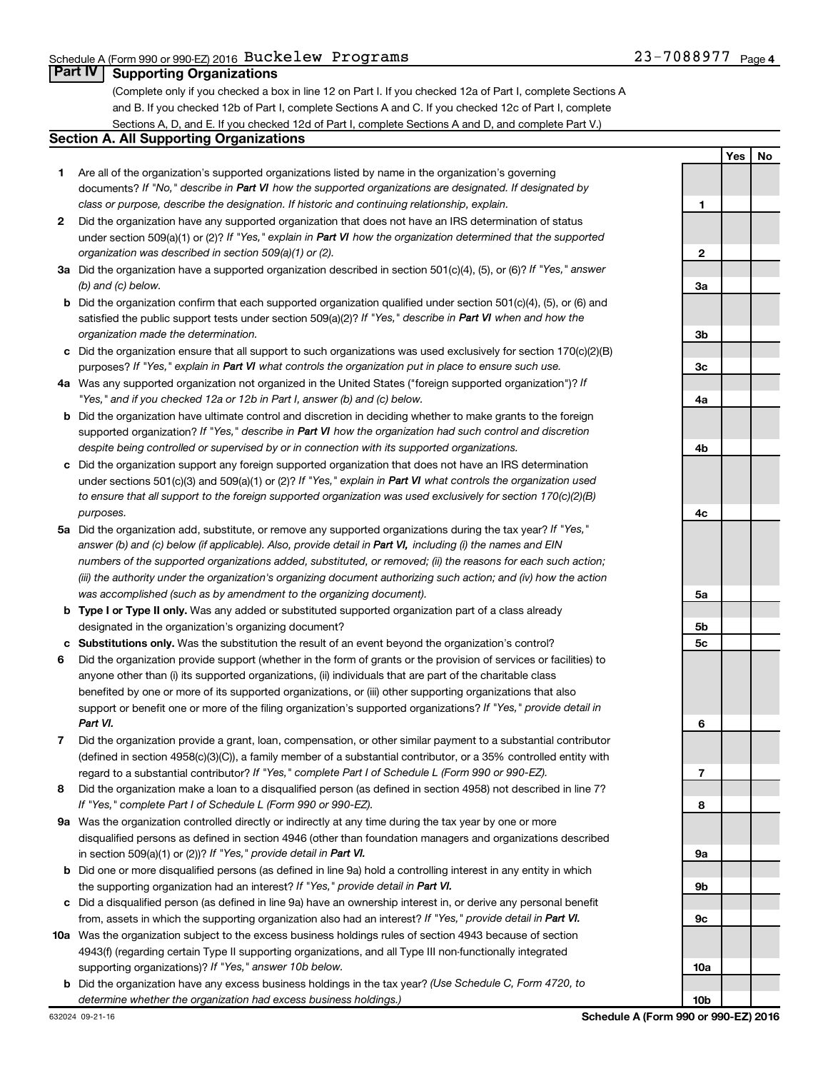Schedule A (Form 990 or 990-EZ) 2016 Buckelew Programs 23-7088977 Page 4

## Part IV Supporting Organizations

(Complete only if you checked a box in line 12 on Part I. If you checked 12a of Part I, complete Sections A and B. If you checked 12b of Part I, complete Sections A and C. If you checked 12c of Part I, complete Sections A, D, and E. If you checked 12d of Part I, complete Sections A and D, and complete Part V.)

### Section A. All Supporting Organizations

| | | | Yes | No |
|---|---|---|---|---|
| **1** | Are all of the organization's supported organizations listed by name in the organization's governing documents? *If "No," describe in* ***Part VI*** *how the supported organizations are designated. If designated by class or purpose, describe the designation. If historic and continuing relationship, explain.* | 1 | | |
| **2** | Did the organization have any supported organization that does not have an IRS determination of status under section 509(a)(1) or (2)? *If "Yes," explain in* ***Part VI*** *how the organization determined that the supported organization was described in section 509(a)(1) or (2).* | 2 | | |
| **3a** | Did the organization have a supported organization described in section 501(c)(4), (5), or (6)? *If "Yes," answer (b) and (c) below.* | 3a | | |
| **b** | Did the organization confirm that each supported organization qualified under section 501(c)(4), (5), or (6) and satisfied the public support tests under section 509(a)(2)? *If "Yes," describe in* ***Part VI*** *when and how the organization made the determination.* | 3b | | |
| **c** | Did the organization ensure that all support to such organizations was used exclusively for section 170(c)(2)(B) purposes? *If "Yes," explain in* ***Part VI*** *what controls the organization put in place to ensure such use.* | 3c | | |
| **4a** | Was any supported organization not organized in the United States ("foreign supported organization")? *If "Yes," and if you checked 12a or 12b in Part I, answer (b) and (c) below.* | 4a | | |
| **b** | Did the organization have ultimate control and discretion in deciding whether to make grants to the foreign supported organization? *If "Yes," describe in* ***Part VI*** *how the organization had such control and discretion despite being controlled or supervised by or in connection with its supported organizations.* | 4b | | |
| **c** | Did the organization support any foreign supported organization that does not have an IRS determination under sections 501(c)(3) and 509(a)(1) or (2)? *If "Yes," explain in* ***Part VI*** *what controls the organization used to ensure that all support to the foreign supported organization was used exclusively for section 170(c)(2)(B) purposes.* | 4c | | |
| **5a** | Did the organization add, substitute, or remove any supported organizations during the tax year? *If "Yes," answer (b) and (c) below (if applicable). Also, provide detail in* ***Part VI,*** *including (i) the names and EIN numbers of the supported organizations added, substituted, or removed; (ii) the reasons for each such action; (iii) the authority under the organization's organizing document authorizing such action; and (iv) how the action was accomplished (such as by amendment to the organizing document).* | 5a | | |
| **b** | **Type I or Type II only.** Was any added or substituted supported organization part of a class already designated in the organization's organizing document? | 5b | | |
| **c** | **Substitutions only.** Was the substitution the result of an event beyond the organization's control? | 5c | | |
| **6** | Did the organization provide support (whether in the form of grants or the provision of services or facilities) to anyone other than (i) its supported organizations, (ii) individuals that are part of the charitable class benefited by one or more of its supported organizations, or (iii) other supporting organizations that also support or benefit one or more of the filing organization's supported organizations? *If "Yes," provide detail in* ***Part VI.*** | 6 | | |
| **7** | Did the organization provide a grant, loan, compensation, or other similar payment to a substantial contributor (defined in section 4958(c)(3)(C)), a family member of a substantial contributor, or a 35% controlled entity with regard to a substantial contributor? *If "Yes," complete Part I of Schedule L (Form 990 or 990-EZ).* | 7 | | |
| **8** | Did the organization make a loan to a disqualified person (as defined in section 4958) not described in line 7? *If "Yes," complete Part I of Schedule L (Form 990 or 990-EZ).* | 8 | | |
| **9a** | Was the organization controlled directly or indirectly at any time during the tax year by one or more disqualified persons as defined in section 4946 (other than foundation managers and organizations described in section 509(a)(1) or (2))? *If "Yes," provide detail in* ***Part VI.*** | 9a | | |
| **b** | Did one or more disqualified persons (as defined in line 9a) hold a controlling interest in any entity in which the supporting organization had an interest? *If "Yes," provide detail in* ***Part VI.*** | 9b | | |
| **c** | Did a disqualified person (as defined in line 9a) have an ownership interest in, or derive any personal benefit from, assets in which the supporting organization also had an interest? *If "Yes," provide detail in* ***Part VI.*** | 9c | | |
| **10a** | Was the organization subject to the excess business holdings rules of section 4943 because of section 4943(f) (regarding certain Type II supporting organizations, and all Type III non-functionally integrated supporting organizations)? *If "Yes," answer 10b below.* | 10a | | |
| **b** | Did the organization have any excess business holdings in the tax year? *(Use Schedule C, Form 4720, to determine whether the organization had excess business holdings.)* | 10b | | |

632024 09-21-16 **Schedule A (Form 990 or 990-EZ) 2016**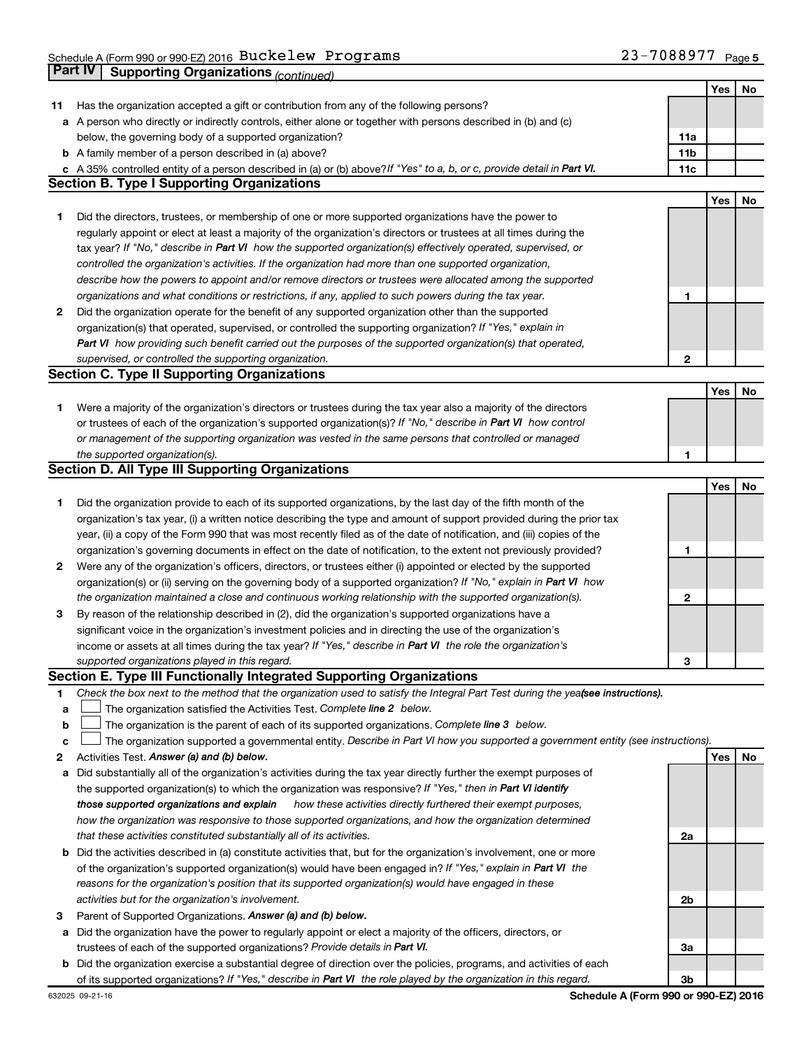Schedule A (Form 990 or 990-EZ) 2016 Buckelew Programs 23-7088977 Page 5

## Part IV Supporting Organizations *(continued)*

| | | | Yes | No |
|---|---|---|---|---|
| **11** | Has the organization accepted a gift or contribution from any of the following persons? | | | |
| **a** | A person who directly or indirectly controls, either alone or together with persons described in (b) and (c) below, the governing body of a supported organization? | **11a** | | |
| **b** | A family member of a person described in (a) above? | **11b** | | |
| **c** | A 35% controlled entity of a person described in (a) or (b) above? *If "Yes" to a, b, or c, provide detail in* ***Part VI.*** | **11c** | | |

### Section B. Type I Supporting Organizations

| | | | Yes | No |
|---|---|---|---|---|
| **1** | Did the directors, trustees, or membership of one or more supported organizations have the power to regularly appoint or elect at least a majority of the organization's directors or trustees at all times during the tax year? *If "No," describe in* ***Part VI*** *how the supported organization(s) effectively operated, supervised, or controlled the organization's activities. If the organization had more than one supported organization, describe how the powers to appoint and/or remove directors or trustees were allocated among the supported organizations and what conditions or restrictions, if any, applied to such powers during the tax year.* | **1** | | |
| **2** | Did the organization operate for the benefit of any supported organization other than the supported organization(s) that operated, supervised, or controlled the supporting organization? *If "Yes," explain in* ***Part VI*** *how providing such benefit carried out the purposes of the supported organization(s) that operated, supervised, or controlled the supporting organization.* | **2** | | |

### Section C. Type II Supporting Organizations

| | | | Yes | No |
|---|---|---|---|---|
| **1** | Were a majority of the organization's directors or trustees during the tax year also a majority of the directors or trustees of each of the organization's supported organization(s)? *If "No," describe in* ***Part VI*** *how control or management of the supporting organization was vested in the same persons that controlled or managed the supported organization(s).* | **1** | | |

### Section D. All Type III Supporting Organizations

| | | | Yes | No |
|---|---|---|---|---|
| **1** | Did the organization provide to each of its supported organizations, by the last day of the fifth month of the organization's tax year, (i) a written notice describing the type and amount of support provided during the prior tax year, (ii) a copy of the Form 990 that was most recently filed as of the date of notification, and (iii) copies of the organization's governing documents in effect on the date of notification, to the extent not previously provided? | **1** | | |
| **2** | Were any of the organization's officers, directors, or trustees either (i) appointed or elected by the supported organization(s) or (ii) serving on the governing body of a supported organization? *If "No," explain in* ***Part VI*** *how the organization maintained a close and continuous working relationship with the supported organization(s).* | **2** | | |
| **3** | By reason of the relationship described in (2), did the organization's supported organizations have a significant voice in the organization's investment policies and in directing the use of the organization's income or assets at all times during the tax year? *If "Yes," describe in* ***Part VI*** *the role the organization's supported organizations played in this regard.* | **3** | | |

### Section E. Type III Functionally Integrated Supporting Organizations

**1** *Check the box next to the method that the organization used to satisfy the Integral Part Test during the year* ***(see instructions).***

**a** ☐ The organization satisfied the Activities Test. *Complete* ***line 2*** *below.*

**b** ☐ The organization is the parent of each of its supported organizations. *Complete* ***line 3*** *below.*

**c** ☐ The organization supported a governmental entity. *Describe in Part VI how you supported a government entity (see instructions).*

| | | | Yes | No |
|---|---|---|---|---|
| **2** | Activities Test. ***Answer (a) and (b) below.*** | | | |
| **a** | Did substantially all of the organization's activities during the tax year directly further the exempt purposes of the supported organization(s) to which the organization was responsive? *If "Yes," then in* ***Part VI identify those supported organizations and explain*** *how these activities directly furthered their exempt purposes, how the organization was responsive to those supported organizations, and how the organization determined that these activities constituted substantially all of its activities.* | **2a** | | |
| **b** | Did the activities described in (a) constitute activities that, but for the organization's involvement, one or more of the organization's supported organization(s) would have been engaged in? *If "Yes," explain in* ***Part VI*** *the reasons for the organization's position that its supported organization(s) would have engaged in these activities but for the organization's involvement.* | **2b** | | |
| **3** | Parent of Supported Organizations. ***Answer (a) and (b) below.*** | | | |
| **a** | Did the organization have the power to regularly appoint or elect a majority of the officers, directors, or trustees of each of the supported organizations? *Provide details in* ***Part VI.*** | **3a** | | |
| **b** | Did the organization exercise a substantial degree of direction over the policies, programs, and activities of each of its supported organizations? *If "Yes," describe in* ***Part VI*** *the role played by the organization in this regard.* | **3b** | | |

632025 09-21-16 **Schedule A (Form 990 or 990-EZ) 2016**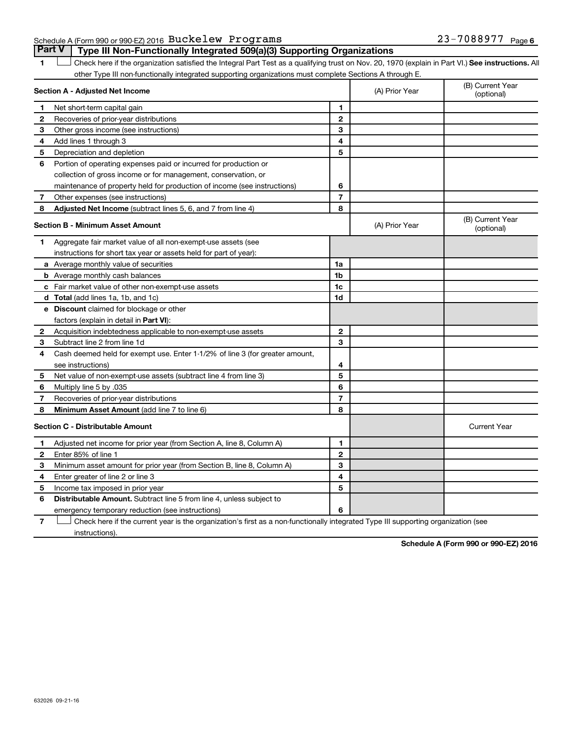## Part V | Type III Non-Functionally Integrated 509(a)(3) Supporting Organizations

1 ☐ Check here if the organization satisfied the Integral Part Test as a qualifying trust on Nov. 20, 1970 (explain in Part VI.) **See instructions.** All other Type III non-functionally integrated supporting organizations must complete Sections A through E.

| **Section A - Adjusted Net Income** | | | (A) Prior Year | (B) Current Year (optional) |
|---|---|---|---|---|
| 1 | Net short-term capital gain | 1 | | |
| 2 | Recoveries of prior-year distributions | 2 | | |
| 3 | Other gross income (see instructions) | 3 | | |
| 4 | Add lines 1 through 3 | 4 | | |
| 5 | Depreciation and depletion | 5 | | |
| 6 | Portion of operating expenses paid or incurred for production or collection of gross income or for management, conservation, or maintenance of property held for production of income (see instructions) | 6 | | |
| 7 | Other expenses (see instructions) | 7 | | |
| 8 | **Adjusted Net Income** (subtract lines 5, 6, and 7 from line 4) | 8 | | |

| **Section B - Minimum Asset Amount** | | | (A) Prior Year | (B) Current Year (optional) |
|---|---|---|---|---|
| 1 | Aggregate fair market value of all non-exempt-use assets (see instructions for short tax year or assets held for part of year): | | | |
| a | Average monthly value of securities | 1a | | |
| b | Average monthly cash balances | 1b | | |
| c | Fair market value of other non-exempt-use assets | 1c | | |
| d | **Total** (add lines 1a, 1b, and 1c) | 1d | | |
| e | **Discount** claimed for blockage or other factors (explain in detail in **Part VI**): | | | |
| 2 | Acquisition indebtedness applicable to non-exempt-use assets | 2 | | |
| 3 | Subtract line 2 from line 1d | 3 | | |
| 4 | Cash deemed held for exempt use. Enter 1-1/2% of line 3 (for greater amount, see instructions) | 4 | | |
| 5 | Net value of non-exempt-use assets (subtract line 4 from line 3) | 5 | | |
| 6 | Multiply line 5 by .035 | 6 | | |
| 7 | Recoveries of prior-year distributions | 7 | | |
| 8 | **Minimum Asset Amount** (add line 7 to line 6) | 8 | | |

| **Section C - Distributable Amount** | | | | Current Year |
|---|---|---|---|---|
| 1 | Adjusted net income for prior year (from Section A, line 8, Column A) | 1 | | |
| 2 | Enter 85% of line 1 | 2 | | |
| 3 | Minimum asset amount for prior year (from Section B, line 8, Column A) | 3 | | |
| 4 | Enter greater of line 2 or line 3 | 4 | | |
| 5 | Income tax imposed in prior year | 5 | | |
| 6 | **Distributable Amount.** Subtract line 5 from line 4, unless subject to emergency temporary reduction (see instructions) | 6 | | |

7 ☐ Check here if the current year is the organization's first as a non-functionally integrated Type III supporting organization (see instructions).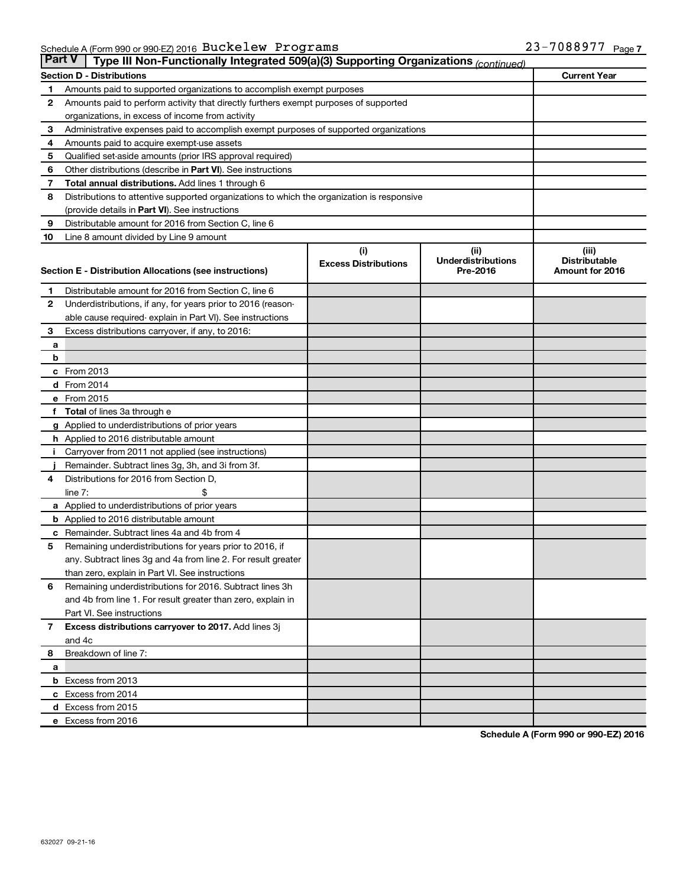Schedule A (Form 990 or 990-EZ) 2016 Buckelew Programs 23-7088977 Page 7

**Part V | Type III Non-Functionally Integrated 509(a)(3) Supporting Organizations** *(continued)*

| Section D - Distributions | | Current Year |
|---|---|---|
| 1 | Amounts paid to supported organizations to accomplish exempt purposes | |
| 2 | Amounts paid to perform activity that directly furthers exempt purposes of supported organizations, in excess of income from activity | |
| 3 | Administrative expenses paid to accomplish exempt purposes of supported organizations | |
| 4 | Amounts paid to acquire exempt-use assets | |
| 5 | Qualified set-aside amounts (prior IRS approval required) | |
| 6 | Other distributions (describe in **Part VI**). See instructions | |
| 7 | **Total annual distributions.** Add lines 1 through 6 | |
| 8 | Distributions to attentive supported organizations to which the organization is responsive (provide details in **Part VI**). See instructions | |
| 9 | Distributable amount for 2016 from Section C, line 6 | |
| 10 | Line 8 amount divided by Line 9 amount | |

| Section E - Distribution Allocations (see instructions) | | (i) Excess Distributions | (ii) Underdistributions Pre-2016 | (iii) Distributable Amount for 2016 |
|---|---|---|---|---|
| 1 | Distributable amount for 2016 from Section C, line 6 | | | |
| 2 | Underdistributions, if any, for years prior to 2016 (reasonable cause required- explain in Part VI). See instructions | | | |
| 3 | Excess distributions carryover, if any, to 2016: | | | |
| a | | | | |
| b | | | | |
| c | From 2013 | | | |
| d | From 2014 | | | |
| e | From 2015 | | | |
| f | **Total** of lines 3a through e | | | |
| g | Applied to underdistributions of prior years | | | |
| h | Applied to 2016 distributable amount | | | |
| i | Carryover from 2011 not applied (see instructions) | | | |
| j | Remainder. Subtract lines 3g, 3h, and 3i from 3f. | | | |
| 4 | Distributions for 2016 from Section D, line 7: $ | | | |
| a | Applied to underdistributions of prior years | | | |
| b | Applied to 2016 distributable amount | | | |
| c | Remainder. Subtract lines 4a and 4b from 4 | | | |
| 5 | Remaining underdistributions for years prior to 2016, if any. Subtract lines 3g and 4a from line 2. For result greater than zero, explain in Part VI. See instructions | | | |
| 6 | Remaining underdistributions for 2016. Subtract lines 3h and 4b from line 1. For result greater than zero, explain in Part VI. See instructions | | | |
| 7 | **Excess distributions carryover to 2017.** Add lines 3j and 4c | | | |
| 8 | Breakdown of line 7: | | | |
| a | | | | |
| b | Excess from 2013 | | | |
| c | Excess from 2014 | | | |
| d | Excess from 2015 | | | |
| e | Excess from 2016 | | | |

**Schedule A (Form 990 or 990-EZ) 2016**

632027 09-21-16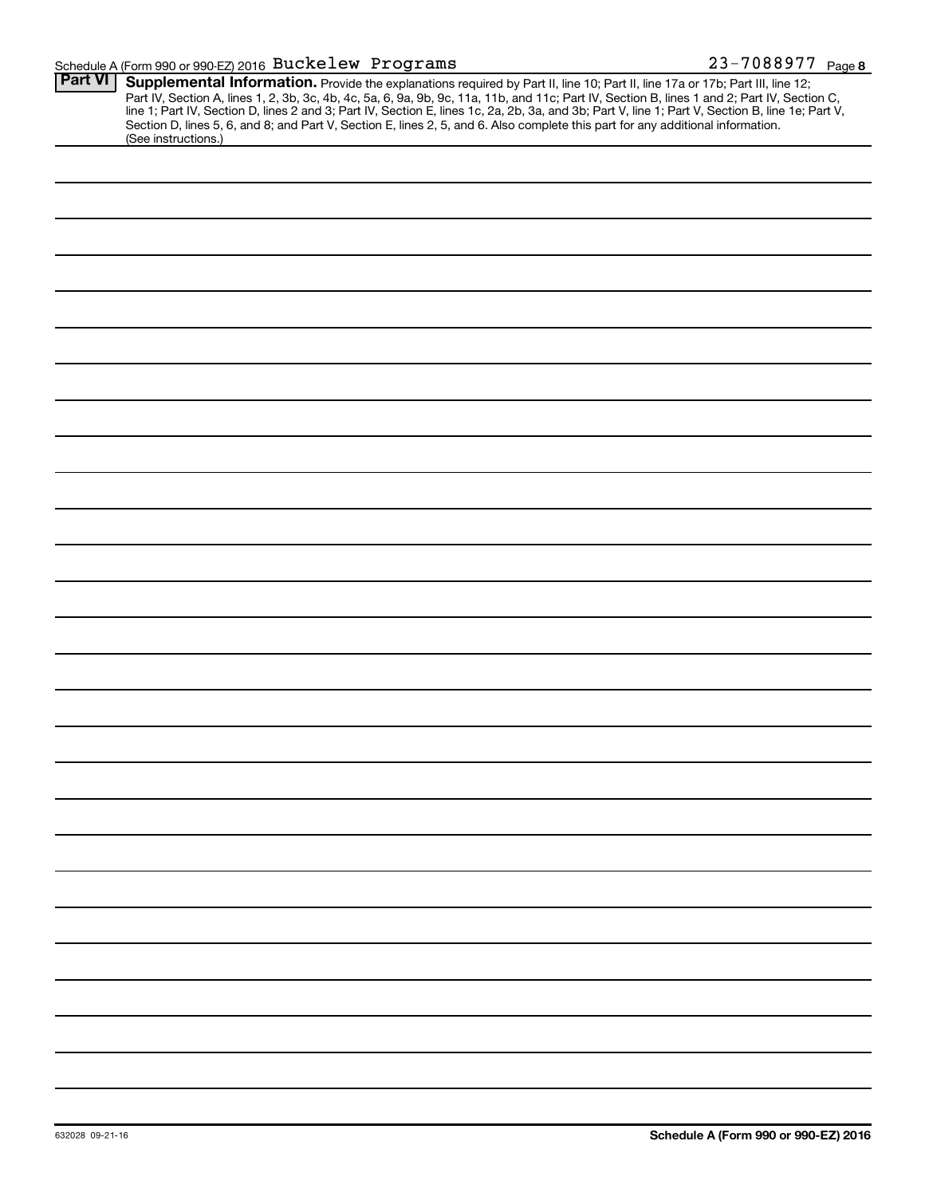Schedule A (Form 990 or 990-EZ) 2016 Buckelew Programs 23-7088977 Page 8

**Part VI** **Supplemental Information.** Provide the explanations required by Part II, line 10; Part II, line 17a or 17b; Part III, line 12; Part IV, Section A, lines 1, 2, 3b, 3c, 4b, 4c, 5a, 6, 9a, 9b, 9c, 11a, 11b, and 11c; Part IV, Section B, lines 1 and 2; Part IV, Section C, line 1; Part IV, Section D, lines 2 and 3; Part IV, Section E, lines 1c, 2a, 2b, 3a, and 3b; Part V, line 1; Part V, Section B, line 1e; Part V, Section D, lines 5, 6, and 8; and Part V, Section E, lines 2, 5, and 6. Also complete this part for any additional information. (See instructions.)

632028 09-21-16 **Schedule A (Form 990 or 990-EZ) 2016**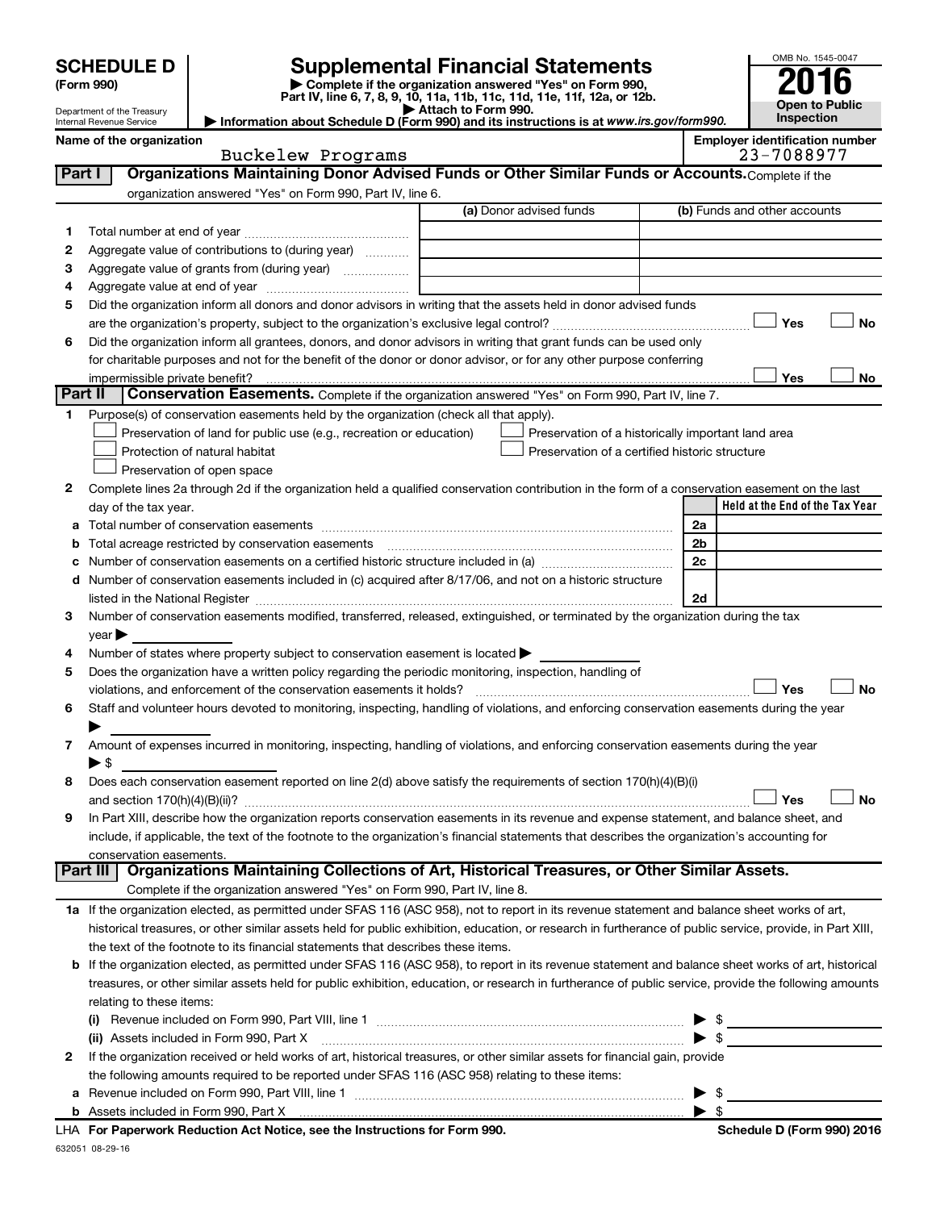**SCHEDULE D (Form 990)**

Department of the Treasury
Internal Revenue Service

# Supplemental Financial Statements

▶ Complete if the organization answered "Yes" on Form 990, Part IV, line 6, 7, 8, 9, 10, 11a, 11b, 11c, 11d, 11e, 11f, 12a, or 12b.
▶ Attach to Form 990.
▶ Information about Schedule D (Form 990) and its instructions is at www.irs.gov/form990.

OMB No. 1545-0047

**2016**

**Open to Public Inspection**

**Name of the organization**
Buckelew Programs

**Employer identification number**
23-7088977

## Part I Organizations Maintaining Donor Advised Funds or Other Similar Funds or Accounts.

Complete if the organization answered "Yes" on Form 990, Part IV, line 6.

| | | (a) Donor advised funds | (b) Funds and other accounts |
|---|---|---|---|
| 1 | Total number at end of year | | |
| 2 | Aggregate value of contributions to (during year) | | |
| 3 | Aggregate value of grants from (during year) | | |
| 4 | Aggregate value at end of year | | |

5 Did the organization inform all donors and donor advisors in writing that the assets held in donor advised funds are the organization's property, subject to the organization's exclusive legal control? ☐ Yes ☐ No

6 Did the organization inform all grantees, donors, and donor advisors in writing that grant funds can be used only for charitable purposes and not for the benefit of the donor or donor advisor, or for any other purpose conferring impermissible private benefit? ☐ Yes ☐ No

## Part II Conservation Easements.

Complete if the organization answered "Yes" on Form 990, Part IV, line 7.

1 Purpose(s) of conservation easements held by the organization (check all that apply).

- ☐ Preservation of land for public use (e.g., recreation or education)
- ☐ Protection of natural habitat
- ☐ Preservation of open space
- ☐ Preservation of a historically important land area
- ☐ Preservation of a certified historic structure

2 Complete lines 2a through 2d if the organization held a qualified conservation contribution in the form of a conservation easement on the last day of the tax year.

| | | | Held at the End of the Tax Year |
|---|---|---|---|
| a | Total number of conservation easements | 2a | |
| b | Total acreage restricted by conservation easements | 2b | |
| c | Number of conservation easements on a certified historic structure included in (a) | 2c | |
| d | Number of conservation easements included in (c) acquired after 8/17/06, and not on a historic structure listed in the National Register | 2d | |

3 Number of conservation easements modified, transferred, released, extinguished, or terminated by the organization during the tax year ▶

4 Number of states where property subject to conservation easement is located ▶

5 Does the organization have a written policy regarding the periodic monitoring, inspection, handling of violations, and enforcement of the conservation easements it holds? ☐ Yes ☐ No

6 Staff and volunteer hours devoted to monitoring, inspecting, handling of violations, and enforcing conservation easements during the year ▶

7 Amount of expenses incurred in monitoring, inspecting, handling of violations, and enforcing conservation easements during the year ▶ $

8 Does each conservation easement reported on line 2(d) above satisfy the requirements of section 170(h)(4)(B)(i) and section 170(h)(4)(B)(ii)? ☐ Yes ☐ No

9 In Part XIII, describe how the organization reports conservation easements in its revenue and expense statement, and balance sheet, and include, if applicable, the text of the footnote to the organization's financial statements that describes the organization's accounting for conservation easements.

## Part III Organizations Maintaining Collections of Art, Historical Treasures, or Other Similar Assets.

Complete if the organization answered "Yes" on Form 990, Part IV, line 8.

1a If the organization elected, as permitted under SFAS 116 (ASC 958), not to report in its revenue statement and balance sheet works of art, historical treasures, or other similar assets held for public exhibition, education, or research in furtherance of public service, provide, in Part XIII, the text of the footnote to its financial statements that describes these items.

b If the organization elected, as permitted under SFAS 116 (ASC 958), to report in its revenue statement and balance sheet works of art, historical treasures, or other similar assets held for public exhibition, education, or research in furtherance of public service, provide the following amounts relating to these items:

(i) Revenue included on Form 990, Part VIII, line 1 ▶ $

(ii) Assets included in Form 990, Part X ▶ $

2 If the organization received or held works of art, historical treasures, or other similar assets for financial gain, provide the following amounts required to be reported under SFAS 116 (ASC 958) relating to these items:

a Revenue included on Form 990, Part VIII, line 1 ▶ $

b Assets included in Form 990, Part X ▶ $

LHA For Paperwork Reduction Act Notice, see the Instructions for Form 990. Schedule D (Form 990) 2016

632051 08-29-16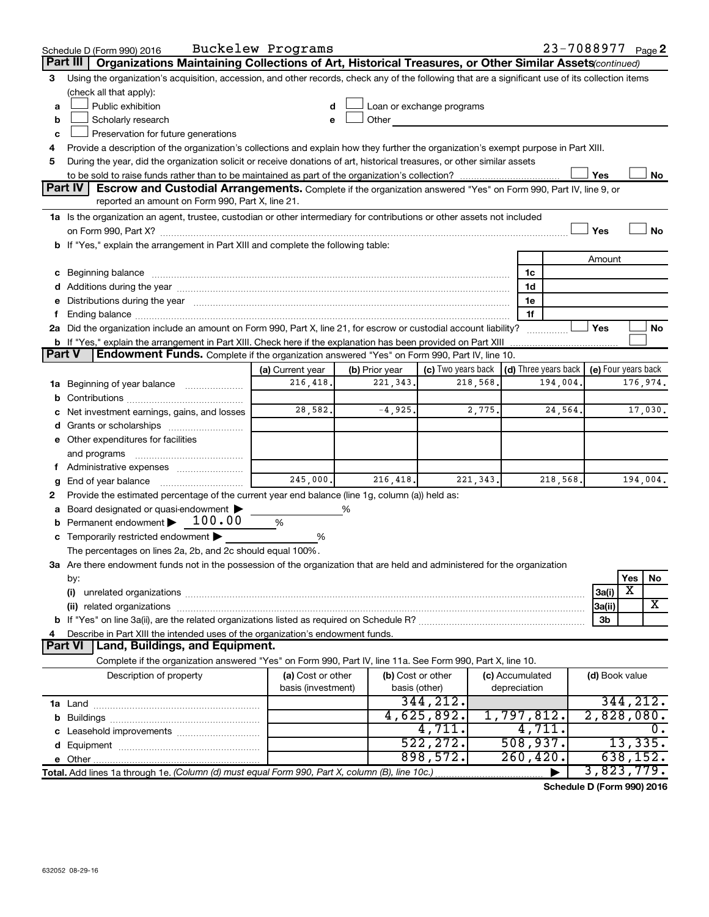Schedule D (Form 990) 2016 Buckelew Programs 23-7088977 Page 2

## Part III | Organizations Maintaining Collections of Art, Historical Treasures, or Other Similar Assets (continued)

**3** Using the organization's acquisition, accession, and other records, check any of the following that are a significant use of its collection items (check all that apply):

- **a** ☐ Public exhibition
- **b** ☐ Scholarly research
- **c** ☐ Preservation for future generations
- **d** ☐ Loan or exchange programs
- **e** ☐ Other

**4** Provide a description of the organization's collections and explain how they further the organization's exempt purpose in Part XIII.

**5** During the year, did the organization solicit or receive donations of art, historical treasures, or other similar assets to be sold to raise funds rather than to be maintained as part of the organization's collection? ☐ Yes ☐ No

## Part IV | Escrow and Custodial Arrangements.

Complete if the organization answered "Yes" on Form 990, Part IV, line 9, or reported an amount on Form 990, Part X, line 21.

**1a** Is the organization an agent, trustee, custodian or other intermediary for contributions or other assets not included on Form 990, Part X? ☐ Yes ☐ No

**b** If "Yes," explain the arrangement in Part XIII and complete the following table:

| | | Amount |
|---|---|---|
| **c** Beginning balance | 1c | |
| **d** Additions during the year | 1d | |
| **e** Distributions during the year | 1e | |
| **f** Ending balance | 1f | |

**2a** Did the organization include an amount on Form 990, Part X, line 21, for escrow or custodial account liability? ☐ Yes ☐ No

**b** If "Yes," explain the arrangement in Part XIII. Check here if the explanation has been provided on Part XIII ☐

## Part V | Endowment Funds.

Complete if the organization answered "Yes" on Form 990, Part IV, line 10.

| | (a) Current year | (b) Prior year | (c) Two years back | (d) Three years back | (e) Four years back |
|---|---|---|---|---|---|
| **1a** Beginning of year balance | 216,418. | 221,343. | 218,568. | 194,004. | 176,974. |
| **b** Contributions | | | | | |
| **c** Net investment earnings, gains, and losses | 28,582. | -4,925. | 2,775. | 24,564. | 17,030. |
| **d** Grants or scholarships | | | | | |
| **e** Other expenditures for facilities and programs | | | | | |
| **f** Administrative expenses | | | | | |
| **g** End of year balance | 245,000. | 216,418. | 221,343. | 218,568. | 194,004. |

**2** Provide the estimated percentage of the current year end balance (line 1g, column (a)) held as:

- **a** Board designated or quasi-endowment ▶ %
- **b** Permanent endowment ▶ 100.00 %
- **c** Temporarily restricted endowment ▶ %

The percentages on lines 2a, 2b, and 2c should equal 100%.

**3a** Are there endowment funds not in the possession of the organization that are held and administered for the organization by:

| | | Yes | No |
|---|---|---|---|
| **(i)** unrelated organizations | 3a(i) | X | |
| **(ii)** related organizations | 3a(ii) | | X |
| **b** If "Yes" on line 3a(ii), are the related organizations listed as required on Schedule R? | 3b | | |

**4** Describe in Part XIII the intended uses of the organization's endowment funds.

## Part VI | Land, Buildings, and Equipment.

Complete if the organization answered "Yes" on Form 990, Part IV, line 11a. See Form 990, Part X, line 10.

| Description of property | (a) Cost or other basis (investment) | (b) Cost or other basis (other) | (c) Accumulated depreciation | (d) Book value |
|---|---|---|---|---|
| **1a** Land | | 344,212. | | 344,212. |
| **b** Buildings | | 4,625,892. | 1,797,812. | 2,828,080. |
| **c** Leasehold improvements | | 4,711. | 4,711. | 0. |
| **d** Equipment | | 522,272. | 508,937. | 13,335. |
| **e** Other | | 898,572. | 260,420. | 638,152. |
| **Total.** Add lines 1a through 1e. *(Column (d) must equal Form 990, Part X, column (B), line 10c.)* | | | ▶ | 3,823,779. |

**Schedule D (Form 990) 2016**

632052 08-29-16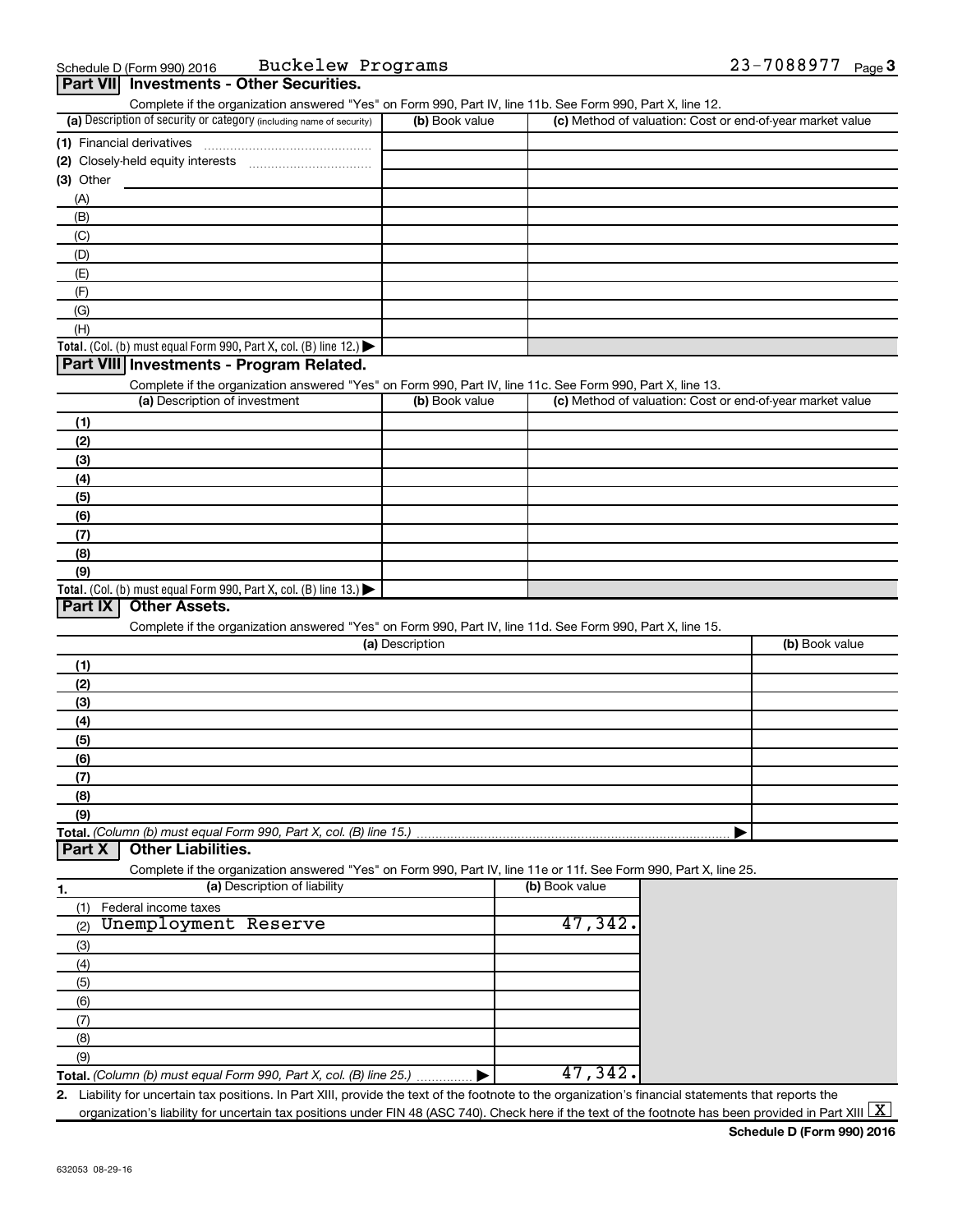Schedule D (Form 990) 2016 Buckelew Programs 23-7088977 Page 3

## Part VII Investments - Other Securities.

Complete if the organization answered "Yes" on Form 990, Part IV, line 11b. See Form 990, Part X, line 12.

| (a) Description of security or category (including name of security) | (b) Book value | (c) Method of valuation: Cost or end-of-year market value |
|---|---|---|
| (1) Financial derivatives | | |
| (2) Closely-held equity interests | | |
| (3) Other | | |
| (A) | | |
| (B) | | |
| (C) | | |
| (D) | | |
| (E) | | |
| (F) | | |
| (G) | | |
| (H) | | |
| **Total.** (Col. (b) must equal Form 990, Part X, col. (B) line 12.) ▶ | | |

## Part VIII Investments - Program Related.

Complete if the organization answered "Yes" on Form 990, Part IV, line 11c. See Form 990, Part X, line 13.

| (a) Description of investment | (b) Book value | (c) Method of valuation: Cost or end-of-year market value |
|---|---|---|
| (1) | | |
| (2) | | |
| (3) | | |
| (4) | | |
| (5) | | |
| (6) | | |
| (7) | | |
| (8) | | |
| (9) | | |
| **Total.** (Col. (b) must equal Form 990, Part X, col. (B) line 13.) ▶ | | |

## Part IX Other Assets.

Complete if the organization answered "Yes" on Form 990, Part IV, line 11d. See Form 990, Part X, line 15.

| (a) Description | (b) Book value |
|---|---|
| (1) | |
| (2) | |
| (3) | |
| (4) | |
| (5) | |
| (6) | |
| (7) | |
| (8) | |
| (9) | |
| **Total.** *(Column (b) must equal Form 990, Part X, col. (B) line 15.)* ▶ | |

## Part X Other Liabilities.

Complete if the organization answered "Yes" on Form 990, Part IV, line 11e or 11f. See Form 990, Part X, line 25.

| 1. (a) Description of liability | (b) Book value |
|---|---|
| (1) Federal income taxes | |
| (2) Unemployment Reserve | 47,342. |
| (3) | |
| (4) | |
| (5) | |
| (6) | |
| (7) | |
| (8) | |
| (9) | |
| **Total.** *(Column (b) must equal Form 990, Part X, col. (B) line 25.)* ▶ | 47,342. |

2. Liability for uncertain tax positions. In Part XIII, provide the text of the footnote to the organization's financial statements that reports the organization's liability for uncertain tax positions under FIN 48 (ASC 740). Check here if the text of the footnote has been provided in Part XIII [X]

**Schedule D (Form 990) 2016**

632053 08-29-16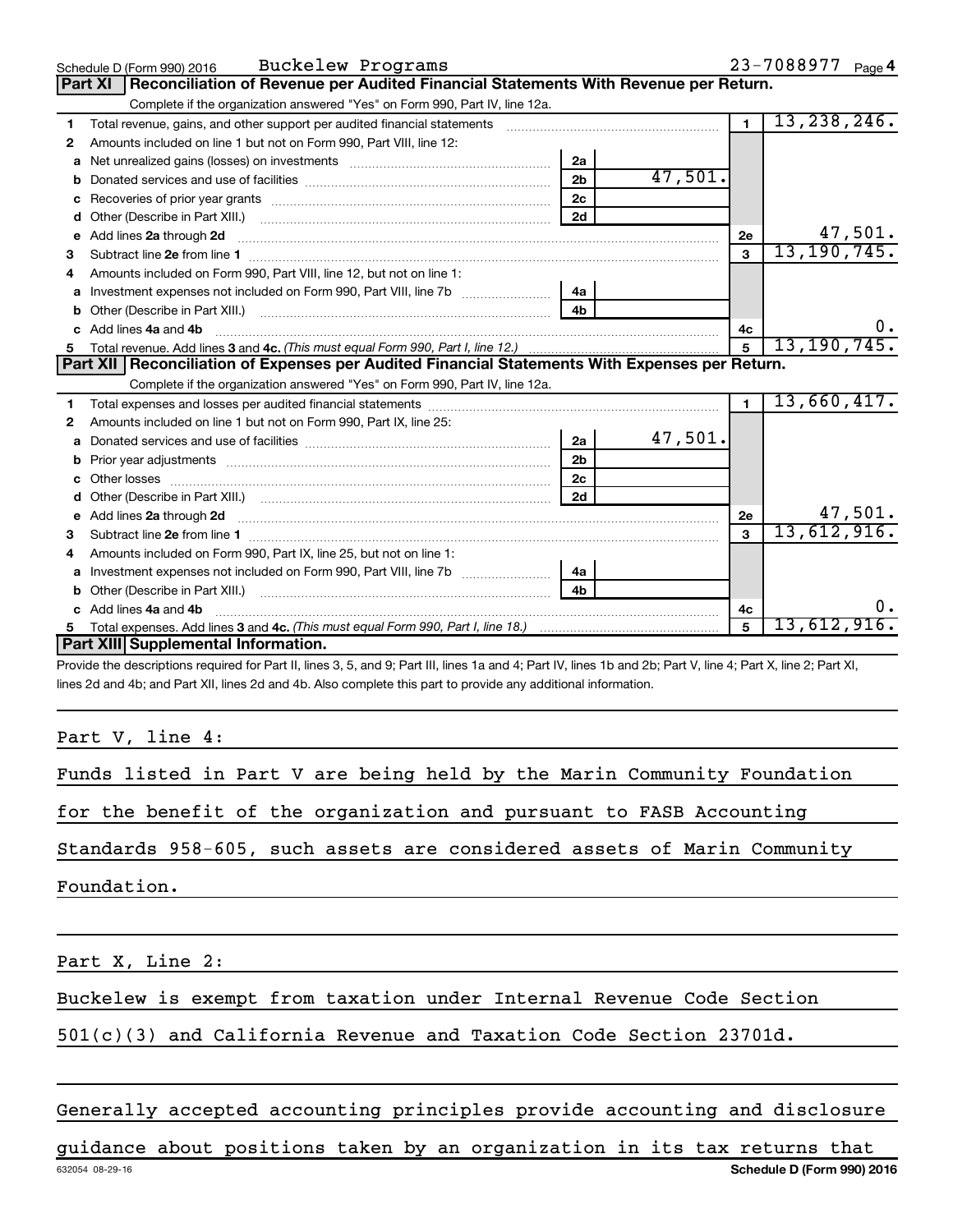Schedule D (Form 990) 2016 Buckelew Programs 23-7088977 Page 4

## Part XI Reconciliation of Revenue per Audited Financial Statements With Revenue per Return.

Complete if the organization answered "Yes" on Form 990, Part IV, line 12a.

| | | | | | |
|---|---|---|---|---|---|
| 1 | Total revenue, gains, and other support per audited financial statements | | | 1 | 13,238,246. |
| 2 | Amounts included on line 1 but not on Form 990, Part VIII, line 12: | | | | |
| a | Net unrealized gains (losses) on investments | 2a | | | |
| b | Donated services and use of facilities | 2b | 47,501. | | |
| c | Recoveries of prior year grants | 2c | | | |
| d | Other (Describe in Part XIII.) | 2d | | | |
| e | Add lines 2a through 2d | | | 2e | 47,501. |
| 3 | Subtract line 2e from line 1 | | | 3 | 13,190,745. |
| 4 | Amounts included on Form 990, Part VIII, line 12, but not on line 1: | | | | |
| a | Investment expenses not included on Form 990, Part VIII, line 7b | 4a | | | |
| b | Other (Describe in Part XIII.) | 4b | | | |
| c | Add lines 4a and 4b | | | 4c | 0. |
| 5 | Total revenue. Add lines 3 and 4c. *(This must equal Form 990, Part I, line 12.)* | | | 5 | 13,190,745. |

## Part XII Reconciliation of Expenses per Audited Financial Statements With Expenses per Return.

Complete if the organization answered "Yes" on Form 990, Part IV, line 12a.

| | | | | | |
|---|---|---|---|---|---|
| 1 | Total expenses and losses per audited financial statements | | | 1 | 13,660,417. |
| 2 | Amounts included on line 1 but not on Form 990, Part IX, line 25: | | | | |
| a | Donated services and use of facilities | 2a | 47,501. | | |
| b | Prior year adjustments | 2b | | | |
| c | Other losses | 2c | | | |
| d | Other (Describe in Part XIII.) | 2d | | | |
| e | Add lines 2a through 2d | | | 2e | 47,501. |
| 3 | Subtract line 2e from line 1 | | | 3 | 13,612,916. |
| 4 | Amounts included on Form 990, Part IX, line 25, but not on line 1: | | | | |
| a | Investment expenses not included on Form 990, Part VIII, line 7b | 4a | | | |
| b | Other (Describe in Part XIII.) | 4b | | | |
| c | Add lines 4a and 4b | | | 4c | 0. |
| 5 | Total expenses. Add lines 3 and 4c. *(This must equal Form 990, Part I, line 18.)* | | | 5 | 13,612,916. |

## Part XIII Supplemental Information.

Provide the descriptions required for Part II, lines 3, 5, and 9; Part III, lines 1a and 4; Part IV, lines 1b and 2b; Part V, line 4; Part X, line 2; Part XI, lines 2d and 4b; and Part XII, lines 2d and 4b. Also complete this part to provide any additional information.

Part V, line 4:

Funds listed in Part V are being held by the Marin Community Foundation for the benefit of the organization and pursuant to FASB Accounting Standards 958-605, such assets are considered assets of Marin Community Foundation.

Part X, Line 2:

Buckelew is exempt from taxation under Internal Revenue Code Section 501(c)(3) and California Revenue and Taxation Code Section 23701d.

Generally accepted accounting principles provide accounting and disclosure guidance about positions taken by an organization in its tax returns that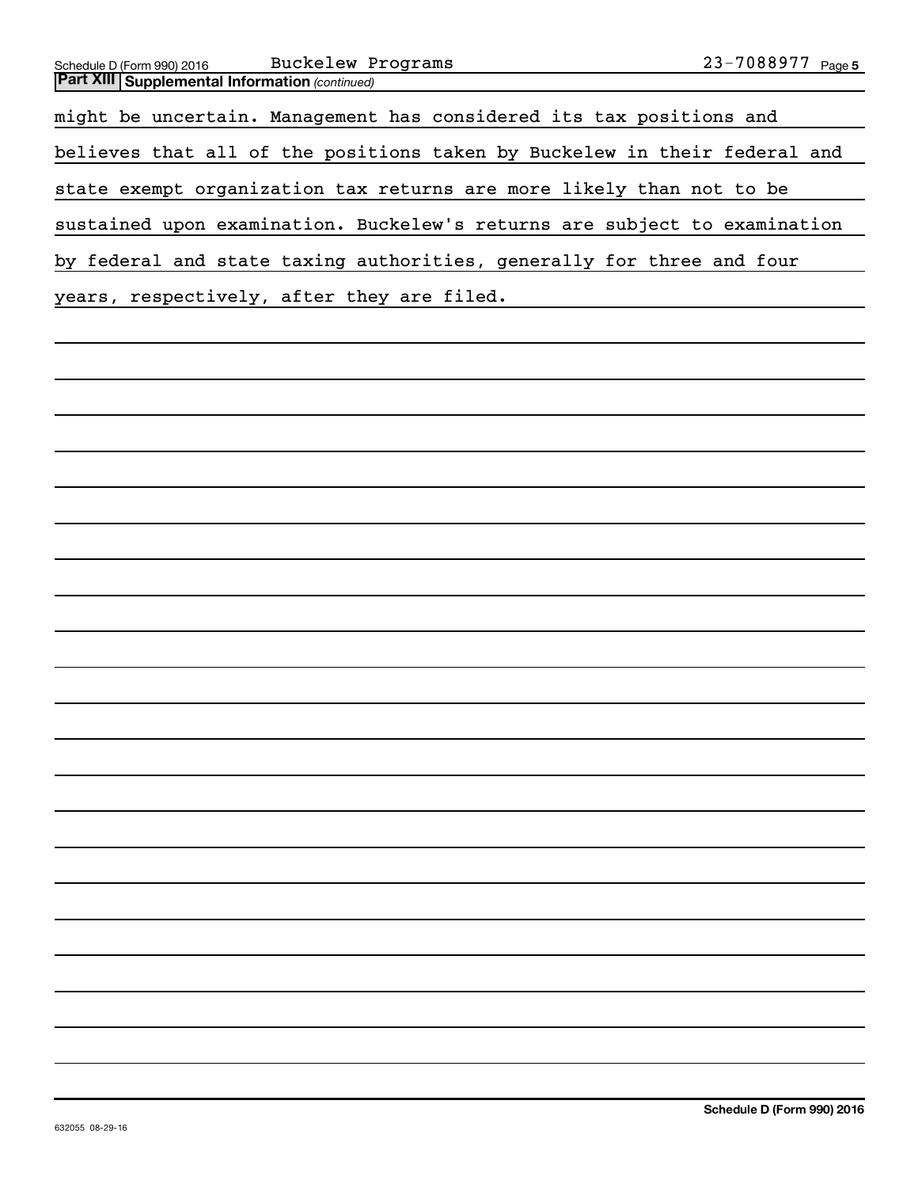**Part XIII Supplemental Information** *(continued)*

might be uncertain. Management has considered its tax positions and believes that all of the positions taken by Buckelew in their federal and state exempt organization tax returns are more likely than not to be sustained upon examination. Buckelew's returns are subject to examination by federal and state taxing authorities, generally for three and four years, respectively, after they are filed.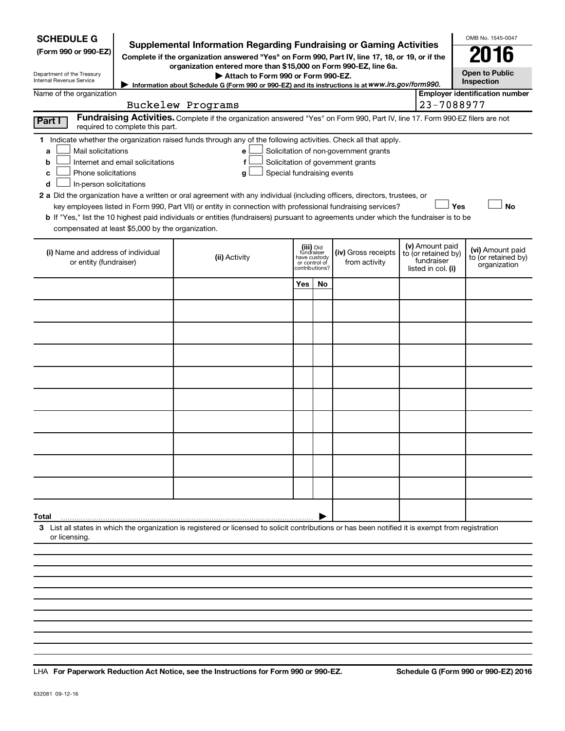**SCHEDULE G**
**(Form 990 or 990-EZ)**

Department of the Treasury
Internal Revenue Service

# Supplemental Information Regarding Fundraising or Gaming Activities

**Complete if the organization answered "Yes" on Form 990, Part IV, line 17, 18, or 19, or if the organization entered more than $15,000 on Form 990-EZ, line 6a.**

▶ **Attach to Form 990 or Form 990-EZ.**

▶ Information about Schedule G (Form 990 or 990-EZ) and its instructions is at *www.irs.gov/form990.*

OMB No. 1545-0047

**2016**

**Open to Public Inspection**

Name of the organization: Buckelew Programs

**Employer identification number:** 23-7088977

**Part I** **Fundraising Activities.** Complete if the organization answered "Yes" on Form 990, Part IV, line 17. Form 990-EZ filers are not required to complete this part.

**1** Indicate whether the organization raised funds through any of the following activities. Check all that apply.

- **a** ☐ Mail solicitations
- **b** ☐ Internet and email solicitations
- **c** ☐ Phone solicitations
- **d** ☐ In-person solicitations
- **e** ☐ Solicitation of non-government grants
- **f** ☐ Solicitation of government grants
- **g** ☐ Special fundraising events

**2 a** Did the organization have a written or oral agreement with any individual (including officers, directors, trustees, or key employees listed in Form 990, Part VII) or entity in connection with professional fundraising services? ☐ **Yes** ☐ **No**

**b** If "Yes," list the 10 highest paid individuals or entities (fundraisers) pursuant to agreements under which the fundraiser is to be compensated at least $5,000 by the organization.

| (i) Name and address of individual or entity (fundraiser) | (ii) Activity | (iii) Did fundraiser have custody or control of contributions? | | (iv) Gross receipts from activity | (v) Amount paid to (or retained by) fundraiser listed in col. (i) | (vi) Amount paid to (or retained by) organization |
|---|---|---|---|---|---|---|
| | | Yes | No | | | |
| | | | | | | |
| | | | | | | |
| | | | | | | |
| | | | | | | |
| | | | | | | |
| | | | | | | |
| | | | | | | |
| | | | | | | |
| | | | | | | |
| | | | | | | |
| **Total** ▶ | | | | | | |

**3** List all states in which the organization is registered or licensed to solicit contributions or has been notified it is exempt from registration or licensing.

LHA **For Paperwork Reduction Act Notice, see the Instructions for Form 990 or 990-EZ.** **Schedule G (Form 990 or 990-EZ) 2016**

632081 09-12-16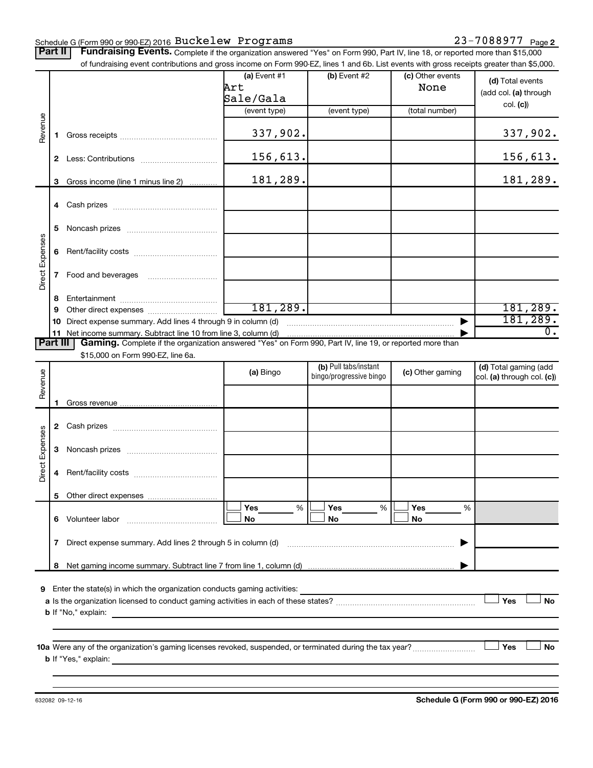Schedule G (Form 990 or 990-EZ) 2016 Buckelew Programs 23-7088977 Page 2

**Part II** **Fundraising Events.** Complete if the organization answered "Yes" on Form 990, Part IV, line 18, or reported more than $15,000 of fundraising event contributions and gross income on Form 990-EZ, lines 1 and 6b. List events with gross receipts greater than $5,000.

| | | | (a) Event #1 Art Sale/Gala (event type) | (b) Event #2 (event type) | (c) Other events None (total number) | (d) Total events (add col. (a) through col. (c)) |
|---|---|---|---|---|---|---|
| Revenue | 1 | Gross receipts | 337,902. | | | 337,902. |
| | 2 | Less: Contributions | 156,613. | | | 156,613. |
| | 3 | Gross income (line 1 minus line 2) | 181,289. | | | 181,289. |
| Direct Expenses | 4 | Cash prizes | | | | |
| | 5 | Noncash prizes | | | | |
| | 6 | Rent/facility costs | | | | |
| | 7 | Food and beverages | | | | |
| | 8 | Entertainment | | | | |
| | 9 | Other direct expenses | 181,289. | | | 181,289. |
| | 10 | Direct expense summary. Add lines 4 through 9 in column (d) | | | ▶ | 181,289. |
| | 11 | Net income summary. Subtract line 10 from line 3, column (d) | | | ▶ | 0. |

**Part III** **Gaming.** Complete if the organization answered "Yes" on Form 990, Part IV, line 19, or reported more than $15,000 on Form 990-EZ, line 6a.

| | | | (a) Bingo | (b) Pull tabs/instant bingo/progressive bingo | (c) Other gaming | (d) Total gaming (add col. (a) through col. (c)) |
|---|---|---|---|---|---|---|
| Revenue | 1 | Gross revenue | | | | |
| Direct Expenses | 2 | Cash prizes | | | | |
| | 3 | Noncash prizes | | | | |
| | 4 | Rent/facility costs | | | | |
| | 5 | Other direct expenses | | | | |
| | 6 | Volunteer labor | ☐ Yes ___% ☐ No | ☐ Yes ___% ☐ No | ☐ Yes ___% ☐ No | |
| | 7 | Direct expense summary. Add lines 2 through 5 in column (d) | | | ▶ | |
| | 8 | Net gaming income summary. Subtract line 7 from line 1, column (d) | | | ▶ | |

**9** Enter the state(s) in which the organization conducts gaming activities: ____________________

**a** Is the organization licensed to conduct gaming activities in each of these states? ☐ Yes ☐ No

**b** If "No," explain: ____________________

**10a** Were any of the organization's gaming licenses revoked, suspended, or terminated during the tax year? ☐ Yes ☐ No

**b** If "Yes," explain: ____________________

632082 09-12-16 **Schedule G (Form 990 or 990-EZ) 2016**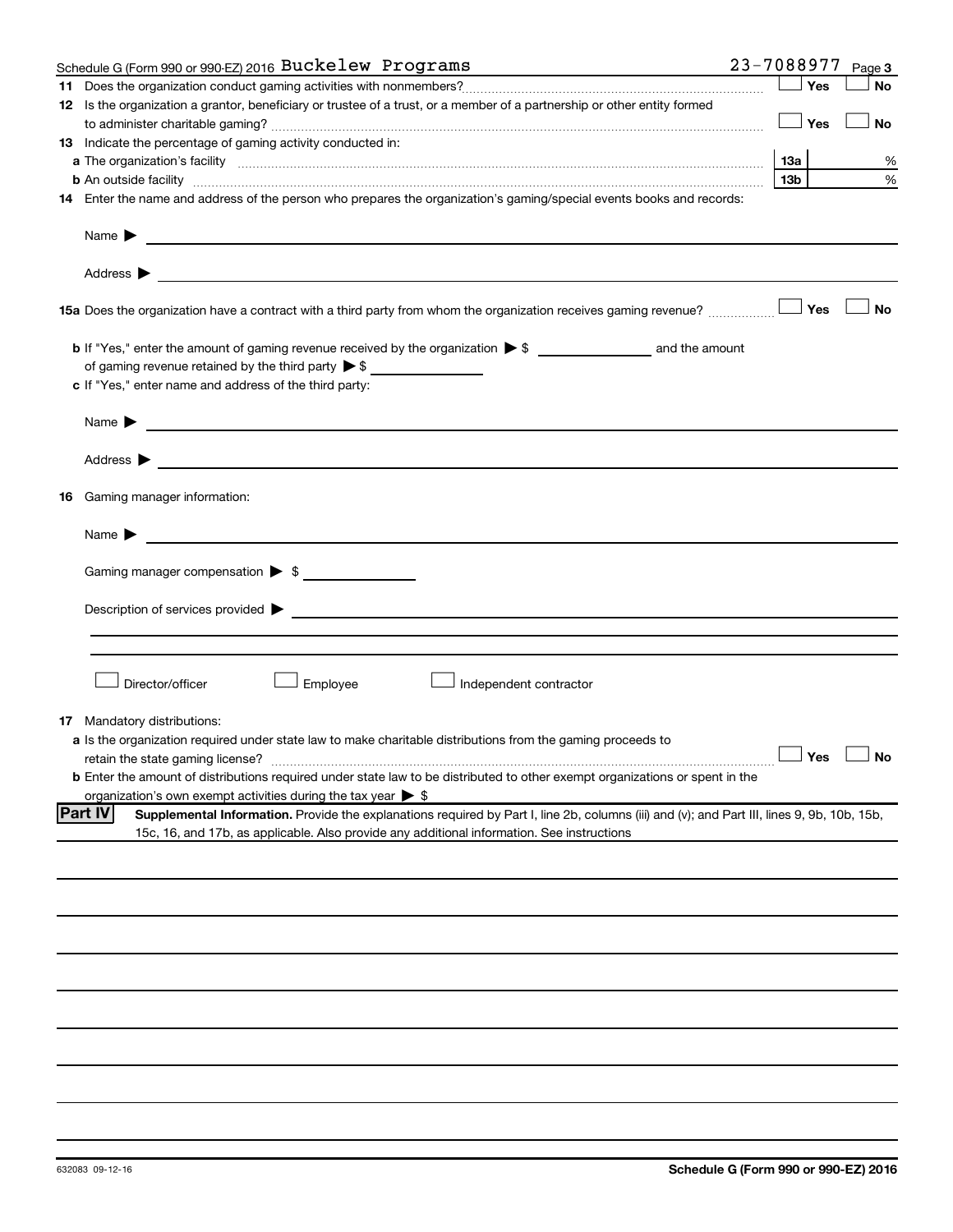Schedule G (Form 990 or 990-EZ) 2016 Buckelew Programs 23-7088977 Page 3

**11** Does the organization conduct gaming activities with nonmembers? ☐ Yes ☐ No

**12** Is the organization a grantor, beneficiary or trustee of a trust, or a member of a partnership or other entity formed to administer charitable gaming? ☐ Yes ☐ No

**13** Indicate the percentage of gaming activity conducted in:

**a** The organization's facility **13a** %

**b** An outside facility **13b** %

**14** Enter the name and address of the person who prepares the organization's gaming/special events books and records:

Name ▶

Address ▶

**15a** Does the organization have a contract with a third party from whom the organization receives gaming revenue? ☐ Yes ☐ No

**b** If "Yes," enter the amount of gaming revenue received by the organization ▶ $ ______ and the amount of gaming revenue retained by the third party ▶ $ ______

**c** If "Yes," enter name and address of the third party:

Name ▶

Address ▶

**16** Gaming manager information:

Name ▶

Gaming manager compensation ▶ $ ______

Description of services provided ▶

☐ Director/officer ☐ Employee ☐ Independent contractor

**17** Mandatory distributions:

**a** Is the organization required under state law to make charitable distributions from the gaming proceeds to retain the state gaming license? ☐ Yes ☐ No

**b** Enter the amount of distributions required under state law to be distributed to other exempt organizations or spent in the organization's own exempt activities during the tax year ▶ $

**Part IV** **Supplemental Information.** Provide the explanations required by Part I, line 2b, columns (iii) and (v); and Part III, lines 9, 9b, 10b, 15b, 15c, 16, and 17b, as applicable. Also provide any additional information. See instructions

632083 09-12-16 **Schedule G (Form 990 or 990-EZ) 2016**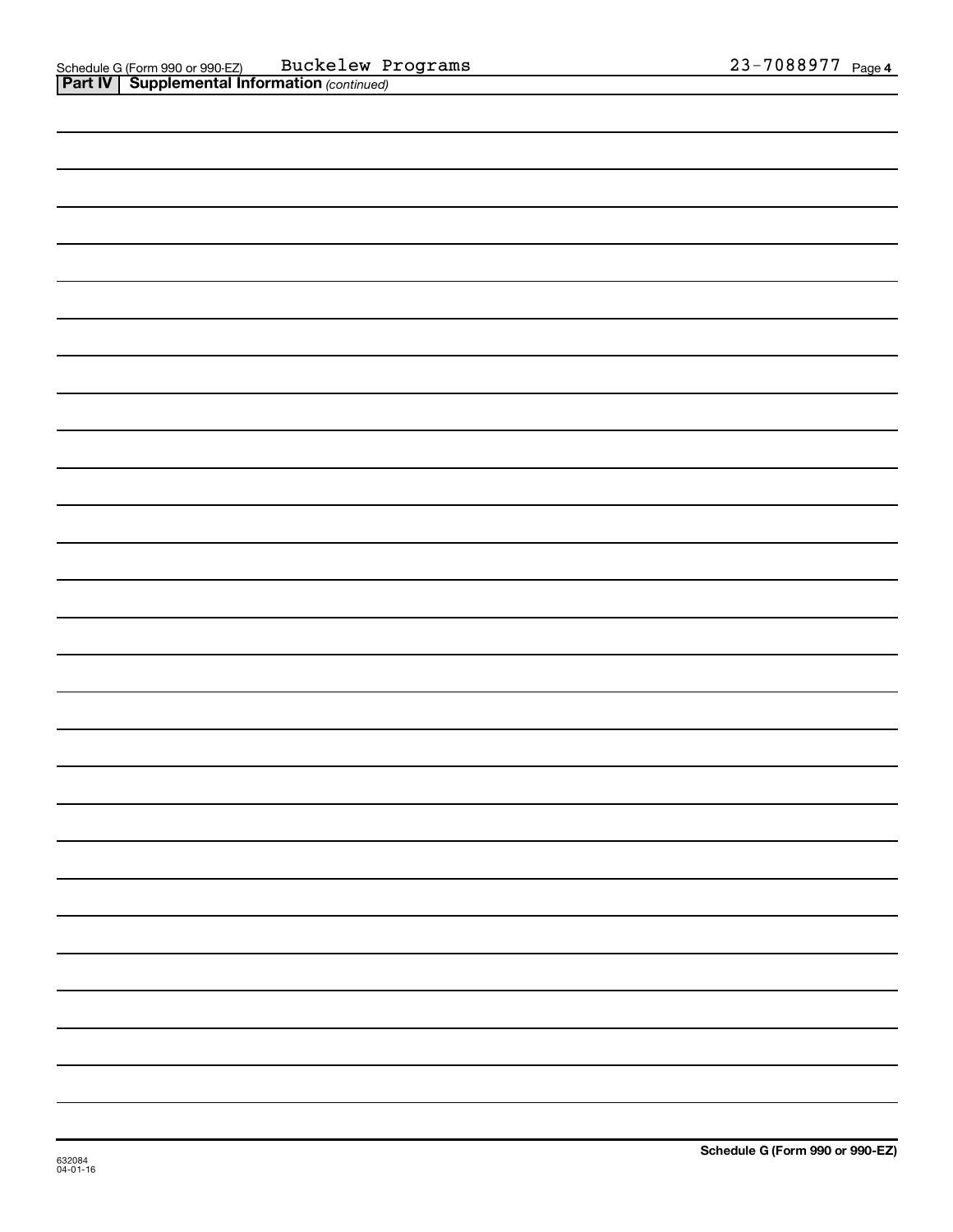Schedule G (Form 990 or 990-EZ) Buckelew Programs 23-7088977 Page **4**

**Part IV | Supplemental Information** *(continued)*

**Schedule G (Form 990 or 990-EZ)**

632084
04-01-16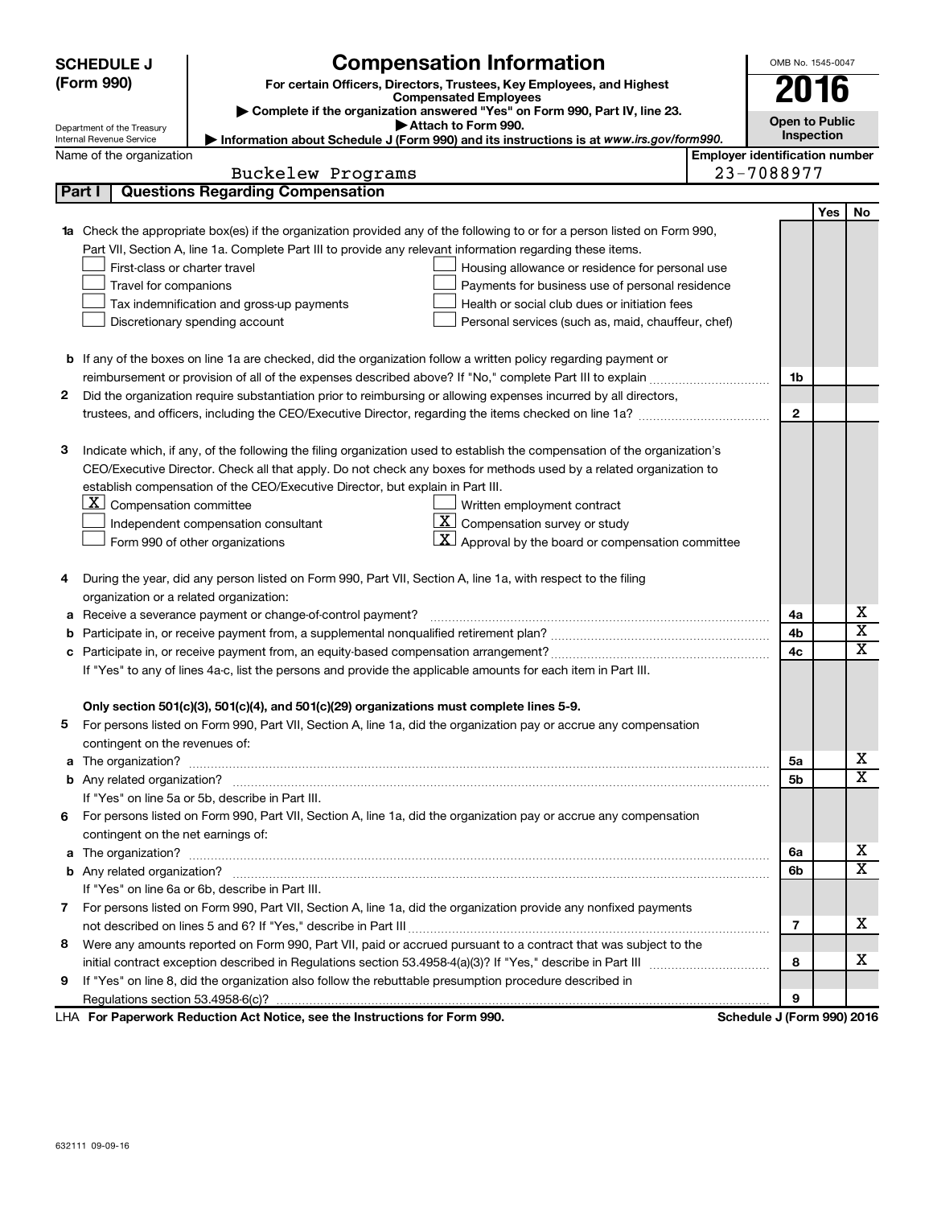**SCHEDULE J (Form 990)**

# Compensation Information

**For certain Officers, Directors, Trustees, Key Employees, and Highest Compensated Employees**

▶ Complete if the organization answered "Yes" on Form 990, Part IV, line 23.
▶ Attach to Form 990.
▶ Information about Schedule J (Form 990) and its instructions is at *www.irs.gov/form990.*

Department of the Treasury
Internal Revenue Service

OMB No. 1545-0047

**2016**

**Open to Public Inspection**

Name of the organization: Buckelew Programs

Employer identification number: 23-7088977

## Part I | Questions Regarding Compensation

| | | | Yes | No |
|---|---|---|---|---|
| **1a** | Check the appropriate box(es) if the organization provided any of the following to or for a person listed on Form 990, Part VII, Section A, line 1a. Complete Part III to provide any relevant information regarding these items.<br>☐ First-class or charter travel ☐ Housing allowance or residence for personal use<br>☐ Travel for companions ☐ Payments for business use of personal residence<br>☐ Tax indemnification and gross-up payments ☐ Health or social club dues or initiation fees<br>☐ Discretionary spending account ☐ Personal services (such as, maid, chauffeur, chef) | | | |
| **b** | If any of the boxes on line 1a are checked, did the organization follow a written policy regarding payment or reimbursement or provision of all of the expenses described above? If "No," complete Part III to explain | 1b | | |
| **2** | Did the organization require substantiation prior to reimbursing or allowing expenses incurred by all directors, trustees, and officers, including the CEO/Executive Director, regarding the items checked on line 1a? | 2 | | |
| **3** | Indicate which, if any, of the following the filing organization used to establish the compensation of the organization's CEO/Executive Director. Check all that apply. Do not check any boxes for methods used by a related organization to establish compensation of the CEO/Executive Director, but explain in Part III.<br>☒ Compensation committee ☐ Written employment contract<br>☐ Independent compensation consultant ☒ Compensation survey or study<br>☐ Form 990 of other organizations ☒ Approval by the board or compensation committee | | | |
| **4** | During the year, did any person listed on Form 990, Part VII, Section A, line 1a, with respect to the filing organization or a related organization: | | | |
| **a** | Receive a severance payment or change-of-control payment? | 4a | | X |
| **b** | Participate in, or receive payment from, a supplemental nonqualified retirement plan? | 4b | | X |
| **c** | Participate in, or receive payment from, an equity-based compensation arrangement? | 4c | | X |
| | If "Yes" to any of lines 4a-c, list the persons and provide the applicable amounts for each item in Part III. | | | |
| | **Only section 501(c)(3), 501(c)(4), and 501(c)(29) organizations must complete lines 5-9.** | | | |
| **5** | For persons listed on Form 990, Part VII, Section A, line 1a, did the organization pay or accrue any compensation contingent on the revenues of: | | | |
| **a** | The organization? | 5a | | X |
| **b** | Any related organization? | 5b | | X |
| | If "Yes" on line 5a or 5b, describe in Part III. | | | |
| **6** | For persons listed on Form 990, Part VII, Section A, line 1a, did the organization pay or accrue any compensation contingent on the net earnings of: | | | |
| **a** | The organization? | 6a | | X |
| **b** | Any related organization? | 6b | | X |
| | If "Yes" on line 6a or 6b, describe in Part III. | | | |
| **7** | For persons listed on Form 990, Part VII, Section A, line 1a, did the organization provide any nonfixed payments not described on lines 5 and 6? If "Yes," describe in Part III | 7 | | X |
| **8** | Were any amounts reported on Form 990, Part VII, paid or accrued pursuant to a contract that was subject to the initial contract exception described in Regulations section 53.4958-4(a)(3)? If "Yes," describe in Part III | 8 | | X |
| **9** | If "Yes" on line 8, did the organization also follow the rebuttable presumption procedure described in Regulations section 53.4958-6(c)? | 9 | | |

LHA **For Paperwork Reduction Act Notice, see the Instructions for Form 990.** **Schedule J (Form 990) 2016**

632111 09-09-16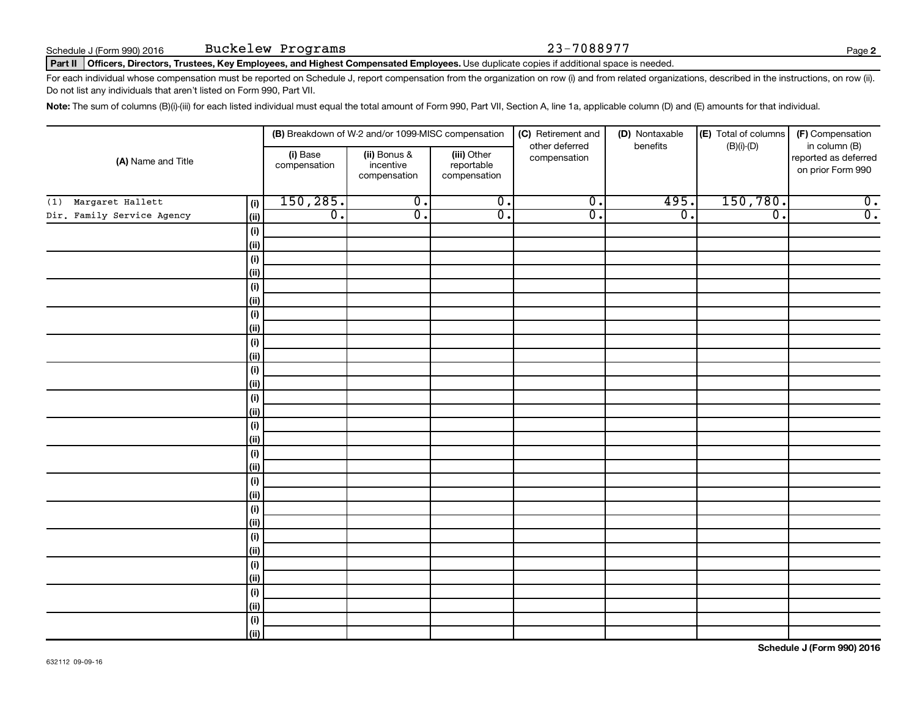Schedule J (Form 990) 2016 Buckelew Programs 23-7088977

**Part II** **Officers, Directors, Trustees, Key Employees, and Highest Compensated Employees.** Use duplicate copies if additional space is needed.

For each individual whose compensation must be reported on Schedule J, report compensation from the organization on row (i) and from related organizations, described in the instructions, on row (ii). Do not list any individuals that aren't listed on Form 990, Part VII.

**Note:** The sum of columns (B)(i)-(iii) for each listed individual must equal the total amount of Form 990, Part VII, Section A, line 1a, applicable column (D) and (E) amounts for that individual.

| (A) Name and Title | | (B) Breakdown of W-2 and/or 1099-MISC compensation | | | (C) Retirement and other deferred compensation | (D) Nontaxable benefits | (E) Total of columns (B)(i)-(D) | (F) Compensation in column (B) reported as deferred on prior Form 990 |
|---|---|---|---|---|---|---|---|---|
| | | (i) Base compensation | (ii) Bonus & incentive compensation | (iii) Other reportable compensation | | | | |
| (1) Margaret Hallett | (i) | 150,285. | 0. | 0. | 0. | 495. | 150,780. | 0. |
| Dir. Family Service Agency | (ii) | 0. | 0. | 0. | 0. | 0. | 0. | 0. |
| | (i) | | | | | | | |
| | (ii) | | | | | | | |
| | (i) | | | | | | | |
| | (ii) | | | | | | | |
| | (i) | | | | | | | |
| | (ii) | | | | | | | |
| | (i) | | | | | | | |
| | (ii) | | | | | | | |
| | (i) | | | | | | | |
| | (ii) | | | | | | | |
| | (i) | | | | | | | |
| | (ii) | | | | | | | |
| | (i) | | | | | | | |
| | (ii) | | | | | | | |
| | (i) | | | | | | | |
| | (ii) | | | | | | | |
| | (i) | | | | | | | |
| | (ii) | | | | | | | |
| | (i) | | | | | | | |
| | (ii) | | | | | | | |
| | (i) | | | | | | | |
| | (ii) | | | | | | | |
| | (i) | | | | | | | |
| | (ii) | | | | | | | |
| | (i) | | | | | | | |
| | (ii) | | | | | | | |
| | (i) | | | | | | | |
| | (ii) | | | | | | | |
| | (i) | | | | | | | |
| | (ii) | | | | | | | |

632112 09-09-16

**Schedule J (Form 990) 2016**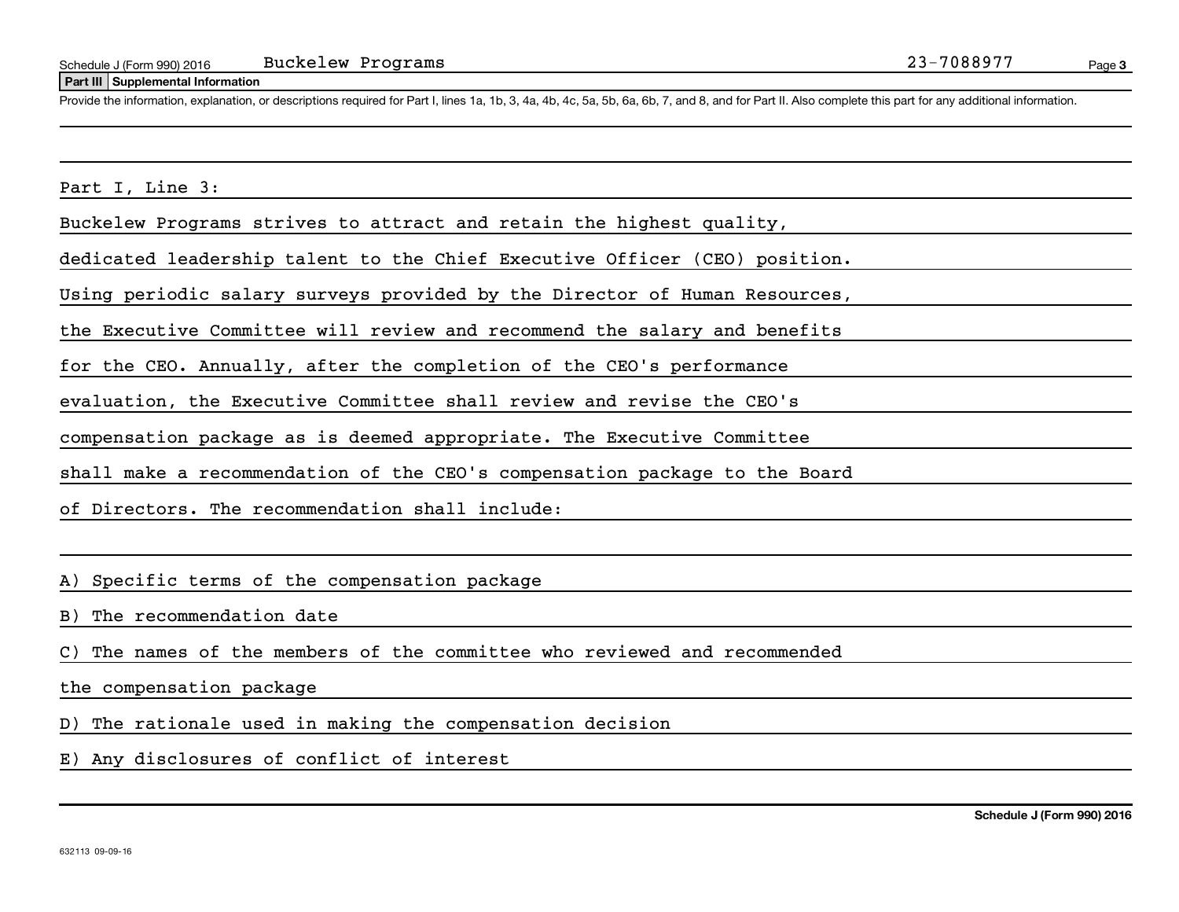Schedule J (Form 990) 2016 Buckelew Programs 23-7088977

## Part III Supplemental Information

Provide the information, explanation, or descriptions required for Part I, lines 1a, 1b, 3, 4a, 4b, 4c, 5a, 5b, 6a, 6b, 7, and 8, and for Part II. Also complete this part for any additional information.

Part I, Line 3:

Buckelew Programs strives to attract and retain the highest quality, dedicated leadership talent to the Chief Executive Officer (CEO) position. Using periodic salary surveys provided by the Director of Human Resources, the Executive Committee will review and recommend the salary and benefits for the CEO. Annually, after the completion of the CEO's performance evaluation, the Executive Committee shall review and revise the CEO's compensation package as is deemed appropriate. The Executive Committee shall make a recommendation of the CEO's compensation package to the Board of Directors. The recommendation shall include:

A) Specific terms of the compensation package

B) The recommendation date

C) The names of the members of the committee who reviewed and recommended the compensation package

D) The rationale used in making the compensation decision

E) Any disclosures of conflict of interest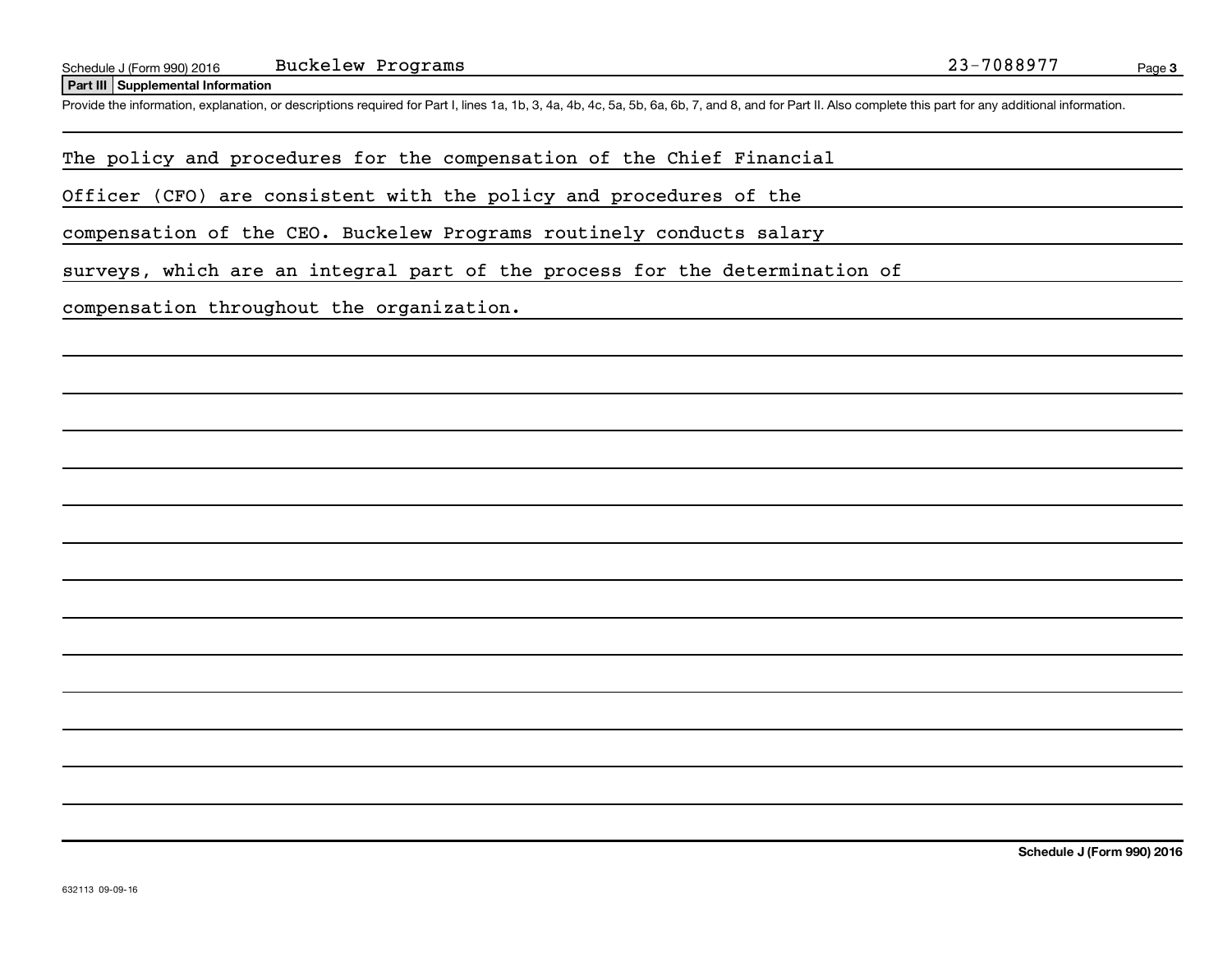Schedule J (Form 990) 2016 Buckelew Programs 23-7088977

**Part III Supplemental Information**

Provide the information, explanation, or descriptions required for Part I, lines 1a, 1b, 3, 4a, 4b, 4c, 5a, 5b, 6a, 6b, 7, and 8, and for Part II. Also complete this part for any additional information.

The policy and procedures for the compensation of the Chief Financial Officer (CFO) are consistent with the policy and procedures of the compensation of the CEO. Buckelew Programs routinely conducts salary surveys, which are an integral part of the process for the determination of compensation throughout the organization.

**Schedule J (Form 990) 2016**

632113 09-09-16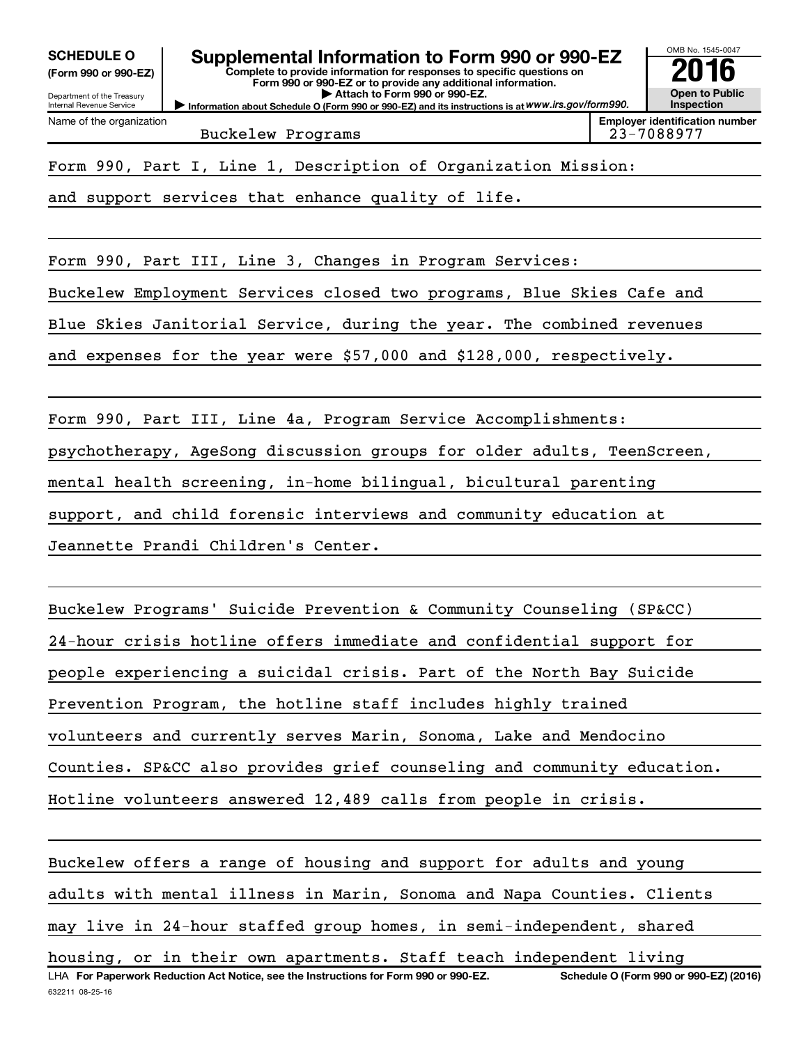**SCHEDULE O**
**(Form 990 or 990-EZ)**

Department of the Treasury
Internal Revenue Service

# Supplemental Information to Form 990 or 990-EZ

**Complete to provide information for responses to specific questions on Form 990 or 990-EZ or to provide any additional information.**
**▶ Attach to Form 990 or 990-EZ.**
▶ Information about Schedule O (Form 990 or 990-EZ) and its instructions is at *www.irs.gov/form990.*

OMB No. 1545-0047
**2016**
**Open to Public Inspection**

| Name of the organization | Employer identification number |
| --- | --- |
| Buckelew Programs | 23-7088977 |

Form 990, Part I, Line 1, Description of Organization Mission:

and support services that enhance quality of life.

Form 990, Part III, Line 3, Changes in Program Services:

Buckelew Employment Services closed two programs, Blue Skies Cafe and Blue Skies Janitorial Service, during the year. The combined revenues and expenses for the year were $57,000 and $128,000, respectively.

Form 990, Part III, Line 4a, Program Service Accomplishments:

psychotherapy, AgeSong discussion groups for older adults, TeenScreen, mental health screening, in-home bilingual, bicultural parenting support, and child forensic interviews and community education at Jeannette Prandi Children's Center.

Buckelew Programs' Suicide Prevention & Community Counseling (SP&CC) 24-hour crisis hotline offers immediate and confidential support for people experiencing a suicidal crisis. Part of the North Bay Suicide Prevention Program, the hotline staff includes highly trained volunteers and currently serves Marin, Sonoma, Lake and Mendocino Counties. SP&CC also provides grief counseling and community education. Hotline volunteers answered 12,489 calls from people in crisis.

Buckelew offers a range of housing and support for adults and young adults with mental illness in Marin, Sonoma and Napa Counties. Clients may live in 24-hour staffed group homes, in semi-independent, shared housing, or in their own apartments. Staff teach independent living

LHA **For Paperwork Reduction Act Notice, see the Instructions for Form 990 or 990-EZ.** **Schedule O (Form 990 or 990-EZ) (2016)**
632211 08-25-16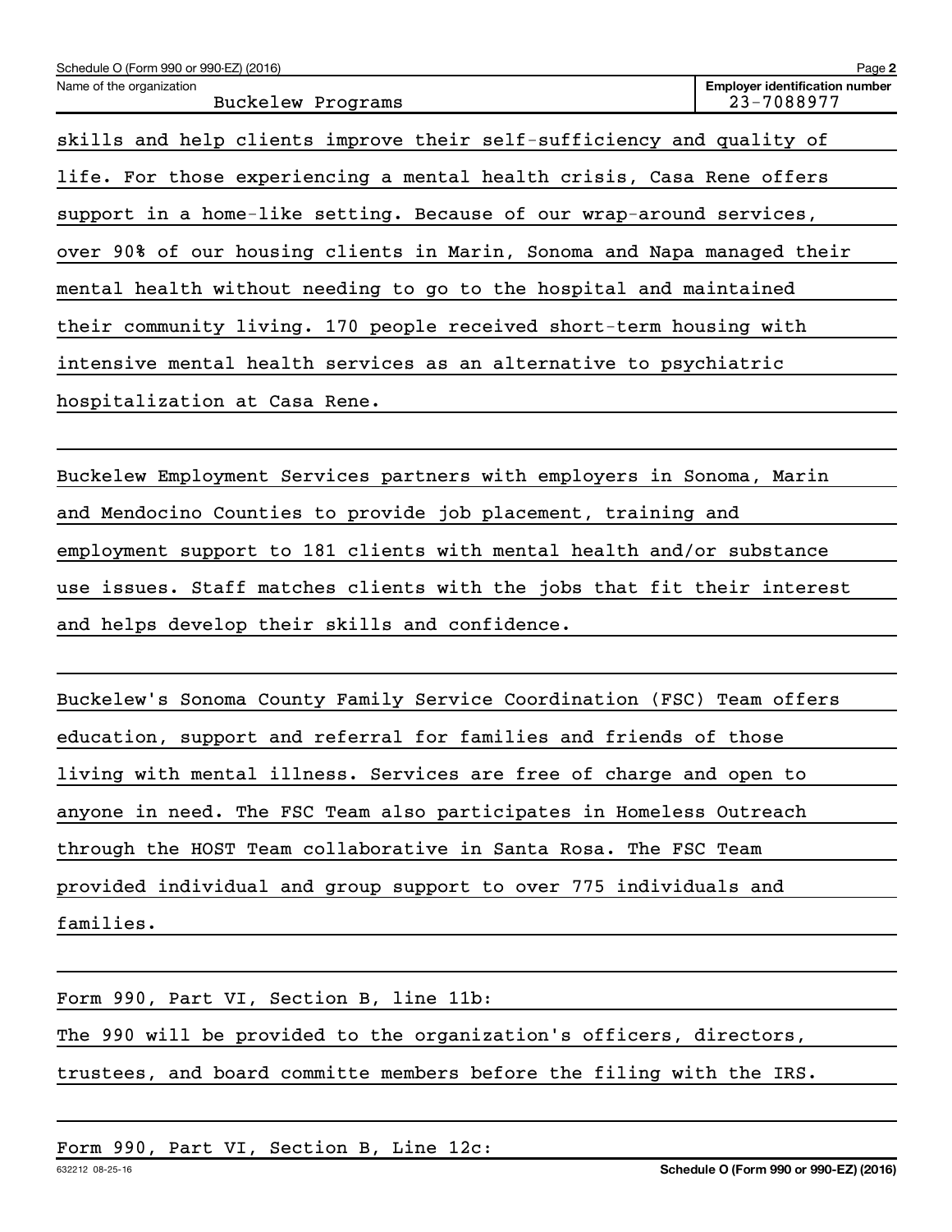Name of the organization: Buckelew Programs

Employer identification number: 23-7088977

skills and help clients improve their self-sufficiency and quality of life. For those experiencing a mental health crisis, Casa Rene offers support in a home-like setting. Because of our wrap-around services, over 90% of our housing clients in Marin, Sonoma and Napa managed their mental health without needing to go to the hospital and maintained their community living. 170 people received short-term housing with intensive mental health services as an alternative to psychiatric hospitalization at Casa Rene.

Buckelew Employment Services partners with employers in Sonoma, Marin and Mendocino Counties to provide job placement, training and employment support to 181 clients with mental health and/or substance use issues. Staff matches clients with the jobs that fit their interest and helps develop their skills and confidence.

Buckelew's Sonoma County Family Service Coordination (FSC) Team offers education, support and referral for families and friends of those living with mental illness. Services are free of charge and open to anyone in need. The FSC Team also participates in Homeless Outreach through the HOST Team collaborative in Santa Rosa. The FSC Team provided individual and group support to over 775 individuals and families.

Form 990, Part VI, Section B, line 11b:

The 990 will be provided to the organization's officers, directors, trustees, and board committe members before the filing with the IRS.

Form 990, Part VI, Section B, Line 12c: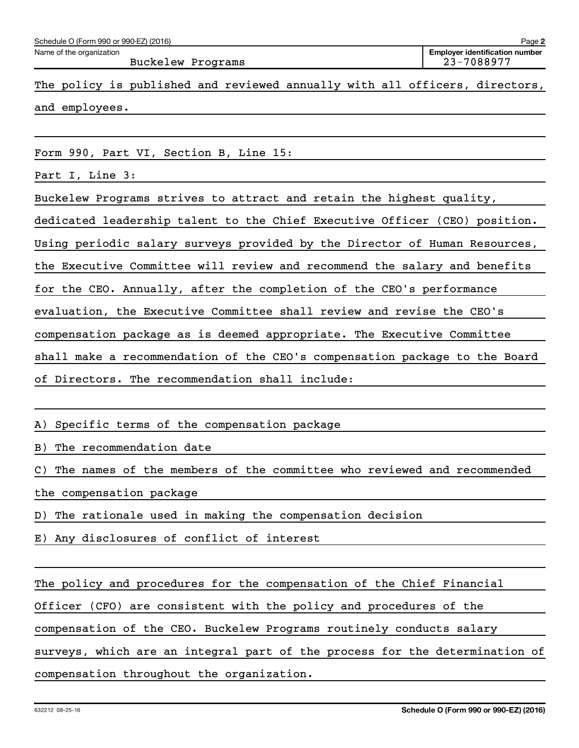Name of the organization: Buckelew Programs

Employer identification number: 23-7088977

The policy is published and reviewed annually with all officers, directors, and employees.

Form 990, Part VI, Section B, Line 15:

Part I, Line 3:

Buckelew Programs strives to attract and retain the highest quality, dedicated leadership talent to the Chief Executive Officer (CEO) position. Using periodic salary surveys provided by the Director of Human Resources, the Executive Committee will review and recommend the salary and benefits for the CEO. Annually, after the completion of the CEO's performance evaluation, the Executive Committee shall review and revise the CEO's compensation package as is deemed appropriate. The Executive Committee shall make a recommendation of the CEO's compensation package to the Board of Directors. The recommendation shall include:

A) Specific terms of the compensation package

B) The recommendation date

C) The names of the members of the committee who reviewed and recommended the compensation package

D) The rationale used in making the compensation decision

E) Any disclosures of conflict of interest

The policy and procedures for the compensation of the Chief Financial Officer (CFO) are consistent with the policy and procedures of the compensation of the CEO. Buckelew Programs routinely conducts salary surveys, which are an integral part of the process for the determination of compensation throughout the organization.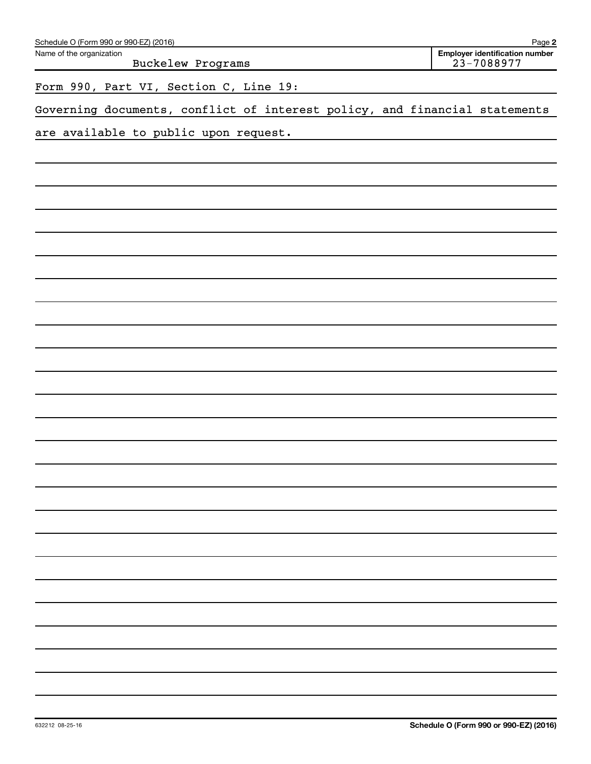Schedule O (Form 990 or 990-EZ) (2016)

| Name of the organization | Employer identification number |
| --- | --- |
| Buckelew Programs | 23-7088977 |

Form 990, Part VI, Section C, Line 19:

Governing documents, conflict of interest policy, and financial statements are available to public upon request.

632212 08-25-16

Schedule O (Form 990 or 990-EZ) (2016)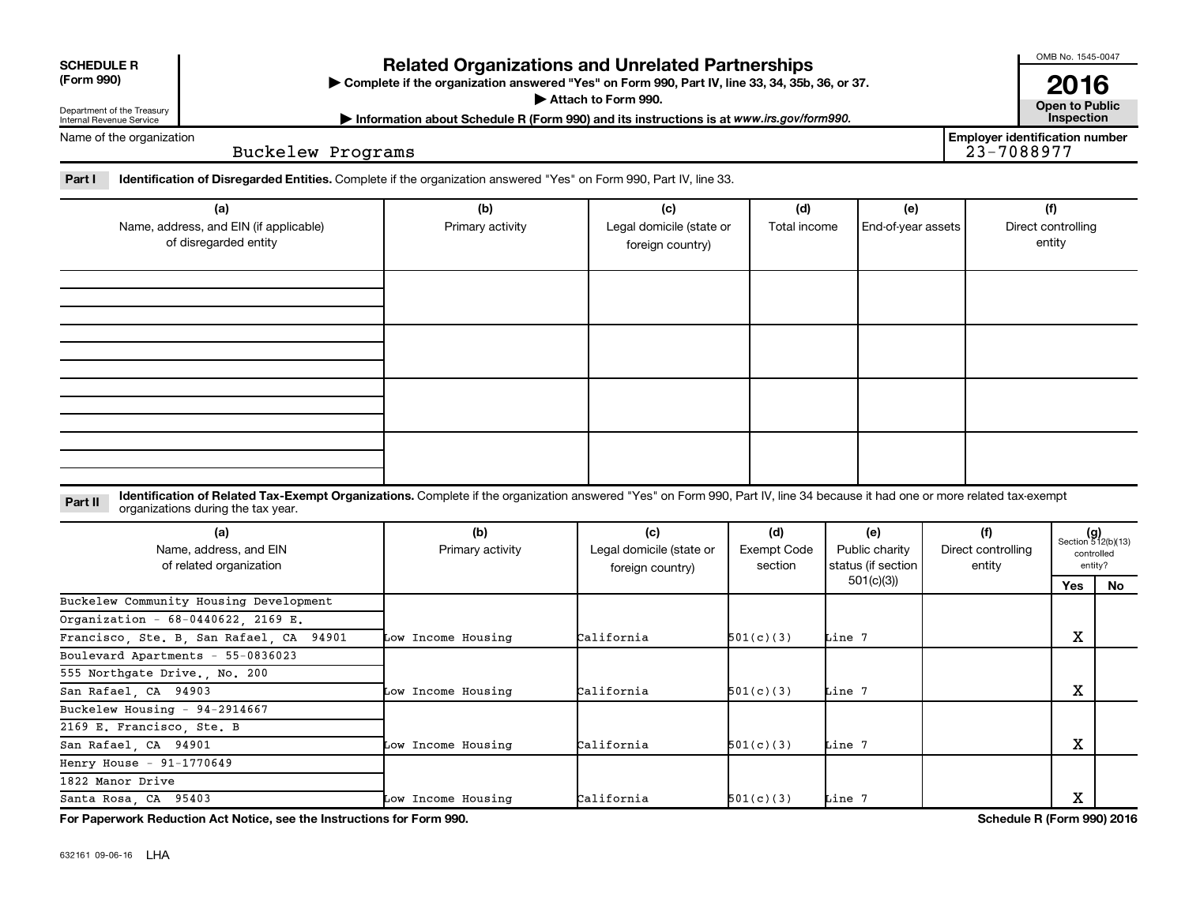**SCHEDULE R (Form 990)**

Department of the Treasury
Internal Revenue Service

# Related Organizations and Unrelated Partnerships

▶ Complete if the organization answered "Yes" on Form 990, Part IV, line 33, 34, 35b, 36, or 37.

▶ Attach to Form 990.

▶ Information about Schedule R (Form 990) and its instructions is at *www.irs.gov/form990.*

OMB No. 1545-0047

**2016**

**Open to Public Inspection**

Name of the organization: Buckelew Programs

Employer identification number: 23-7088977

**Part I** **Identification of Disregarded Entities.** Complete if the organization answered "Yes" on Form 990, Part IV, line 33.

| (a) Name, address, and EIN (if applicable) of disregarded entity | (b) Primary activity | (c) Legal domicile (state or foreign country) | (d) Total income | (e) End-of-year assets | (f) Direct controlling entity |
|---|---|---|---|---|---|
| | | | | | |
| | | | | | |
| | | | | | |
| | | | | | |

**Part II** **Identification of Related Tax-Exempt Organizations.** Complete if the organization answered "Yes" on Form 990, Part IV, line 34 because it had one or more related tax-exempt organizations during the tax year.

| (a) Name, address, and EIN of related organization | (b) Primary activity | (c) Legal domicile (state or foreign country) | (d) Exempt Code section | (e) Public charity status (if section 501(c)(3)) | (f) Direct controlling entity | (g) Section 512(b)(13) controlled entity? Yes | No |
|---|---|---|---|---|---|---|---|
| Buckelew Community Housing Development Organization - 68-0440622, 2169 E. Francisco, Ste. B, San Rafael, CA 94901 | Low Income Housing | California | 501(c)(3) | Line 7 | | X | |
| Boulevard Apartments - 55-0836023 555 Northgate Drive., No. 200 San Rafael, CA 94903 | Low Income Housing | California | 501(c)(3) | Line 7 | | X | |
| Buckelew Housing - 94-2914667 2169 E. Francisco, Ste. B San Rafael, CA 94901 | Low Income Housing | California | 501(c)(3) | Line 7 | | X | |
| Henry House - 91-1770649 1822 Manor Drive Santa Rosa, CA 95403 | Low Income Housing | California | 501(c)(3) | Line 7 | | X | |

**For Paperwork Reduction Act Notice, see the Instructions for Form 990.** **Schedule R (Form 990) 2016**

632161 09-06-16 LHA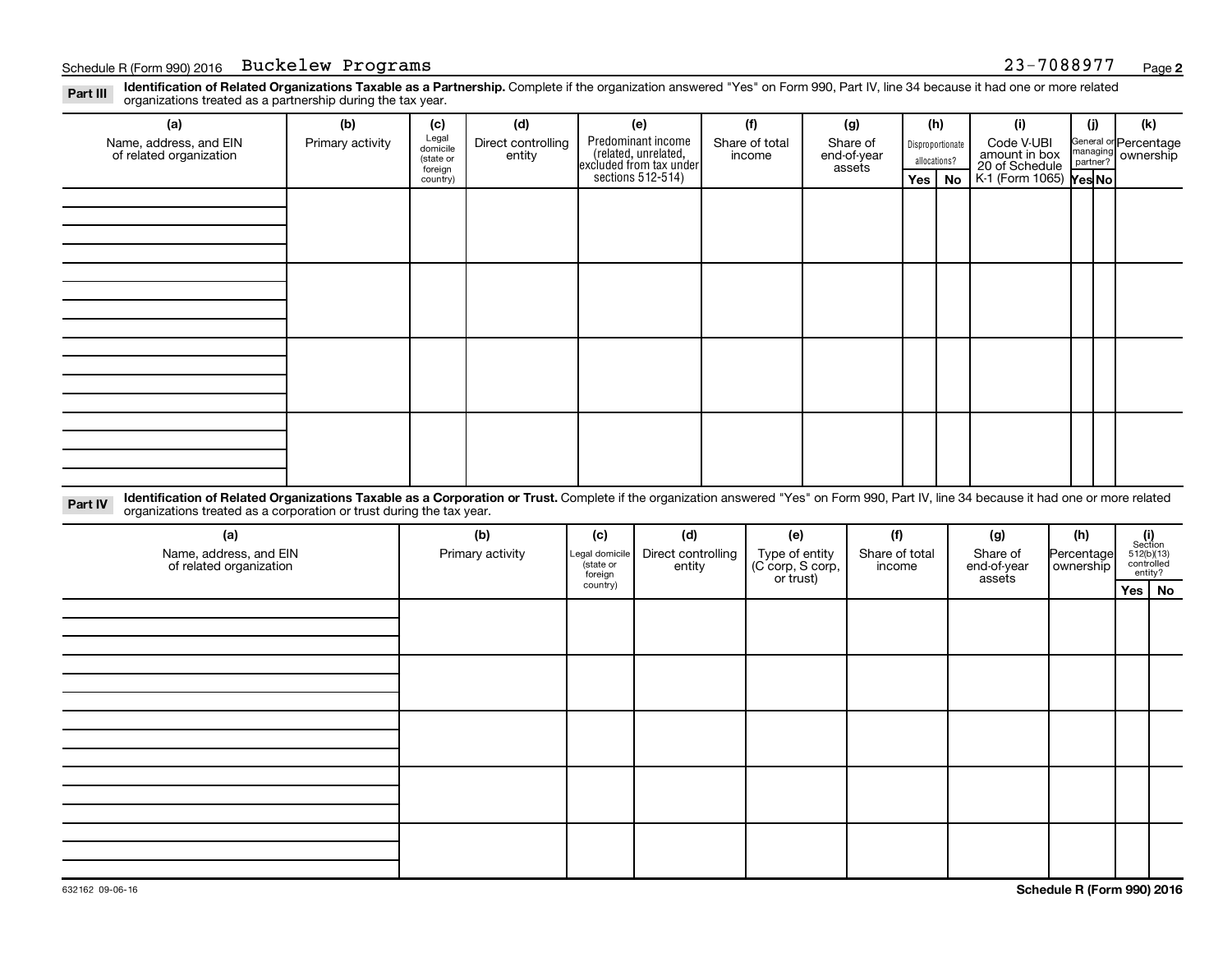Schedule R (Form 990) 2016 Buckelew Programs 23-7088977 Page **2**

**Part III** **Identification of Related Organizations Taxable as a Partnership.** Complete if the organization answered "Yes" on Form 990, Part IV, line 34 because it had one or more related organizations treated as a partnership during the tax year.

| (a) Name, address, and EIN of related organization | (b) Primary activity | (c) Legal domicile (state or foreign country) | (d) Direct controlling entity | (e) Predominant income (related, unrelated, excluded from tax under sections 512-514) | (f) Share of total income | (g) Share of end-of-year assets | (h) Disproportionate allocations? Yes | No | (i) Code V-UBI amount in box 20 of Schedule K-1 (Form 1065) | (j) General or managing partner? Yes | No | (k) Percentage ownership |
|---|---|---|---|---|---|---|---|---|---|---|---|---|
| | | | | | | | | | | | | |
| | | | | | | | | | | | | |
| | | | | | | | | | | | | |
| | | | | | | | | | | | | |

**Part IV** **Identification of Related Organizations Taxable as a Corporation or Trust.** Complete if the organization answered "Yes" on Form 990, Part IV, line 34 because it had one or more related organizations treated as a corporation or trust during the tax year.

| (a) Name, address, and EIN of related organization | (b) Primary activity | (c) Legal domicile (state or foreign country) | (d) Direct controlling entity | (e) Type of entity (C corp, S corp, or trust) | (f) Share of total income | (g) Share of end-of-year assets | (h) Percentage ownership | (i) Section 512(b)(13) controlled entity? Yes | No |
|---|---|---|---|---|---|---|---|---|---|
| | | | | | | | | | |
| | | | | | | | | | |
| | | | | | | | | | |
| | | | | | | | | | |
| | | | | | | | | | |

632162 09-06-16 **Schedule R (Form 990) 2016**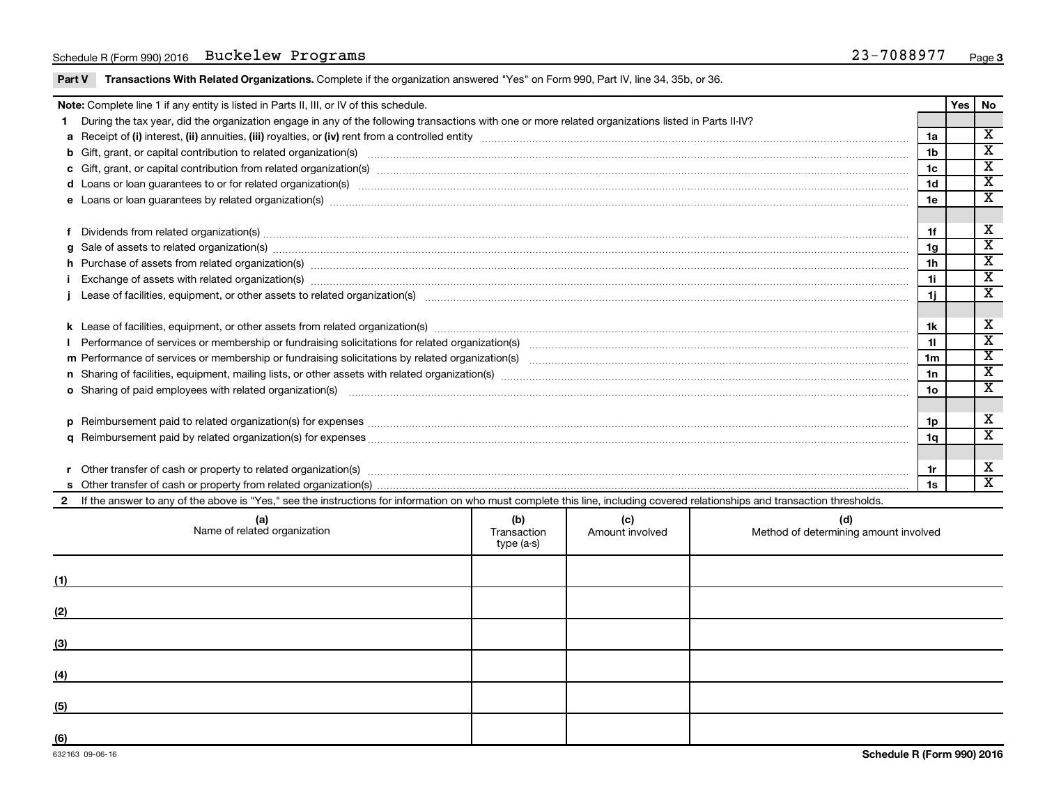Schedule R (Form 990) 2016 Buckelew Programs 23-7088977

**Part V Transactions With Related Organizations.** Complete if the organization answered "Yes" on Form 990, Part IV, line 34, 35b, or 36.

| Note: Complete line 1 if any entity is listed in Parts II, III, or IV of this schedule. | | Yes | No |
|---|---|---|---|
| 1 During the tax year, did the organization engage in any of the following transactions with one or more related organizations listed in Parts II-IV? | | | |
| a Receipt of (i) interest, (ii) annuities, (iii) royalties, or (iv) rent from a controlled entity | 1a | | X |
| b Gift, grant, or capital contribution to related organization(s) | 1b | | X |
| c Gift, grant, or capital contribution from related organization(s) | 1c | | X |
| d Loans or loan guarantees to or for related organization(s) | 1d | | X |
| e Loans or loan guarantees by related organization(s) | 1e | | X |
| f Dividends from related organization(s) | 1f | | X |
| g Sale of assets to related organization(s) | 1g | | X |
| h Purchase of assets from related organization(s) | 1h | | X |
| i Exchange of assets with related organization(s) | 1i | | X |
| j Lease of facilities, equipment, or other assets to related organization(s) | 1j | | X |
| k Lease of facilities, equipment, or other assets from related organization(s) | 1k | | X |
| l Performance of services or membership or fundraising solicitations for related organization(s) | 1l | | X |
| m Performance of services or membership or fundraising solicitations by related organization(s) | 1m | | X |
| n Sharing of facilities, equipment, mailing lists, or other assets with related organization(s) | 1n | | X |
| o Sharing of paid employees with related organization(s) | 1o | | X |
| p Reimbursement paid to related organization(s) for expenses | 1p | | X |
| q Reimbursement paid by related organization(s) for expenses | 1q | | X |
| r Other transfer of cash or property to related organization(s) | 1r | | X |
| s Other transfer of cash or property from related organization(s) | 1s | | X |

2 If the answer to any of the above is "Yes," see the instructions for information on who must complete this line, including covered relationships and transaction thresholds.

| | (a) Name of related organization | (b) Transaction type (a-s) | (c) Amount involved | (d) Method of determining amount involved |
|---|---|---|---|---|
| (1) | | | | |
| (2) | | | | |
| (3) | | | | |
| (4) | | | | |
| (5) | | | | |
| (6) | | | | |

632163 09-06-16 **Schedule R (Form 990) 2016**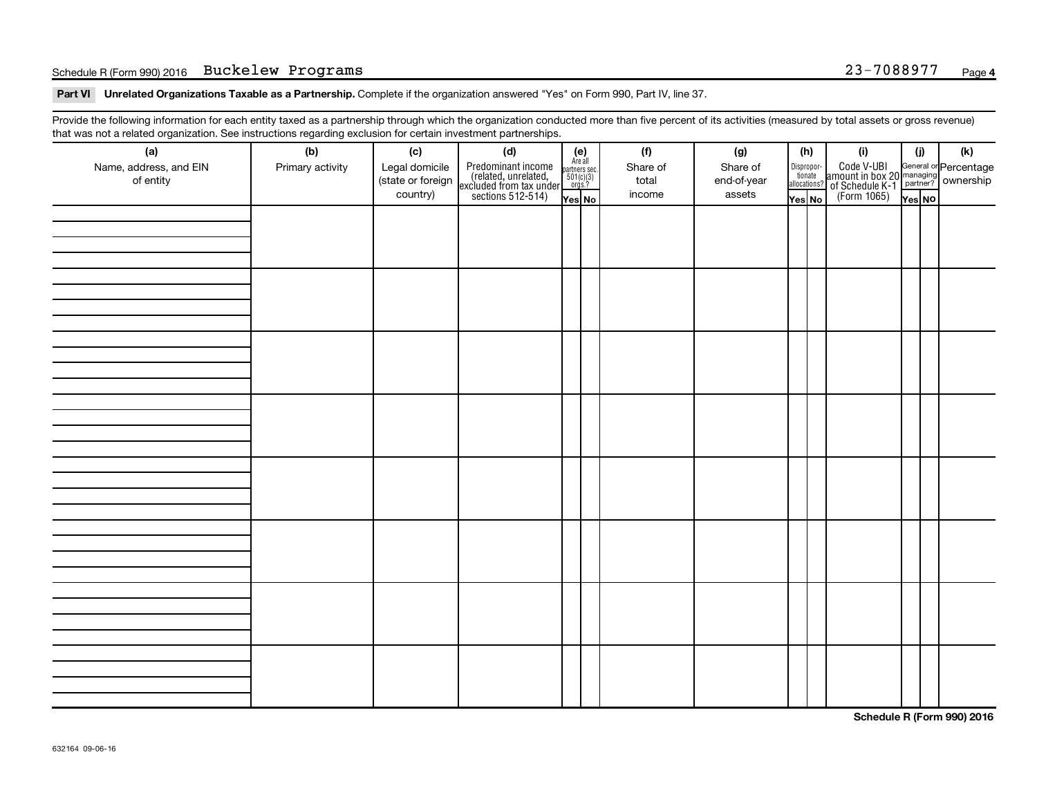Schedule R (Form 990) 2016 Buckelew Programs 23-7088977

**Part VI Unrelated Organizations Taxable as a Partnership.** Complete if the organization answered "Yes" on Form 990, Part IV, line 37.

Provide the following information for each entity taxed as a partnership through which the organization conducted more than five percent of its activities (measured by total assets or gross revenue) that was not a related organization. See instructions regarding exclusion for certain investment partnerships.

| (a) Name, address, and EIN of entity | (b) Primary activity | (c) Legal domicile (state or foreign country) | (d) Predominant income (related, unrelated, excluded from tax under sections 512-514) | (e) Are all partners sec. 501(c)(3) orgs.? Yes | (e) No | (f) Share of total income | (g) Share of end-of-year assets | (h) Disproportionate allocations? Yes | (h) No | (i) Code V-UBI amount in box 20 of Schedule K-1 (Form 1065) | (j) General or managing partner? Yes | (j) No | (k) Percentage ownership |
|---|---|---|---|---|---|---|---|---|---|---|---|---|---|
| | | | | | | | | | | | | | |
| | | | | | | | | | | | | | |
| | | | | | | | | | | | | | |
| | | | | | | | | | | | | | |
| | | | | | | | | | | | | | |
| | | | | | | | | | | | | | |
| | | | | | | | | | | | | | |
| | | | | | | | | | | | | | |

**Schedule R (Form 990) 2016**

632164 09-06-16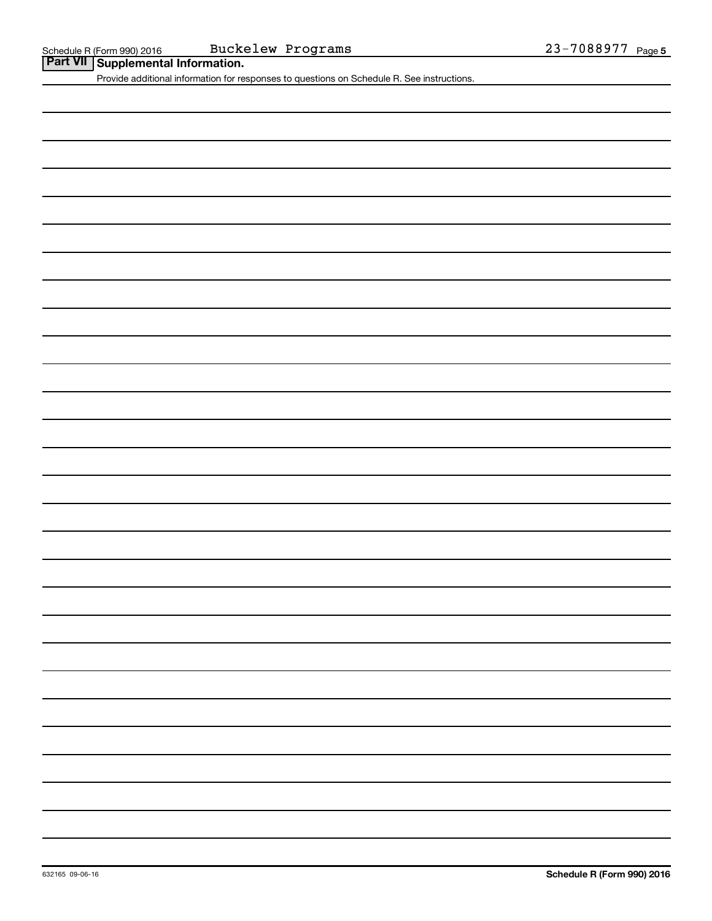Schedule R (Form 990) 2016 Buckelew Programs 23-7088977 Page 5

## Part VII Supplemental Information.

Provide additional information for responses to questions on Schedule R. See instructions.

632165 09-06-16

Schedule R (Form 990) 2016